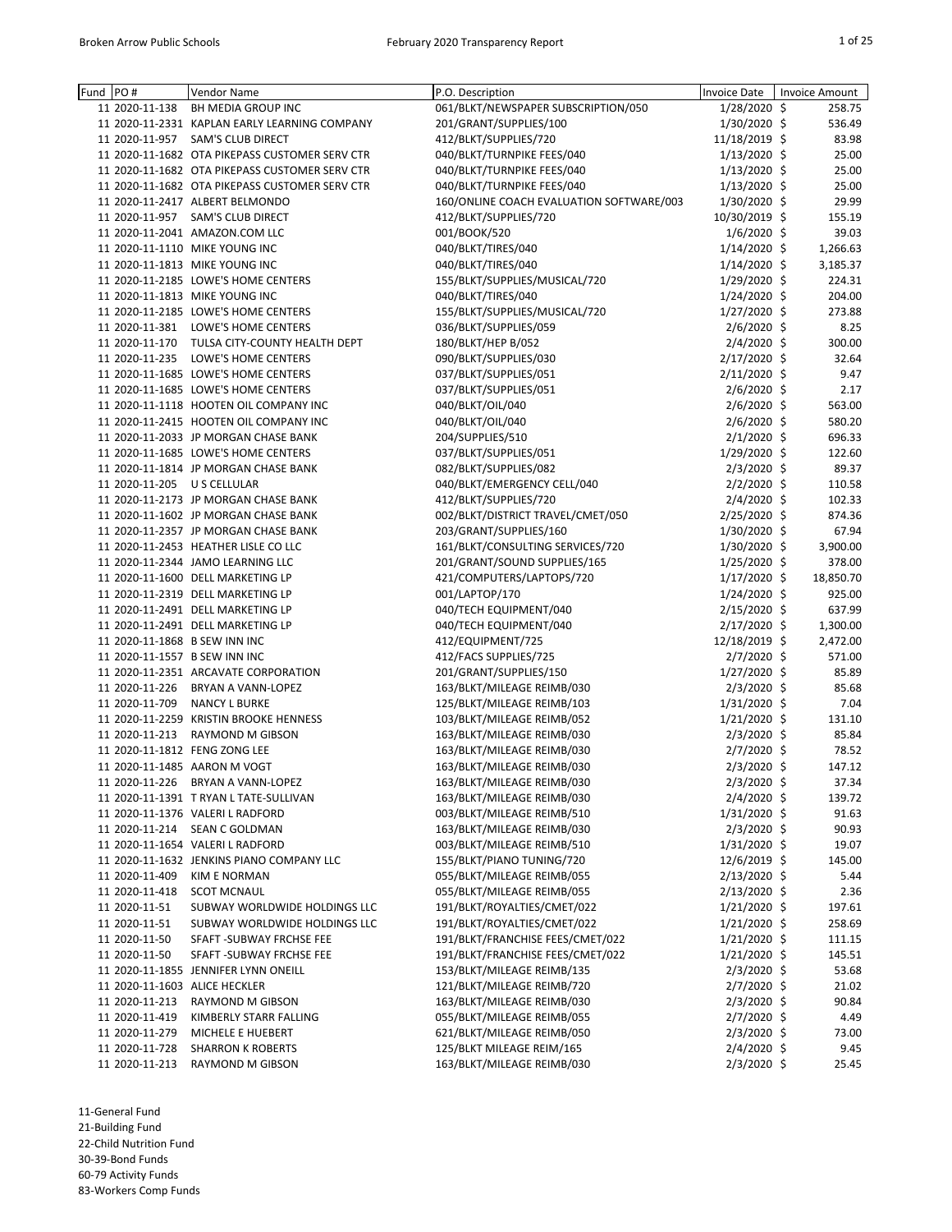| Fund | PO # | Vendor Name | P.O. Description | Invoice Date | Invoice Amount |
|---|---|---|---|---|---|
| 11 | 2020-11-138 | BH MEDIA GROUP INC | 061/BLKT/NEWSPAPER SUBSCRIPTION/050 | 1/28/2020 | $ 258.75 |
| 11 | 2020-11-2331 | KAPLAN EARLY LEARNING COMPANY | 201/GRANT/SUPPLIES/100 | 1/30/2020 | $ 536.49 |
| 11 | 2020-11-957 | SAM'S CLUB DIRECT | 412/BLKT/SUPPLIES/720 | 11/18/2019 | $ 83.98 |
| 11 | 2020-11-1682 | OTA PIKEPASS CUSTOMER SERV CTR | 040/BLKT/TURNPIKE FEES/040 | 1/13/2020 | $ 25.00 |
| 11 | 2020-11-1682 | OTA PIKEPASS CUSTOMER SERV CTR | 040/BLKT/TURNPIKE FEES/040 | 1/13/2020 | $ 25.00 |
| 11 | 2020-11-1682 | OTA PIKEPASS CUSTOMER SERV CTR | 040/BLKT/TURNPIKE FEES/040 | 1/13/2020 | $ 25.00 |
| 11 | 2020-11-2417 | ALBERT BELMONDO | 160/ONLINE COACH EVALUATION SOFTWARE/003 | 1/30/2020 | $ 29.99 |
| 11 | 2020-11-957 | SAM'S CLUB DIRECT | 412/BLKT/SUPPLIES/720 | 10/30/2019 | $ 155.19 |
| 11 | 2020-11-2041 | AMAZON.COM LLC | 001/BOOK/520 | 1/6/2020 | $ 39.03 |
| 11 | 2020-11-1110 | MIKE YOUNG INC | 040/BLKT/TIRES/040 | 1/14/2020 | $ 1,266.63 |
| 11 | 2020-11-1813 | MIKE YOUNG INC | 040/BLKT/TIRES/040 | 1/14/2020 | $ 3,185.37 |
| 11 | 2020-11-2185 | LOWE'S HOME CENTERS | 155/BLKT/SUPPLIES/MUSICAL/720 | 1/29/2020 | $ 224.31 |
| 11 | 2020-11-1813 | MIKE YOUNG INC | 040/BLKT/TIRES/040 | 1/24/2020 | $ 204.00 |
| 11 | 2020-11-2185 | LOWE'S HOME CENTERS | 155/BLKT/SUPPLIES/MUSICAL/720 | 1/27/2020 | $ 273.88 |
| 11 | 2020-11-381 | LOWE'S HOME CENTERS | 036/BLKT/SUPPLIES/059 | 2/6/2020 | $ 8.25 |
| 11 | 2020-11-170 | TULSA CITY-COUNTY HEALTH DEPT | 180/BLKT/HEP B/052 | 2/4/2020 | $ 300.00 |
| 11 | 2020-11-235 | LOWE'S HOME CENTERS | 090/BLKT/SUPPLIES/030 | 2/17/2020 | $ 32.64 |
| 11 | 2020-11-1685 | LOWE'S HOME CENTERS | 037/BLKT/SUPPLIES/051 | 2/11/2020 | $ 9.47 |
| 11 | 2020-11-1685 | LOWE'S HOME CENTERS | 037/BLKT/SUPPLIES/051 | 2/6/2020 | $ 2.17 |
| 11 | 2020-11-1118 | HOOTEN OIL COMPANY INC | 040/BLKT/OIL/040 | 2/6/2020 | $ 563.00 |
| 11 | 2020-11-2415 | HOOTEN OIL COMPANY INC | 040/BLKT/OIL/040 | 2/6/2020 | $ 580.20 |
| 11 | 2020-11-2033 | JP MORGAN CHASE BANK | 204/SUPPLIES/510 | 2/1/2020 | $ 696.33 |
| 11 | 2020-11-1685 | LOWE'S HOME CENTERS | 037/BLKT/SUPPLIES/051 | 1/29/2020 | $ 122.60 |
| 11 | 2020-11-1814 | JP MORGAN CHASE BANK | 082/BLKT/SUPPLIES/082 | 2/3/2020 | $ 89.37 |
| 11 | 2020-11-205 | U S CELLULAR | 040/BLKT/EMERGENCY CELL/040 | 2/2/2020 | $ 110.58 |
| 11 | 2020-11-2173 | JP MORGAN CHASE BANK | 412/BLKT/SUPPLIES/720 | 2/4/2020 | $ 102.33 |
| 11 | 2020-11-1602 | JP MORGAN CHASE BANK | 002/BLKT/DISTRICT TRAVEL/CMET/050 | 2/25/2020 | $ 874.36 |
| 11 | 2020-11-2357 | JP MORGAN CHASE BANK | 203/GRANT/SUPPLIES/160 | 1/30/2020 | $ 67.94 |
| 11 | 2020-11-2453 | HEATHER LISLE CO LLC | 161/BLKT/CONSULTING SERVICES/720 | 1/30/2020 | $ 3,900.00 |
| 11 | 2020-11-2344 | JAMO LEARNING LLC | 201/GRANT/SOUND SUPPLIES/165 | 1/25/2020 | $ 378.00 |
| 11 | 2020-11-1600 | DELL MARKETING LP | 421/COMPUTERS/LAPTOPS/720 | 1/17/2020 | $ 18,850.70 |
| 11 | 2020-11-2319 | DELL MARKETING LP | 001/LAPTOP/170 | 1/24/2020 | $ 925.00 |
| 11 | 2020-11-2491 | DELL MARKETING LP | 040/TECH EQUIPMENT/040 | 2/15/2020 | $ 637.99 |
| 11 | 2020-11-2491 | DELL MARKETING LP | 040/TECH EQUIPMENT/040 | 2/17/2020 | $ 1,300.00 |
| 11 | 2020-11-1868 | B SEW INN INC | 412/EQUIPMENT/725 | 12/18/2019 | $ 2,472.00 |
| 11 | 2020-11-1557 | B SEW INN INC | 412/FACS SUPPLIES/725 | 2/7/2020 | $ 571.00 |
| 11 | 2020-11-2351 | ARCAVATE CORPORATION | 201/GRANT/SUPPLIES/150 | 1/27/2020 | $ 85.89 |
| 11 | 2020-11-226 | BRYAN A VANN-LOPEZ | 163/BLKT/MILEAGE REIMB/030 | 2/3/2020 | $ 85.68 |
| 11 | 2020-11-709 | NANCY L BURKE | 125/BLKT/MILEAGE REIMB/103 | 1/31/2020 | $ 7.04 |
| 11 | 2020-11-2259 | KRISTIN BROOKE HENNESS | 103/BLKT/MILEAGE REIMB/052 | 1/21/2020 | $ 131.10 |
| 11 | 2020-11-213 | RAYMOND M GIBSON | 163/BLKT/MILEAGE REIMB/030 | 2/3/2020 | $ 85.84 |
| 11 | 2020-11-1812 | FENG ZONG LEE | 163/BLKT/MILEAGE REIMB/030 | 2/7/2020 | $ 78.52 |
| 11 | 2020-11-1485 | AARON M VOGT | 163/BLKT/MILEAGE REIMB/030 | 2/3/2020 | $ 147.12 |
| 11 | 2020-11-226 | BRYAN A VANN-LOPEZ | 163/BLKT/MILEAGE REIMB/030 | 2/3/2020 | $ 37.34 |
| 11 | 2020-11-1391 | T RYAN L TATE-SULLIVAN | 163/BLKT/MILEAGE REIMB/030 | 2/4/2020 | $ 139.72 |
| 11 | 2020-11-1376 | VALERI L RADFORD | 003/BLKT/MILEAGE REIMB/510 | 1/31/2020 | $ 91.63 |
| 11 | 2020-11-214 | SEAN C GOLDMAN | 163/BLKT/MILEAGE REIMB/030 | 2/3/2020 | $ 90.93 |
| 11 | 2020-11-1654 | VALERI L RADFORD | 003/BLKT/MILEAGE REIMB/510 | 1/31/2020 | $ 19.07 |
| 11 | 2020-11-1632 | JENKINS PIANO COMPANY LLC | 155/BLKT/PIANO TUNING/720 | 12/6/2019 | $ 145.00 |
| 11 | 2020-11-409 | KIM E NORMAN | 055/BLKT/MILEAGE REIMB/055 | 2/13/2020 | $ 5.44 |
| 11 | 2020-11-418 | SCOT MCNAUL | 055/BLKT/MILEAGE REIMB/055 | 2/13/2020 | $ 2.36 |
| 11 | 2020-11-51 | SUBWAY WORLDWIDE HOLDINGS LLC | 191/BLKT/ROYALTIES/CMET/022 | 1/21/2020 | $ 197.61 |
| 11 | 2020-11-51 | SUBWAY WORLDWIDE HOLDINGS LLC | 191/BLKT/ROYALTIES/CMET/022 | 1/21/2020 | $ 258.69 |
| 11 | 2020-11-50 | SFAFT -SUBWAY FRCHSE FEE | 191/BLKT/FRANCHISE FEES/CMET/022 | 1/21/2020 | $ 111.15 |
| 11 | 2020-11-50 | SFAFT -SUBWAY FRCHSE FEE | 191/BLKT/FRANCHISE FEES/CMET/022 | 1/21/2020 | $ 145.51 |
| 11 | 2020-11-1855 | JENNIFER LYNN ONEILL | 153/BLKT/MILEAGE REIMB/135 | 2/3/2020 | $ 53.68 |
| 11 | 2020-11-1603 | ALICE HECKLER | 121/BLKT/MILEAGE REIMB/720 | 2/7/2020 | $ 21.02 |
| 11 | 2020-11-213 | RAYMOND M GIBSON | 163/BLKT/MILEAGE REIMB/030 | 2/3/2020 | $ 90.84 |
| 11 | 2020-11-419 | KIMBERLY STARR FALLING | 055/BLKT/MILEAGE REIMB/055 | 2/7/2020 | $ 4.49 |
| 11 | 2020-11-279 | MICHELE E HUEBERT | 621/BLKT/MILEAGE REIMB/050 | 2/3/2020 | $ 73.00 |
| 11 | 2020-11-728 | SHARRON K ROBERTS | 125/BLKT MILEAGE REIM/165 | 2/4/2020 | $ 9.45 |
| 11 | 2020-11-213 | RAYMOND M GIBSON | 163/BLKT/MILEAGE REIMB/030 | 2/3/2020 | $ 25.45 |

11-General Fund
21-Building Fund
22-Child Nutrition Fund
30-39-Bond Funds
60-79 Activity Funds
83-Workers Comp Funds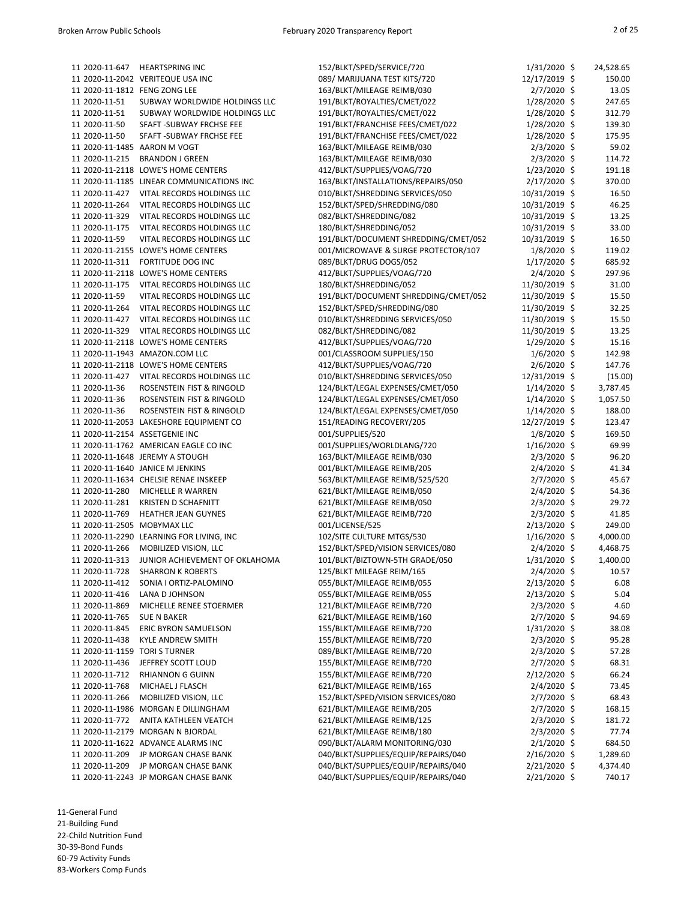| Fund | PO Number | Vendor | Description | Date | | Amount |
|---|---|---|---|---|---|---|
| 11 | 2020-11-647 | HEARTSPRING INC | 152/BLKT/SPED/SERVICE/720 | 1/31/2020 | $ | 24,528.65 |
| 11 | 2020-11-2042 | VERITEQUE USA INC | 089/ MARIJUANA TEST KITS/720 | 12/17/2019 | $ | 150.00 |
| 11 | 2020-11-1812 | FENG ZONG LEE | 163/BLKT/MILEAGE REIMB/030 | 2/7/2020 | $ | 13.05 |
| 11 | 2020-11-51 | SUBWAY WORLDWIDE HOLDINGS LLC | 191/BLKT/ROYALTIES/CMET/022 | 1/28/2020 | $ | 247.65 |
| 11 | 2020-11-51 | SUBWAY WORLDWIDE HOLDINGS LLC | 191/BLKT/ROYALTIES/CMET/022 | 1/28/2020 | $ | 312.79 |
| 11 | 2020-11-50 | SFAFT -SUBWAY FRCHSE FEE | 191/BLKT/FRANCHISE FEES/CMET/022 | 1/28/2020 | $ | 139.30 |
| 11 | 2020-11-50 | SFAFT -SUBWAY FRCHSE FEE | 191/BLKT/FRANCHISE FEES/CMET/022 | 1/28/2020 | $ | 175.95 |
| 11 | 2020-11-1485 | AARON M VOGT | 163/BLKT/MILEAGE REIMB/030 | 2/3/2020 | $ | 59.02 |
| 11 | 2020-11-215 | BRANDON J GREEN | 163/BLKT/MILEAGE REIMB/030 | 2/3/2020 | $ | 114.72 |
| 11 | 2020-11-2118 | LOWE'S HOME CENTERS | 412/BLKT/SUPPLIES/VOAG/720 | 1/23/2020 | $ | 191.18 |
| 11 | 2020-11-1185 | LINEAR COMMUNICATIONS INC | 163/BLKT/INSTALLATIONS/REPAIRS/050 | 2/17/2020 | $ | 370.00 |
| 11 | 2020-11-427 | VITAL RECORDS HOLDINGS LLC | 010/BLKT/SHREDDING SERVICES/050 | 10/31/2019 | $ | 16.50 |
| 11 | 2020-11-264 | VITAL RECORDS HOLDINGS LLC | 152/BLKT/SPED/SHREDDING/080 | 10/31/2019 | $ | 46.25 |
| 11 | 2020-11-329 | VITAL RECORDS HOLDINGS LLC | 082/BLKT/SHREDDING/082 | 10/31/2019 | $ | 13.25 |
| 11 | 2020-11-175 | VITAL RECORDS HOLDINGS LLC | 180/BLKT/SHREDDING/052 | 10/31/2019 | $ | 33.00 |
| 11 | 2020-11-59 | VITAL RECORDS HOLDINGS LLC | 191/BLKT/DOCUMENT SHREDDING/CMET/052 | 10/31/2019 | $ | 16.50 |
| 11 | 2020-11-2155 | LOWE'S HOME CENTERS | 001/MICROWAVE & SURGE PROTECTOR/107 | 1/8/2020 | $ | 119.02 |
| 11 | 2020-11-311 | FORTITUDE DOG INC | 089/BLKT/DRUG DOGS/052 | 1/17/2020 | $ | 685.92 |
| 11 | 2020-11-2118 | LOWE'S HOME CENTERS | 412/BLKT/SUPPLIES/VOAG/720 | 2/4/2020 | $ | 297.96 |
| 11 | 2020-11-175 | VITAL RECORDS HOLDINGS LLC | 180/BLKT/SHREDDING/052 | 11/30/2019 | $ | 31.00 |
| 11 | 2020-11-59 | VITAL RECORDS HOLDINGS LLC | 191/BLKT/DOCUMENT SHREDDING/CMET/052 | 11/30/2019 | $ | 15.50 |
| 11 | 2020-11-264 | VITAL RECORDS HOLDINGS LLC | 152/BLKT/SPED/SHREDDING/080 | 11/30/2019 | $ | 32.25 |
| 11 | 2020-11-427 | VITAL RECORDS HOLDINGS LLC | 010/BLKT/SHREDDING SERVICES/050 | 11/30/2019 | $ | 15.50 |
| 11 | 2020-11-329 | VITAL RECORDS HOLDINGS LLC | 082/BLKT/SHREDDING/082 | 11/30/2019 | $ | 13.25 |
| 11 | 2020-11-2118 | LOWE'S HOME CENTERS | 412/BLKT/SUPPLIES/VOAG/720 | 1/29/2020 | $ | 15.16 |
| 11 | 2020-11-1943 | AMAZON.COM LLC | 001/CLASSROOM SUPPLIES/150 | 1/6/2020 | $ | 142.98 |
| 11 | 2020-11-2118 | LOWE'S HOME CENTERS | 412/BLKT/SUPPLIES/VOAG/720 | 2/6/2020 | $ | 147.76 |
| 11 | 2020-11-427 | VITAL RECORDS HOLDINGS LLC | 010/BLKT/SHREDDING SERVICES/050 | 12/31/2019 | $ | (15.00) |
| 11 | 2020-11-36 | ROSENSTEIN FIST & RINGOLD | 124/BLKT/LEGAL EXPENSES/CMET/050 | 1/14/2020 | $ | 3,787.45 |
| 11 | 2020-11-36 | ROSENSTEIN FIST & RINGOLD | 124/BLKT/LEGAL EXPENSES/CMET/050 | 1/14/2020 | $ | 1,057.50 |
| 11 | 2020-11-36 | ROSENSTEIN FIST & RINGOLD | 124/BLKT/LEGAL EXPENSES/CMET/050 | 1/14/2020 | $ | 188.00 |
| 11 | 2020-11-2053 | LAKESHORE EQUIPMENT CO | 151/READING RECOVERY/205 | 12/27/2019 | $ | 123.47 |
| 11 | 2020-11-2154 | ASSETGENIE INC | 001/SUPPLIES/520 | 1/8/2020 | $ | 169.50 |
| 11 | 2020-11-1762 | AMERICAN EAGLE CO INC | 001/SUPPLIES/WORLDLANG/720 | 1/16/2020 | $ | 69.99 |
| 11 | 2020-11-1648 | JEREMY A STOUGH | 163/BLKT/MILEAGE REIMB/030 | 2/3/2020 | $ | 96.20 |
| 11 | 2020-11-1640 | JANICE M JENKINS | 001/BLKT/MILEAGE REIMB/205 | 2/4/2020 | $ | 41.34 |
| 11 | 2020-11-1634 | CHELSIE RENAE INSKEEP | 563/BLKT/MILEAGE REIMB/525/520 | 2/7/2020 | $ | 45.67 |
| 11 | 2020-11-280 | MICHELLE R WARREN | 621/BLKT/MILEAGE REIMB/050 | 2/4/2020 | $ | 54.36 |
| 11 | 2020-11-281 | KRISTEN D SCHAFNITT | 621/BLKT/MILEAGE REIMB/050 | 2/3/2020 | $ | 29.72 |
| 11 | 2020-11-769 | HEATHER JEAN GUYNES | 621/BLKT/MILEAGE REIMB/720 | 2/3/2020 | $ | 41.85 |
| 11 | 2020-11-2505 | MOBYMAX LLC | 001/LICENSE/525 | 2/13/2020 | $ | 249.00 |
| 11 | 2020-11-2290 | LEARNING FOR LIVING, INC | 102/SITE CULTURE MTGS/530 | 1/16/2020 | $ | 4,000.00 |
| 11 | 2020-11-266 | MOBILIZED VISION, LLC | 152/BLKT/SPED/VISION SERVICES/080 | 2/4/2020 | $ | 4,468.75 |
| 11 | 2020-11-313 | JUNIOR ACHIEVEMENT OF OKLAHOMA | 101/BLKT/BIZTOWN-5TH GRADE/050 | 1/31/2020 | $ | 1,400.00 |
| 11 | 2020-11-728 | SHARRON K ROBERTS | 125/BLKT MILEAGE REIM/165 | 2/4/2020 | $ | 10.57 |
| 11 | 2020-11-412 | SONIA I ORTIZ-PALOMINO | 055/BLKT/MILEAGE REIMB/055 | 2/13/2020 | $ | 6.08 |
| 11 | 2020-11-416 | LANA D JOHNSON | 055/BLKT/MILEAGE REIMB/055 | 2/13/2020 | $ | 5.04 |
| 11 | 2020-11-869 | MICHELLE RENEE STOERMER | 121/BLKT/MILEAGE REIMB/720 | 2/3/2020 | $ | 4.60 |
| 11 | 2020-11-765 | SUE N BAKER | 621/BLKT/MILEAGE REIMB/160 | 2/7/2020 | $ | 94.69 |
| 11 | 2020-11-845 | ERIC BYRON SAMUELSON | 155/BLKT/MILEAGE REIMB/720 | 1/31/2020 | $ | 38.08 |
| 11 | 2020-11-438 | KYLE ANDREW SMITH | 155/BLKT/MILEAGE REIMB/720 | 2/3/2020 | $ | 95.28 |
| 11 | 2020-11-1159 | TORI S TURNER | 089/BLKT/MILEAGE REIMB/720 | 2/3/2020 | $ | 57.28 |
| 11 | 2020-11-436 | JEFFREY SCOTT LOUD | 155/BLKT/MILEAGE REIMB/720 | 2/7/2020 | $ | 68.31 |
| 11 | 2020-11-712 | RHIANNON G GUINN | 155/BLKT/MILEAGE REIMB/720 | 2/12/2020 | $ | 66.24 |
| 11 | 2020-11-768 | MICHAEL J FLASCH | 621/BLKT/MILEAGE REIMB/165 | 2/4/2020 | $ | 73.45 |
| 11 | 2020-11-266 | MOBILIZED VISION, LLC | 152/BLKT/SPED/VISION SERVICES/080 | 2/7/2020 | $ | 68.43 |
| 11 | 2020-11-1986 | MORGAN E DILLINGHAM | 621/BLKT/MILEAGE REIMB/205 | 2/7/2020 | $ | 168.15 |
| 11 | 2020-11-772 | ANITA KATHLEEN VEATCH | 621/BLKT/MILEAGE REIMB/125 | 2/3/2020 | $ | 181.72 |
| 11 | 2020-11-2179 | MORGAN N BJORDAL | 621/BLKT/MILEAGE REIMB/180 | 2/3/2020 | $ | 77.74 |
| 11 | 2020-11-1622 | ADVANCE ALARMS INC | 090/BLKT/ALARM MONITORING/030 | 2/1/2020 | $ | 684.50 |
| 11 | 2020-11-209 | JP MORGAN CHASE BANK | 040/BLKT/SUPPLIES/EQUIP/REPAIRS/040 | 2/16/2020 | $ | 1,289.60 |
| 11 | 2020-11-209 | JP MORGAN CHASE BANK | 040/BLKT/SUPPLIES/EQUIP/REPAIRS/040 | 2/21/2020 | $ | 4,374.40 |
| 11 | 2020-11-2243 | JP MORGAN CHASE BANK | 040/BLKT/SUPPLIES/EQUIP/REPAIRS/040 | 2/21/2020 | $ | 740.17 |

11-General Fund
21-Building Fund
22-Child Nutrition Fund
30-39-Bond Funds
60-79 Activity Funds
83-Workers Comp Funds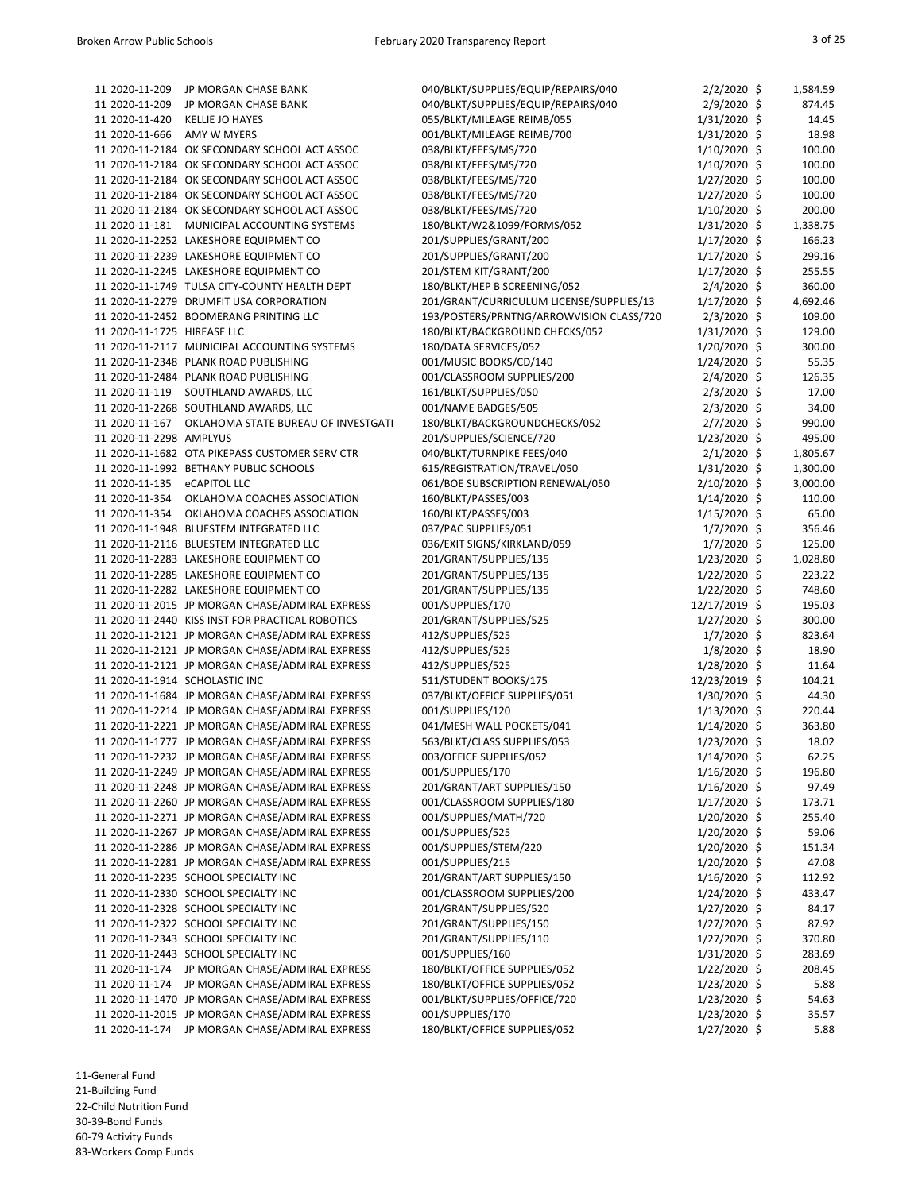| Fund | PO Number | Vendor | Description | Date | Amount |
|---|---|---|---|---|---|
| 11 | 2020-11-209 | JP MORGAN CHASE BANK | 040/BLKT/SUPPLIES/EQUIP/REPAIRS/040 | 2/2/2020 | $ 1,584.59 |
| 11 | 2020-11-209 | JP MORGAN CHASE BANK | 040/BLKT/SUPPLIES/EQUIP/REPAIRS/040 | 2/9/2020 | $ 874.45 |
| 11 | 2020-11-420 | KELLIE JO HAYES | 055/BLKT/MILEAGE REIMB/055 | 1/31/2020 | $ 14.45 |
| 11 | 2020-11-666 | AMY W MYERS | 001/BLKT/MILEAGE REIMB/700 | 1/31/2020 | $ 18.98 |
| 11 | 2020-11-2184 | OK SECONDARY SCHOOL ACT ASSOC | 038/BLKT/FEES/MS/720 | 1/10/2020 | $ 100.00 |
| 11 | 2020-11-2184 | OK SECONDARY SCHOOL ACT ASSOC | 038/BLKT/FEES/MS/720 | 1/10/2020 | $ 100.00 |
| 11 | 2020-11-2184 | OK SECONDARY SCHOOL ACT ASSOC | 038/BLKT/FEES/MS/720 | 1/27/2020 | $ 100.00 |
| 11 | 2020-11-2184 | OK SECONDARY SCHOOL ACT ASSOC | 038/BLKT/FEES/MS/720 | 1/27/2020 | $ 100.00 |
| 11 | 2020-11-2184 | OK SECONDARY SCHOOL ACT ASSOC | 038/BLKT/FEES/MS/720 | 1/10/2020 | $ 200.00 |
| 11 | 2020-11-181 | MUNICIPAL ACCOUNTING SYSTEMS | 180/BLKT/W2&1099/FORMS/052 | 1/31/2020 | $ 1,338.75 |
| 11 | 2020-11-2252 | LAKESHORE EQUIPMENT CO | 201/SUPPLIES/GRANT/200 | 1/17/2020 | $ 166.23 |
| 11 | 2020-11-2239 | LAKESHORE EQUIPMENT CO | 201/SUPPLIES/GRANT/200 | 1/17/2020 | $ 299.16 |
| 11 | 2020-11-2245 | LAKESHORE EQUIPMENT CO | 201/STEM KIT/GRANT/200 | 1/17/2020 | $ 255.55 |
| 11 | 2020-11-1749 | TULSA CITY-COUNTY HEALTH DEPT | 180/BLKT/HEP B SCREENING/052 | 2/4/2020 | $ 360.00 |
| 11 | 2020-11-2279 | DRUMFIT USA CORPORATION | 201/GRANT/CURRICULUM LICENSE/SUPPLIES/13 | 1/17/2020 | $ 4,692.46 |
| 11 | 2020-11-2452 | BOOMERANG PRINTING LLC | 193/POSTERS/PRNTNG/ARROWVISION CLASS/720 | 2/3/2020 | $ 109.00 |
| 11 | 2020-11-1725 | HIREASE LLC | 180/BLKT/BACKGROUND CHECKS/052 | 1/31/2020 | $ 129.00 |
| 11 | 2020-11-2117 | MUNICIPAL ACCOUNTING SYSTEMS | 180/DATA SERVICES/052 | 1/20/2020 | $ 300.00 |
| 11 | 2020-11-2348 | PLANK ROAD PUBLISHING | 001/MUSIC BOOKS/CD/140 | 1/24/2020 | $ 55.35 |
| 11 | 2020-11-2484 | PLANK ROAD PUBLISHING | 001/CLASSROOM SUPPLIES/200 | 2/4/2020 | $ 126.35 |
| 11 | 2020-11-119 | SOUTHLAND AWARDS, LLC | 161/BLKT/SUPPLIES/050 | 2/3/2020 | $ 17.00 |
| 11 | 2020-11-2268 | SOUTHLAND AWARDS, LLC | 001/NAME BADGES/505 | 2/3/2020 | $ 34.00 |
| 11 | 2020-11-167 | OKLAHOMA STATE BUREAU OF INVESTGATI | 180/BLKT/BACKGROUNDCHECKS/052 | 2/7/2020 | $ 990.00 |
| 11 | 2020-11-2298 | AMPLYUS | 201/SUPPLIES/SCIENCE/720 | 1/23/2020 | $ 495.00 |
| 11 | 2020-11-1682 | OTA PIKEPASS CUSTOMER SERV CTR | 040/BLKT/TURNPIKE FEES/040 | 2/1/2020 | $ 1,805.67 |
| 11 | 2020-11-1992 | BETHANY PUBLIC SCHOOLS | 615/REGISTRATION/TRAVEL/050 | 1/31/2020 | $ 1,300.00 |
| 11 | 2020-11-135 | eCAPITOL LLC | 061/BOE SUBSCRIPTION RENEWAL/050 | 2/10/2020 | $ 3,000.00 |
| 11 | 2020-11-354 | OKLAHOMA COACHES ASSOCIATION | 160/BLKT/PASSES/003 | 1/14/2020 | $ 110.00 |
| 11 | 2020-11-354 | OKLAHOMA COACHES ASSOCIATION | 160/BLKT/PASSES/003 | 1/15/2020 | $ 65.00 |
| 11 | 2020-11-1948 | BLUESTEM INTEGRATED LLC | 037/PAC SUPPLIES/051 | 1/7/2020 | $ 356.46 |
| 11 | 2020-11-2116 | BLUESTEM INTEGRATED LLC | 036/EXIT SIGNS/KIRKLAND/059 | 1/7/2020 | $ 125.00 |
| 11 | 2020-11-2283 | LAKESHORE EQUIPMENT CO | 201/GRANT/SUPPLIES/135 | 1/23/2020 | $ 1,028.80 |
| 11 | 2020-11-2285 | LAKESHORE EQUIPMENT CO | 201/GRANT/SUPPLIES/135 | 1/22/2020 | $ 223.22 |
| 11 | 2020-11-2282 | LAKESHORE EQUIPMENT CO | 201/GRANT/SUPPLIES/135 | 1/22/2020 | $ 748.60 |
| 11 | 2020-11-2015 | JP MORGAN CHASE/ADMIRAL EXPRESS | 001/SUPPLIES/170 | 12/17/2019 | $ 195.03 |
| 11 | 2020-11-2440 | KISS INST FOR PRACTICAL ROBOTICS | 201/GRANT/SUPPLIES/525 | 1/27/2020 | $ 300.00 |
| 11 | 2020-11-2121 | JP MORGAN CHASE/ADMIRAL EXPRESS | 412/SUPPLIES/525 | 1/7/2020 | $ 823.64 |
| 11 | 2020-11-2121 | JP MORGAN CHASE/ADMIRAL EXPRESS | 412/SUPPLIES/525 | 1/8/2020 | $ 18.90 |
| 11 | 2020-11-2121 | JP MORGAN CHASE/ADMIRAL EXPRESS | 412/SUPPLIES/525 | 1/28/2020 | $ 11.64 |
| 11 | 2020-11-1914 | SCHOLASTIC INC | 511/STUDENT BOOKS/175 | 12/23/2019 | $ 104.21 |
| 11 | 2020-11-1684 | JP MORGAN CHASE/ADMIRAL EXPRESS | 037/BLKT/OFFICE SUPPLIES/051 | 1/30/2020 | $ 44.30 |
| 11 | 2020-11-2214 | JP MORGAN CHASE/ADMIRAL EXPRESS | 001/SUPPLIES/120 | 1/13/2020 | $ 220.44 |
| 11 | 2020-11-2221 | JP MORGAN CHASE/ADMIRAL EXPRESS | 041/MESH WALL POCKETS/041 | 1/14/2020 | $ 363.80 |
| 11 | 2020-11-1777 | JP MORGAN CHASE/ADMIRAL EXPRESS | 563/BLKT/CLASS SUPPLIES/053 | 1/23/2020 | $ 18.02 |
| 11 | 2020-11-2232 | JP MORGAN CHASE/ADMIRAL EXPRESS | 003/OFFICE SUPPLIES/052 | 1/14/2020 | $ 62.25 |
| 11 | 2020-11-2249 | JP MORGAN CHASE/ADMIRAL EXPRESS | 001/SUPPLIES/170 | 1/16/2020 | $ 196.80 |
| 11 | 2020-11-2248 | JP MORGAN CHASE/ADMIRAL EXPRESS | 201/GRANT/ART SUPPLIES/150 | 1/16/2020 | $ 97.49 |
| 11 | 2020-11-2260 | JP MORGAN CHASE/ADMIRAL EXPRESS | 001/CLASSROOM SUPPLIES/180 | 1/17/2020 | $ 173.71 |
| 11 | 2020-11-2271 | JP MORGAN CHASE/ADMIRAL EXPRESS | 001/SUPPLIES/MATH/720 | 1/20/2020 | $ 255.40 |
| 11 | 2020-11-2267 | JP MORGAN CHASE/ADMIRAL EXPRESS | 001/SUPPLIES/525 | 1/20/2020 | $ 59.06 |
| 11 | 2020-11-2286 | JP MORGAN CHASE/ADMIRAL EXPRESS | 001/SUPPLIES/STEM/220 | 1/20/2020 | $ 151.34 |
| 11 | 2020-11-2281 | JP MORGAN CHASE/ADMIRAL EXPRESS | 001/SUPPLIES/215 | 1/20/2020 | $ 47.08 |
| 11 | 2020-11-2235 | SCHOOL SPECIALTY INC | 201/GRANT/ART SUPPLIES/150 | 1/16/2020 | $ 112.92 |
| 11 | 2020-11-2330 | SCHOOL SPECIALTY INC | 001/CLASSROOM SUPPLIES/200 | 1/24/2020 | $ 433.47 |
| 11 | 2020-11-2328 | SCHOOL SPECIALTY INC | 201/GRANT/SUPPLIES/520 | 1/27/2020 | $ 84.17 |
| 11 | 2020-11-2322 | SCHOOL SPECIALTY INC | 201/GRANT/SUPPLIES/150 | 1/27/2020 | $ 87.92 |
| 11 | 2020-11-2343 | SCHOOL SPECIALTY INC | 201/GRANT/SUPPLIES/110 | 1/27/2020 | $ 370.80 |
| 11 | 2020-11-2443 | SCHOOL SPECIALTY INC | 001/SUPPLIES/160 | 1/31/2020 | $ 283.69 |
| 11 | 2020-11-174 | JP MORGAN CHASE/ADMIRAL EXPRESS | 180/BLKT/OFFICE SUPPLIES/052 | 1/22/2020 | $ 208.45 |
| 11 | 2020-11-174 | JP MORGAN CHASE/ADMIRAL EXPRESS | 180/BLKT/OFFICE SUPPLIES/052 | 1/23/2020 | $ 5.88 |
| 11 | 2020-11-1470 | JP MORGAN CHASE/ADMIRAL EXPRESS | 001/BLKT/SUPPLIES/OFFICE/720 | 1/23/2020 | $ 54.63 |
| 11 | 2020-11-2015 | JP MORGAN CHASE/ADMIRAL EXPRESS | 001/SUPPLIES/170 | 1/23/2020 | $ 35.57 |
| 11 | 2020-11-174 | JP MORGAN CHASE/ADMIRAL EXPRESS | 180/BLKT/OFFICE SUPPLIES/052 | 1/27/2020 | $ 5.88 |

11-General Fund
21-Building Fund
22-Child Nutrition Fund
30-39-Bond Funds
60-79 Activity Funds
83-Workers Comp Funds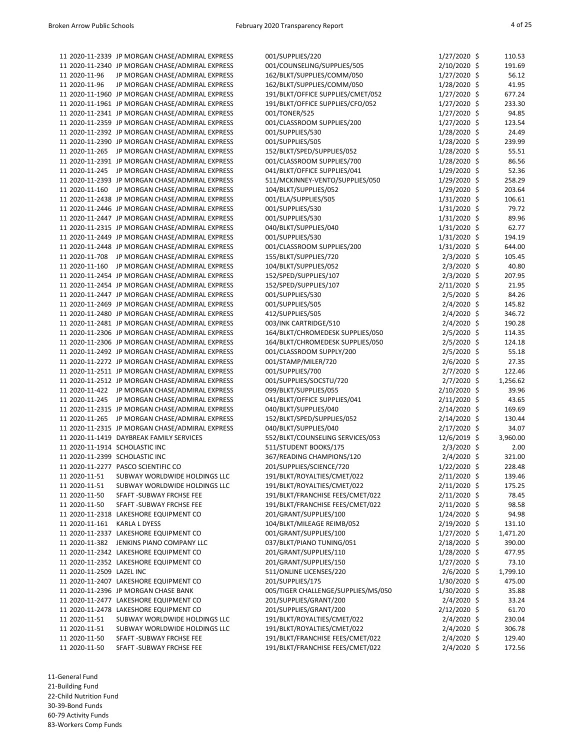| Fund | PO Number | Vendor | Description | Date | Amount |
|---|---|---|---|---|---|
| 11 | 2020-11-2339 | JP MORGAN CHASE/ADMIRAL EXPRESS | 001/SUPPLIES/220 | 1/27/2020 | $ 110.53 |
| 11 | 2020-11-2340 | JP MORGAN CHASE/ADMIRAL EXPRESS | 001/COUNSELING/SUPPLIES/505 | 2/10/2020 | $ 191.69 |
| 11 | 2020-11-96 | JP MORGAN CHASE/ADMIRAL EXPRESS | 162/BLKT/SUPPLIES/COMM/050 | 1/27/2020 | $ 56.12 |
| 11 | 2020-11-96 | JP MORGAN CHASE/ADMIRAL EXPRESS | 162/BLKT/SUPPLIES/COMM/050 | 1/28/2020 | $ 41.95 |
| 11 | 2020-11-1960 | JP MORGAN CHASE/ADMIRAL EXPRESS | 191/BLKT/OFFICE SUPPLIES/CMET/052 | 1/27/2020 | $ 677.24 |
| 11 | 2020-11-1961 | JP MORGAN CHASE/ADMIRAL EXPRESS | 191/BLKT/OFFICE SUPPLIES/CFO/052 | 1/27/2020 | $ 233.30 |
| 11 | 2020-11-2341 | JP MORGAN CHASE/ADMIRAL EXPRESS | 001/TONER/525 | 1/27/2020 | $ 94.85 |
| 11 | 2020-11-2359 | JP MORGAN CHASE/ADMIRAL EXPRESS | 001/CLASSROOM SUPPLIES/200 | 1/27/2020 | $ 123.54 |
| 11 | 2020-11-2392 | JP MORGAN CHASE/ADMIRAL EXPRESS | 001/SUPPLIES/530 | 1/28/2020 | $ 24.49 |
| 11 | 2020-11-2390 | JP MORGAN CHASE/ADMIRAL EXPRESS | 001/SUPPLIES/505 | 1/28/2020 | $ 239.99 |
| 11 | 2020-11-265 | JP MORGAN CHASE/ADMIRAL EXPRESS | 152/BLKT/SPED/SUPPLIES/052 | 1/28/2020 | $ 55.51 |
| 11 | 2020-11-2391 | JP MORGAN CHASE/ADMIRAL EXPRESS | 001/CLASSROOM SUPPLIES/700 | 1/28/2020 | $ 86.56 |
| 11 | 2020-11-245 | JP MORGAN CHASE/ADMIRAL EXPRESS | 041/BLKT/OFFICE SUPPLIES/041 | 1/29/2020 | $ 52.36 |
| 11 | 2020-11-2393 | JP MORGAN CHASE/ADMIRAL EXPRESS | 511/MCKINNEY-VENTO/SUPPLIES/050 | 1/29/2020 | $ 258.29 |
| 11 | 2020-11-160 | JP MORGAN CHASE/ADMIRAL EXPRESS | 104/BLKT/SUPPLIES/052 | 1/29/2020 | $ 203.64 |
| 11 | 2020-11-2438 | JP MORGAN CHASE/ADMIRAL EXPRESS | 001/ELA/SUPPLIES/505 | 1/31/2020 | $ 106.61 |
| 11 | 2020-11-2446 | JP MORGAN CHASE/ADMIRAL EXPRESS | 001/SUPPLIES/530 | 1/31/2020 | $ 79.72 |
| 11 | 2020-11-2447 | JP MORGAN CHASE/ADMIRAL EXPRESS | 001/SUPPLIES/530 | 1/31/2020 | $ 89.96 |
| 11 | 2020-11-2315 | JP MORGAN CHASE/ADMIRAL EXPRESS | 040/BLKT/SUPPLIES/040 | 1/31/2020 | $ 62.77 |
| 11 | 2020-11-2449 | JP MORGAN CHASE/ADMIRAL EXPRESS | 001/SUPPLIES/530 | 1/31/2020 | $ 194.19 |
| 11 | 2020-11-2448 | JP MORGAN CHASE/ADMIRAL EXPRESS | 001/CLASSROOM SUPPLIES/200 | 1/31/2020 | $ 644.00 |
| 11 | 2020-11-708 | JP MORGAN CHASE/ADMIRAL EXPRESS | 155/BLKT/SUPPLIES/720 | 2/3/2020 | $ 105.45 |
| 11 | 2020-11-160 | JP MORGAN CHASE/ADMIRAL EXPRESS | 104/BLKT/SUPPLIES/052 | 2/3/2020 | $ 40.80 |
| 11 | 2020-11-2454 | JP MORGAN CHASE/ADMIRAL EXPRESS | 152/SPED/SUPPLIES/107 | 2/3/2020 | $ 207.95 |
| 11 | 2020-11-2454 | JP MORGAN CHASE/ADMIRAL EXPRESS | 152/SPED/SUPPLIES/107 | 2/11/2020 | $ 21.95 |
| 11 | 2020-11-2447 | JP MORGAN CHASE/ADMIRAL EXPRESS | 001/SUPPLIES/530 | 2/5/2020 | $ 84.26 |
| 11 | 2020-11-2469 | JP MORGAN CHASE/ADMIRAL EXPRESS | 001/SUPPLIES/505 | 2/4/2020 | $ 145.82 |
| 11 | 2020-11-2480 | JP MORGAN CHASE/ADMIRAL EXPRESS | 412/SUPPLIES/505 | 2/4/2020 | $ 346.72 |
| 11 | 2020-11-2481 | JP MORGAN CHASE/ADMIRAL EXPRESS | 003/INK CARTRIDGE/510 | 2/4/2020 | $ 190.28 |
| 11 | 2020-11-2306 | JP MORGAN CHASE/ADMIRAL EXPRESS | 164/BLKT/CHROMEDESK SUPPLIES/050 | 2/5/2020 | $ 114.35 |
| 11 | 2020-11-2306 | JP MORGAN CHASE/ADMIRAL EXPRESS | 164/BLKT/CHROMEDESK SUPPLIES/050 | 2/5/2020 | $ 124.18 |
| 11 | 2020-11-2492 | JP MORGAN CHASE/ADMIRAL EXPRESS | 001/CLASSROOM SUPPLY/200 | 2/5/2020 | $ 55.18 |
| 11 | 2020-11-2272 | JP MORGAN CHASE/ADMIRAL EXPRESS | 001/STAMP/MILER/720 | 2/6/2020 | $ 27.35 |
| 11 | 2020-11-2511 | JP MORGAN CHASE/ADMIRAL EXPRESS | 001/SUPPLIES/700 | 2/7/2020 | $ 122.46 |
| 11 | 2020-11-2512 | JP MORGAN CHASE/ADMIRAL EXPRESS | 001/SUPPLIES/SOCSTU/720 | 2/7/2020 | $ 1,256.62 |
| 11 | 2020-11-422 | JP MORGAN CHASE/ADMIRAL EXPRESS | 099/BLKT/SUPPLIES/055 | 2/10/2020 | $ 39.96 |
| 11 | 2020-11-245 | JP MORGAN CHASE/ADMIRAL EXPRESS | 041/BLKT/OFFICE SUPPLIES/041 | 2/11/2020 | $ 43.65 |
| 11 | 2020-11-2315 | JP MORGAN CHASE/ADMIRAL EXPRESS | 040/BLKT/SUPPLIES/040 | 2/14/2020 | $ 169.69 |
| 11 | 2020-11-265 | JP MORGAN CHASE/ADMIRAL EXPRESS | 152/BLKT/SPED/SUPPLIES/052 | 2/14/2020 | $ 130.44 |
| 11 | 2020-11-2315 | JP MORGAN CHASE/ADMIRAL EXPRESS | 040/BLKT/SUPPLIES/040 | 2/17/2020 | $ 34.07 |
| 11 | 2020-11-1419 | DAYBREAK FAMILY SERVICES | 552/BLKT/COUNSELING SERVICES/053 | 12/6/2019 | $ 3,960.00 |
| 11 | 2020-11-1914 | SCHOLASTIC INC | 511/STUDENT BOOKS/175 | 2/3/2020 | $ 2.00 |
| 11 | 2020-11-2399 | SCHOLASTIC INC | 367/READING CHAMPIONS/120 | 2/4/2020 | $ 321.00 |
| 11 | 2020-11-2277 | PASCO SCIENTIFIC CO | 201/SUPPLIES/SCIENCE/720 | 1/22/2020 | $ 228.48 |
| 11 | 2020-11-51 | SUBWAY WORLDWIDE HOLDINGS LLC | 191/BLKT/ROYALTIES/CMET/022 | 2/11/2020 | $ 139.46 |
| 11 | 2020-11-51 | SUBWAY WORLDWIDE HOLDINGS LLC | 191/BLKT/ROYALTIES/CMET/022 | 2/11/2020 | $ 175.25 |
| 11 | 2020-11-50 | SFAFT -SUBWAY FRCHSE FEE | 191/BLKT/FRANCHISE FEES/CMET/022 | 2/11/2020 | $ 78.45 |
| 11 | 2020-11-50 | SFAFT -SUBWAY FRCHSE FEE | 191/BLKT/FRANCHISE FEES/CMET/022 | 2/11/2020 | $ 98.58 |
| 11 | 2020-11-2318 | LAKESHORE EQUIPMENT CO | 201/GRANT/SUPPLIES/100 | 1/24/2020 | $ 94.98 |
| 11 | 2020-11-161 | KARLA L DYESS | 104/BLKT/MILEAGE REIMB/052 | 2/19/2020 | $ 131.10 |
| 11 | 2020-11-2337 | LAKESHORE EQUIPMENT CO | 001/GRANT/SUPPLIES/100 | 1/27/2020 | $ 1,471.20 |
| 11 | 2020-11-382 | JENKINS PIANO COMPANY LLC | 037/BLKT/PIANO TUNING/051 | 2/18/2020 | $ 390.00 |
| 11 | 2020-11-2342 | LAKESHORE EQUIPMENT CO | 201/GRANT/SUPPLIES/110 | 1/28/2020 | $ 477.95 |
| 11 | 2020-11-2352 | LAKESHORE EQUIPMENT CO | 201/GRANT/SUPPLIES/150 | 1/27/2020 | $ 73.10 |
| 11 | 2020-11-2509 | LAZEL INC | 511/ONLINE LICENSES/220 | 2/6/2020 | $ 1,799.10 |
| 11 | 2020-11-2407 | LAKESHORE EQUIPMENT CO | 201/SUPPLIES/175 | 1/30/2020 | $ 475.00 |
| 11 | 2020-11-2396 | JP MORGAN CHASE BANK | 005/TIGER CHALLENGE/SUPPLIES/MS/050 | 1/30/2020 | $ 35.88 |
| 11 | 2020-11-2477 | LAKESHORE EQUIPMENT CO | 201/SUPPLIES/GRANT/200 | 2/4/2020 | $ 33.24 |
| 11 | 2020-11-2478 | LAKESHORE EQUIPMENT CO | 201/SUPPLIES/GRANT/200 | 2/12/2020 | $ 61.70 |
| 11 | 2020-11-51 | SUBWAY WORLDWIDE HOLDINGS LLC | 191/BLKT/ROYALTIES/CMET/022 | 2/4/2020 | $ 230.04 |
| 11 | 2020-11-51 | SUBWAY WORLDWIDE HOLDINGS LLC | 191/BLKT/ROYALTIES/CMET/022 | 2/4/2020 | $ 306.78 |
| 11 | 2020-11-50 | SFAFT -SUBWAY FRCHSE FEE | 191/BLKT/FRANCHISE FEES/CMET/022 | 2/4/2020 | $ 129.40 |
| 11 | 2020-11-50 | SFAFT -SUBWAY FRCHSE FEE | 191/BLKT/FRANCHISE FEES/CMET/022 | 2/4/2020 | $ 172.56 |

11-General Fund
21-Building Fund
22-Child Nutrition Fund
30-39-Bond Funds
60-79 Activity Funds
83-Workers Comp Funds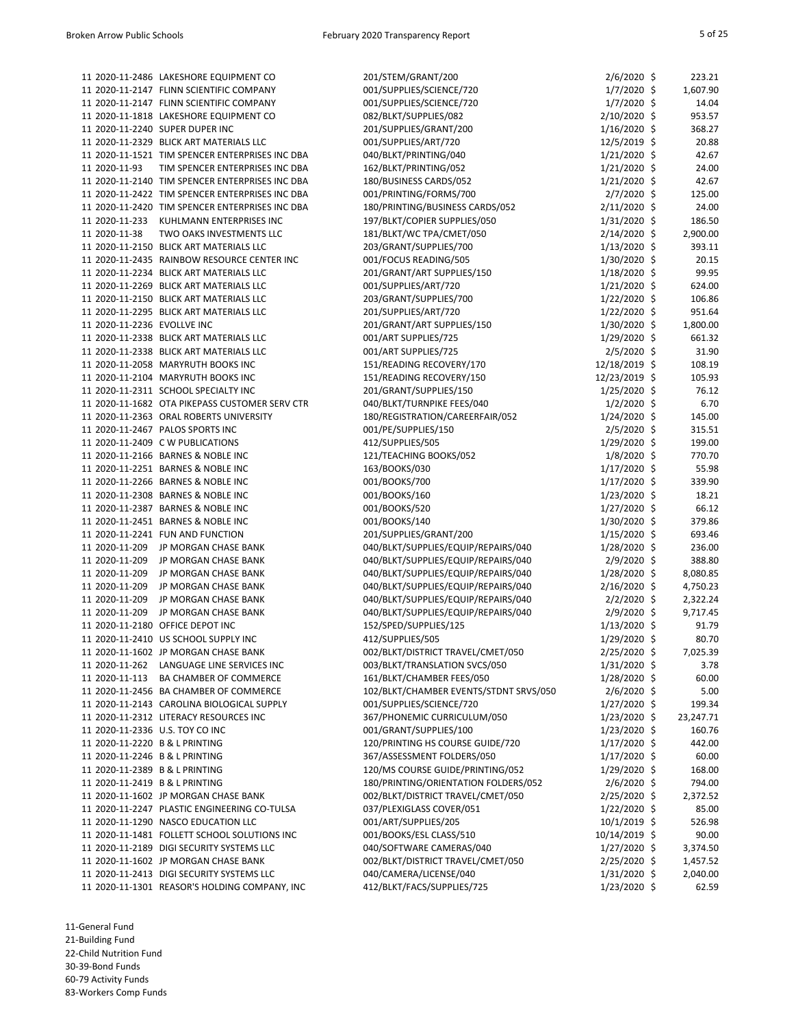| Fund | PO Number | Vendor | Description | Date | Amount |
|---|---|---|---|---|---|
| 11 | 2020-11-2486 | LAKESHORE EQUIPMENT CO | 201/STEM/GRANT/200 | 2/6/2020 | $ 223.21 |
| 11 | 2020-11-2147 | FLINN SCIENTIFIC COMPANY | 001/SUPPLIES/SCIENCE/720 | 1/7/2020 | $ 1,607.90 |
| 11 | 2020-11-2147 | FLINN SCIENTIFIC COMPANY | 001/SUPPLIES/SCIENCE/720 | 1/7/2020 | $ 14.04 |
| 11 | 2020-11-1818 | LAKESHORE EQUIPMENT CO | 082/BLKT/SUPPLIES/082 | 2/10/2020 | $ 953.57 |
| 11 | 2020-11-2240 | SUPER DUPER INC | 201/SUPPLIES/GRANT/200 | 1/16/2020 | $ 368.27 |
| 11 | 2020-11-2329 | BLICK ART MATERIALS LLC | 001/SUPPLIES/ART/720 | 12/5/2019 | $ 20.88 |
| 11 | 2020-11-1521 | TIM SPENCER ENTERPRISES INC DBA | 040/BLKT/PRINTING/040 | 1/21/2020 | $ 42.67 |
| 11 | 2020-11-93 | TIM SPENCER ENTERPRISES INC DBA | 162/BLKT/PRINTING/052 | 1/21/2020 | $ 24.00 |
| 11 | 2020-11-2140 | TIM SPENCER ENTERPRISES INC DBA | 180/BUSINESS CARDS/052 | 1/21/2020 | $ 42.67 |
| 11 | 2020-11-2422 | TIM SPENCER ENTERPRISES INC DBA | 001/PRINTING/FORMS/700 | 2/7/2020 | $ 125.00 |
| 11 | 2020-11-2420 | TIM SPENCER ENTERPRISES INC DBA | 180/PRINTING/BUSINESS CARDS/052 | 2/11/2020 | $ 24.00 |
| 11 | 2020-11-233 | KUHLMANN ENTERPRISES INC | 197/BLKT/COPIER SUPPLIES/050 | 1/31/2020 | $ 186.50 |
| 11 | 2020-11-38 | TWO OAKS INVESTMENTS LLC | 181/BLKT/WC TPA/CMET/050 | 2/14/2020 | $ 2,900.00 |
| 11 | 2020-11-2150 | BLICK ART MATERIALS LLC | 203/GRANT/SUPPLIES/700 | 1/13/2020 | $ 393.11 |
| 11 | 2020-11-2435 | RAINBOW RESOURCE CENTER INC | 001/FOCUS READING/505 | 1/30/2020 | $ 20.15 |
| 11 | 2020-11-2234 | BLICK ART MATERIALS LLC | 201/GRANT/ART SUPPLIES/150 | 1/18/2020 | $ 99.95 |
| 11 | 2020-11-2269 | BLICK ART MATERIALS LLC | 001/SUPPLIES/ART/720 | 1/21/2020 | $ 624.00 |
| 11 | 2020-11-2150 | BLICK ART MATERIALS LLC | 203/GRANT/SUPPLIES/700 | 1/22/2020 | $ 106.86 |
| 11 | 2020-11-2295 | BLICK ART MATERIALS LLC | 201/SUPPLIES/ART/720 | 1/22/2020 | $ 951.64 |
| 11 | 2020-11-2236 | EVOLLVE INC | 201/GRANT/ART SUPPLIES/150 | 1/30/2020 | $ 1,800.00 |
| 11 | 2020-11-2338 | BLICK ART MATERIALS LLC | 001/ART SUPPLIES/725 | 1/29/2020 | $ 661.32 |
| 11 | 2020-11-2338 | BLICK ART MATERIALS LLC | 001/ART SUPPLIES/725 | 2/5/2020 | $ 31.90 |
| 11 | 2020-11-2058 | MARYRUTH BOOKS INC | 151/READING RECOVERY/170 | 12/18/2019 | $ 108.19 |
| 11 | 2020-11-2104 | MARYRUTH BOOKS INC | 151/READING RECOVERY/150 | 12/23/2019 | $ 105.93 |
| 11 | 2020-11-2311 | SCHOOL SPECIALTY INC | 201/GRANT/SUPPLIES/150 | 1/25/2020 | $ 76.12 |
| 11 | 2020-11-1682 | OTA PIKEPASS CUSTOMER SERV CTR | 040/BLKT/TURNPIKE FEES/040 | 1/2/2020 | $ 6.70 |
| 11 | 2020-11-2363 | ORAL ROBERTS UNIVERSITY | 180/REGISTRATION/CAREERFAIR/052 | 1/24/2020 | $ 145.00 |
| 11 | 2020-11-2467 | PALOS SPORTS INC | 001/PE/SUPPLIES/150 | 2/5/2020 | $ 315.51 |
| 11 | 2020-11-2409 | C W PUBLICATIONS | 412/SUPPLIES/505 | 1/29/2020 | $ 199.00 |
| 11 | 2020-11-2166 | BARNES & NOBLE INC | 121/TEACHING BOOKS/052 | 1/8/2020 | $ 770.70 |
| 11 | 2020-11-2251 | BARNES & NOBLE INC | 163/BOOKS/030 | 1/17/2020 | $ 55.98 |
| 11 | 2020-11-2266 | BARNES & NOBLE INC | 001/BOOKS/700 | 1/17/2020 | $ 339.90 |
| 11 | 2020-11-2308 | BARNES & NOBLE INC | 001/BOOKS/160 | 1/23/2020 | $ 18.21 |
| 11 | 2020-11-2387 | BARNES & NOBLE INC | 001/BOOKS/520 | 1/27/2020 | $ 66.12 |
| 11 | 2020-11-2451 | BARNES & NOBLE INC | 001/BOOKS/140 | 1/30/2020 | $ 379.86 |
| 11 | 2020-11-2241 | FUN AND FUNCTION | 201/SUPPLIES/GRANT/200 | 1/15/2020 | $ 693.46 |
| 11 | 2020-11-209 | JP MORGAN CHASE BANK | 040/BLKT/SUPPLIES/EQUIP/REPAIRS/040 | 1/28/2020 | $ 236.00 |
| 11 | 2020-11-209 | JP MORGAN CHASE BANK | 040/BLKT/SUPPLIES/EQUIP/REPAIRS/040 | 2/9/2020 | $ 388.80 |
| 11 | 2020-11-209 | JP MORGAN CHASE BANK | 040/BLKT/SUPPLIES/EQUIP/REPAIRS/040 | 1/28/2020 | $ 8,080.85 |
| 11 | 2020-11-209 | JP MORGAN CHASE BANK | 040/BLKT/SUPPLIES/EQUIP/REPAIRS/040 | 2/16/2020 | $ 4,750.23 |
| 11 | 2020-11-209 | JP MORGAN CHASE BANK | 040/BLKT/SUPPLIES/EQUIP/REPAIRS/040 | 2/2/2020 | $ 2,322.24 |
| 11 | 2020-11-209 | JP MORGAN CHASE BANK | 040/BLKT/SUPPLIES/EQUIP/REPAIRS/040 | 2/9/2020 | $ 9,717.45 |
| 11 | 2020-11-2180 | OFFICE DEPOT INC | 152/SPED/SUPPLIES/125 | 1/13/2020 | $ 91.79 |
| 11 | 2020-11-2410 | US SCHOOL SUPPLY INC | 412/SUPPLIES/505 | 1/29/2020 | $ 80.70 |
| 11 | 2020-11-1602 | JP MORGAN CHASE BANK | 002/BLKT/DISTRICT TRAVEL/CMET/050 | 2/25/2020 | $ 7,025.39 |
| 11 | 2020-11-262 | LANGUAGE LINE SERVICES INC | 003/BLKT/TRANSLATION SVCS/050 | 1/31/2020 | $ 3.78 |
| 11 | 2020-11-113 | BA CHAMBER OF COMMERCE | 161/BLKT/CHAMBER FEES/050 | 1/28/2020 | $ 60.00 |
| 11 | 2020-11-2456 | BA CHAMBER OF COMMERCE | 102/BLKT/CHAMBER EVENTS/STDNT SRVS/050 | 2/6/2020 | $ 5.00 |
| 11 | 2020-11-2143 | CAROLINA BIOLOGICAL SUPPLY | 001/SUPPLIES/SCIENCE/720 | 1/27/2020 | $ 199.34 |
| 11 | 2020-11-2312 | LITERACY RESOURCES INC | 367/PHONEMIC CURRICULUM/050 | 1/23/2020 | $ 23,247.71 |
| 11 | 2020-11-2336 | U.S. TOY CO INC | 001/GRANT/SUPPLIES/100 | 1/23/2020 | $ 160.76 |
| 11 | 2020-11-2220 | B & L PRINTING | 120/PRINTING HS COURSE GUIDE/720 | 1/17/2020 | $ 442.00 |
| 11 | 2020-11-2246 | B & L PRINTING | 367/ASSESSMENT FOLDERS/050 | 1/17/2020 | $ 60.00 |
| 11 | 2020-11-2389 | B & L PRINTING | 120/MS COURSE GUIDE/PRINTING/052 | 1/29/2020 | $ 168.00 |
| 11 | 2020-11-2419 | B & L PRINTING | 180/PRINTING/ORIENTATION FOLDERS/052 | 2/6/2020 | $ 794.00 |
| 11 | 2020-11-1602 | JP MORGAN CHASE BANK | 002/BLKT/DISTRICT TRAVEL/CMET/050 | 2/25/2020 | $ 2,372.52 |
| 11 | 2020-11-2247 | PLASTIC ENGINEERING CO-TULSA | 037/PLEXIGLASS COVER/051 | 1/22/2020 | $ 85.00 |
| 11 | 2020-11-1290 | NASCO EDUCATION LLC | 001/ART/SUPPLIES/205 | 10/1/2019 | $ 526.98 |
| 11 | 2020-11-1481 | FOLLETT SCHOOL SOLUTIONS INC | 001/BOOKS/ESL CLASS/510 | 10/14/2019 | $ 90.00 |
| 11 | 2020-11-2189 | DIGI SECURITY SYSTEMS LLC | 040/SOFTWARE CAMERAS/040 | 1/27/2020 | $ 3,374.50 |
| 11 | 2020-11-1602 | JP MORGAN CHASE BANK | 002/BLKT/DISTRICT TRAVEL/CMET/050 | 2/25/2020 | $ 1,457.52 |
| 11 | 2020-11-2413 | DIGI SECURITY SYSTEMS LLC | 040/CAMERA/LICENSE/040 | 1/31/2020 | $ 2,040.00 |
| 11 | 2020-11-1301 | REASOR'S HOLDING COMPANY, INC | 412/BLKT/FACS/SUPPLIES/725 | 1/23/2020 | $ 62.59 |

11-General Fund
21-Building Fund
22-Child Nutrition Fund
30-39-Bond Funds
60-79 Activity Funds
83-Workers Comp Funds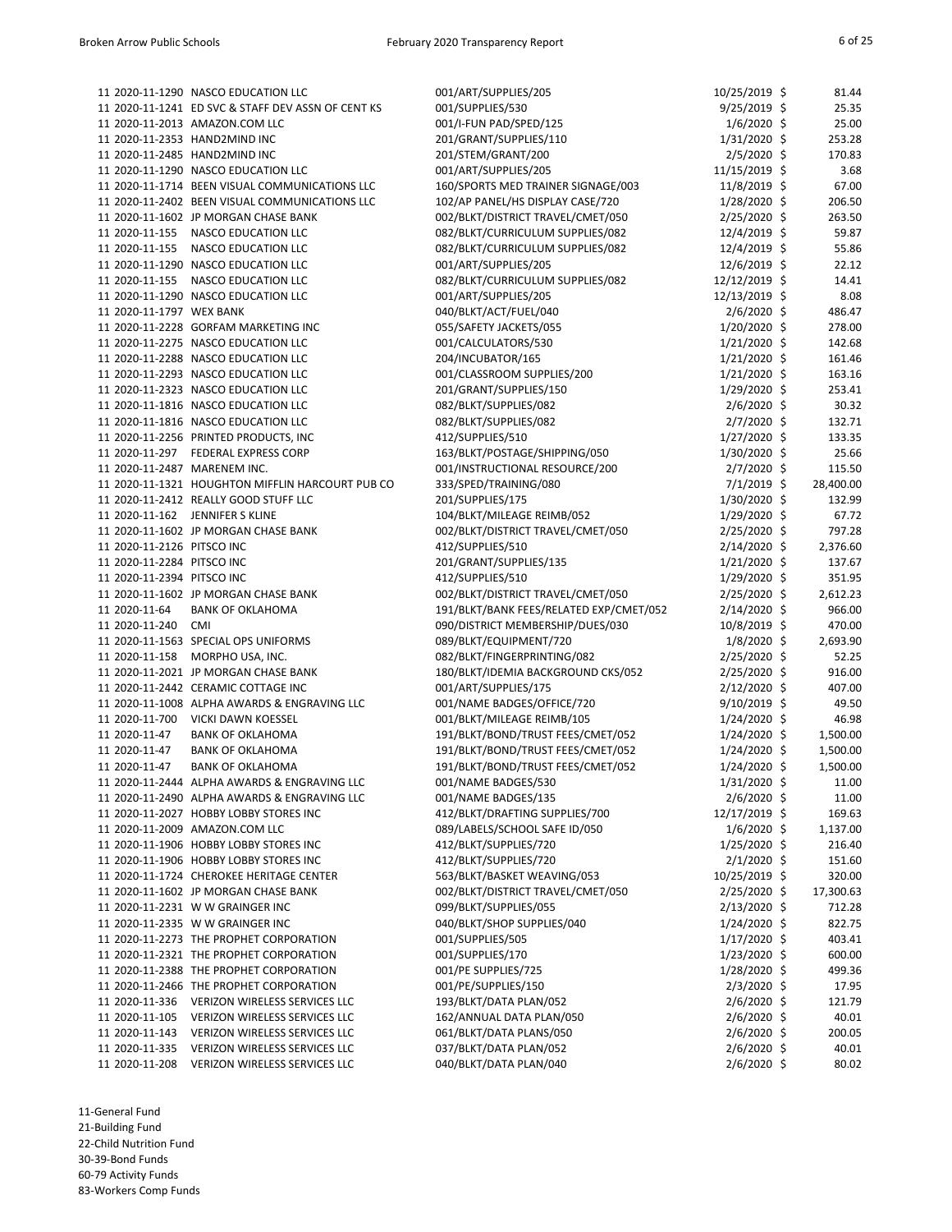| Fund | PO Number | Vendor | Description | Date | Amount |
|---|---|---|---|---|---|
| 11 | 2020-11-1290 | NASCO EDUCATION LLC | 001/ART/SUPPLIES/205 | 10/25/2019 | $ 81.44 |
| 11 | 2020-11-1241 | ED SVC & STAFF DEV ASSN OF CENT KS | 001/SUPPLIES/530 | 9/25/2019 | $ 25.35 |
| 11 | 2020-11-2013 | AMAZON.COM LLC | 001/I-FUN PAD/SPED/125 | 1/6/2020 | $ 25.00 |
| 11 | 2020-11-2353 | HAND2MIND INC | 201/GRANT/SUPPLIES/110 | 1/31/2020 | $ 253.28 |
| 11 | 2020-11-2485 | HAND2MIND INC | 201/STEM/GRANT/200 | 2/5/2020 | $ 170.83 |
| 11 | 2020-11-1290 | NASCO EDUCATION LLC | 001/ART/SUPPLIES/205 | 11/15/2019 | $ 3.68 |
| 11 | 2020-11-1714 | BEEN VISUAL COMMUNICATIONS LLC | 160/SPORTS MED TRAINER SIGNAGE/003 | 11/8/2019 | $ 67.00 |
| 11 | 2020-11-2402 | BEEN VISUAL COMMUNICATIONS LLC | 102/AP PANEL/HS DISPLAY CASE/720 | 1/28/2020 | $ 206.50 |
| 11 | 2020-11-1602 | JP MORGAN CHASE BANK | 002/BLKT/DISTRICT TRAVEL/CMET/050 | 2/25/2020 | $ 263.50 |
| 11 | 2020-11-155 | NASCO EDUCATION LLC | 082/BLKT/CURRICULUM SUPPLIES/082 | 12/4/2019 | $ 59.87 |
| 11 | 2020-11-155 | NASCO EDUCATION LLC | 082/BLKT/CURRICULUM SUPPLIES/082 | 12/4/2019 | $ 55.86 |
| 11 | 2020-11-1290 | NASCO EDUCATION LLC | 001/ART/SUPPLIES/205 | 12/6/2019 | $ 22.12 |
| 11 | 2020-11-155 | NASCO EDUCATION LLC | 082/BLKT/CURRICULUM SUPPLIES/082 | 12/12/2019 | $ 14.41 |
| 11 | 2020-11-1290 | NASCO EDUCATION LLC | 001/ART/SUPPLIES/205 | 12/13/2019 | $ 8.08 |
| 11 | 2020-11-1797 | WEX BANK | 040/BLKT/ACT/FUEL/040 | 2/6/2020 | $ 486.47 |
| 11 | 2020-11-2228 | GORFAM MARKETING INC | 055/SAFETY JACKETS/055 | 1/20/2020 | $ 278.00 |
| 11 | 2020-11-2275 | NASCO EDUCATION LLC | 001/CALCULATORS/530 | 1/21/2020 | $ 142.68 |
| 11 | 2020-11-2288 | NASCO EDUCATION LLC | 204/INCUBATOR/165 | 1/21/2020 | $ 161.46 |
| 11 | 2020-11-2293 | NASCO EDUCATION LLC | 001/CLASSROOM SUPPLIES/200 | 1/21/2020 | $ 163.16 |
| 11 | 2020-11-2323 | NASCO EDUCATION LLC | 201/GRANT/SUPPLIES/150 | 1/29/2020 | $ 253.41 |
| 11 | 2020-11-1816 | NASCO EDUCATION LLC | 082/BLKT/SUPPLIES/082 | 2/6/2020 | $ 30.32 |
| 11 | 2020-11-1816 | NASCO EDUCATION LLC | 082/BLKT/SUPPLIES/082 | 2/7/2020 | $ 132.71 |
| 11 | 2020-11-2256 | PRINTED PRODUCTS, INC | 412/SUPPLIES/510 | 1/27/2020 | $ 133.35 |
| 11 | 2020-11-297 | FEDERAL EXPRESS CORP | 163/BLKT/POSTAGE/SHIPPING/050 | 1/30/2020 | $ 25.66 |
| 11 | 2020-11-2487 | MARENEM INC. | 001/INSTRUCTIONAL RESOURCE/200 | 2/7/2020 | $ 115.50 |
| 11 | 2020-11-1321 | HOUGHTON MIFFLIN HARCOURT PUB CO | 333/SPED/TRAINING/080 | 7/1/2019 | $ 28,400.00 |
| 11 | 2020-11-2412 | REALLY GOOD STUFF LLC | 201/SUPPLIES/175 | 1/30/2020 | $ 132.99 |
| 11 | 2020-11-162 | JENNIFER S KLINE | 104/BLKT/MILEAGE REIMB/052 | 1/29/2020 | $ 67.72 |
| 11 | 2020-11-1602 | JP MORGAN CHASE BANK | 002/BLKT/DISTRICT TRAVEL/CMET/050 | 2/25/2020 | $ 797.28 |
| 11 | 2020-11-2126 | PITSCO INC | 412/SUPPLIES/510 | 2/14/2020 | $ 2,376.60 |
| 11 | 2020-11-2284 | PITSCO INC | 201/GRANT/SUPPLIES/135 | 1/21/2020 | $ 137.67 |
| 11 | 2020-11-2394 | PITSCO INC | 412/SUPPLIES/510 | 1/29/2020 | $ 351.95 |
| 11 | 2020-11-1602 | JP MORGAN CHASE BANK | 002/BLKT/DISTRICT TRAVEL/CMET/050 | 2/25/2020 | $ 2,612.23 |
| 11 | 2020-11-64 | BANK OF OKLAHOMA | 191/BLKT/BANK FEES/RELATED EXP/CMET/052 | 2/14/2020 | $ 966.00 |
| 11 | 2020-11-240 | CMI | 090/DISTRICT MEMBERSHIP/DUES/030 | 10/8/2019 | $ 470.00 |
| 11 | 2020-11-1563 | SPECIAL OPS UNIFORMS | 089/BLKT/EQUIPMENT/720 | 1/8/2020 | $ 2,693.90 |
| 11 | 2020-11-158 | MORPHO USA, INC. | 082/BLKT/FINGERPRINTING/082 | 2/25/2020 | $ 52.25 |
| 11 | 2020-11-2021 | JP MORGAN CHASE BANK | 180/BLKT/IDEMIA BACKGROUND CKS/052 | 2/25/2020 | $ 916.00 |
| 11 | 2020-11-2442 | CERAMIC COTTAGE INC | 001/ART/SUPPLIES/175 | 2/12/2020 | $ 407.00 |
| 11 | 2020-11-1008 | ALPHA AWARDS & ENGRAVING LLC | 001/NAME BADGES/OFFICE/720 | 9/10/2019 | $ 49.50 |
| 11 | 2020-11-700 | VICKI DAWN KOESSEL | 001/BLKT/MILEAGE REIMB/105 | 1/24/2020 | $ 46.98 |
| 11 | 2020-11-47 | BANK OF OKLAHOMA | 191/BLKT/BOND/TRUST FEES/CMET/052 | 1/24/2020 | $ 1,500.00 |
| 11 | 2020-11-47 | BANK OF OKLAHOMA | 191/BLKT/BOND/TRUST FEES/CMET/052 | 1/24/2020 | $ 1,500.00 |
| 11 | 2020-11-47 | BANK OF OKLAHOMA | 191/BLKT/BOND/TRUST FEES/CMET/052 | 1/24/2020 | $ 1,500.00 |
| 11 | 2020-11-2444 | ALPHA AWARDS & ENGRAVING LLC | 001/NAME BADGES/530 | 1/31/2020 | $ 11.00 |
| 11 | 2020-11-2490 | ALPHA AWARDS & ENGRAVING LLC | 001/NAME BADGES/135 | 2/6/2020 | $ 11.00 |
| 11 | 2020-11-2027 | HOBBY LOBBY STORES INC | 412/BLKT/DRAFTING SUPPLIES/700 | 12/17/2019 | $ 169.63 |
| 11 | 2020-11-2009 | AMAZON.COM LLC | 089/LABELS/SCHOOL SAFE ID/050 | 1/6/2020 | $ 1,137.00 |
| 11 | 2020-11-1906 | HOBBY LOBBY STORES INC | 412/BLKT/SUPPLIES/720 | 1/25/2020 | $ 216.40 |
| 11 | 2020-11-1906 | HOBBY LOBBY STORES INC | 412/BLKT/SUPPLIES/720 | 2/1/2020 | $ 151.60 |
| 11 | 2020-11-1724 | CHEROKEE HERITAGE CENTER | 563/BLKT/BASKET WEAVING/053 | 10/25/2019 | $ 320.00 |
| 11 | 2020-11-1602 | JP MORGAN CHASE BANK | 002/BLKT/DISTRICT TRAVEL/CMET/050 | 2/25/2020 | $ 17,300.63 |
| 11 | 2020-11-2231 | W W GRAINGER INC | 099/BLKT/SUPPLIES/055 | 2/13/2020 | $ 712.28 |
| 11 | 2020-11-2335 | W W GRAINGER INC | 040/BLKT/SHOP SUPPLIES/040 | 1/24/2020 | $ 822.75 |
| 11 | 2020-11-2273 | THE PROPHET CORPORATION | 001/SUPPLIES/505 | 1/17/2020 | $ 403.41 |
| 11 | 2020-11-2321 | THE PROPHET CORPORATION | 001/SUPPLIES/170 | 1/23/2020 | $ 600.00 |
| 11 | 2020-11-2388 | THE PROPHET CORPORATION | 001/PE SUPPLIES/725 | 1/28/2020 | $ 499.36 |
| 11 | 2020-11-2466 | THE PROPHET CORPORATION | 001/PE/SUPPLIES/150 | 2/3/2020 | $ 17.95 |
| 11 | 2020-11-336 | VERIZON WIRELESS SERVICES LLC | 193/BLKT/DATA PLAN/052 | 2/6/2020 | $ 121.79 |
| 11 | 2020-11-105 | VERIZON WIRELESS SERVICES LLC | 162/ANNUAL DATA PLAN/050 | 2/6/2020 | $ 40.01 |
| 11 | 2020-11-143 | VERIZON WIRELESS SERVICES LLC | 061/BLKT/DATA PLANS/050 | 2/6/2020 | $ 200.05 |
| 11 | 2020-11-335 | VERIZON WIRELESS SERVICES LLC | 037/BLKT/DATA PLAN/052 | 2/6/2020 | $ 40.01 |
| 11 | 2020-11-208 | VERIZON WIRELESS SERVICES LLC | 040/BLKT/DATA PLAN/040 | 2/6/2020 | $ 80.02 |

11-General Fund
21-Building Fund
22-Child Nutrition Fund
30-39-Bond Funds
60-79 Activity Funds
83-Workers Comp Funds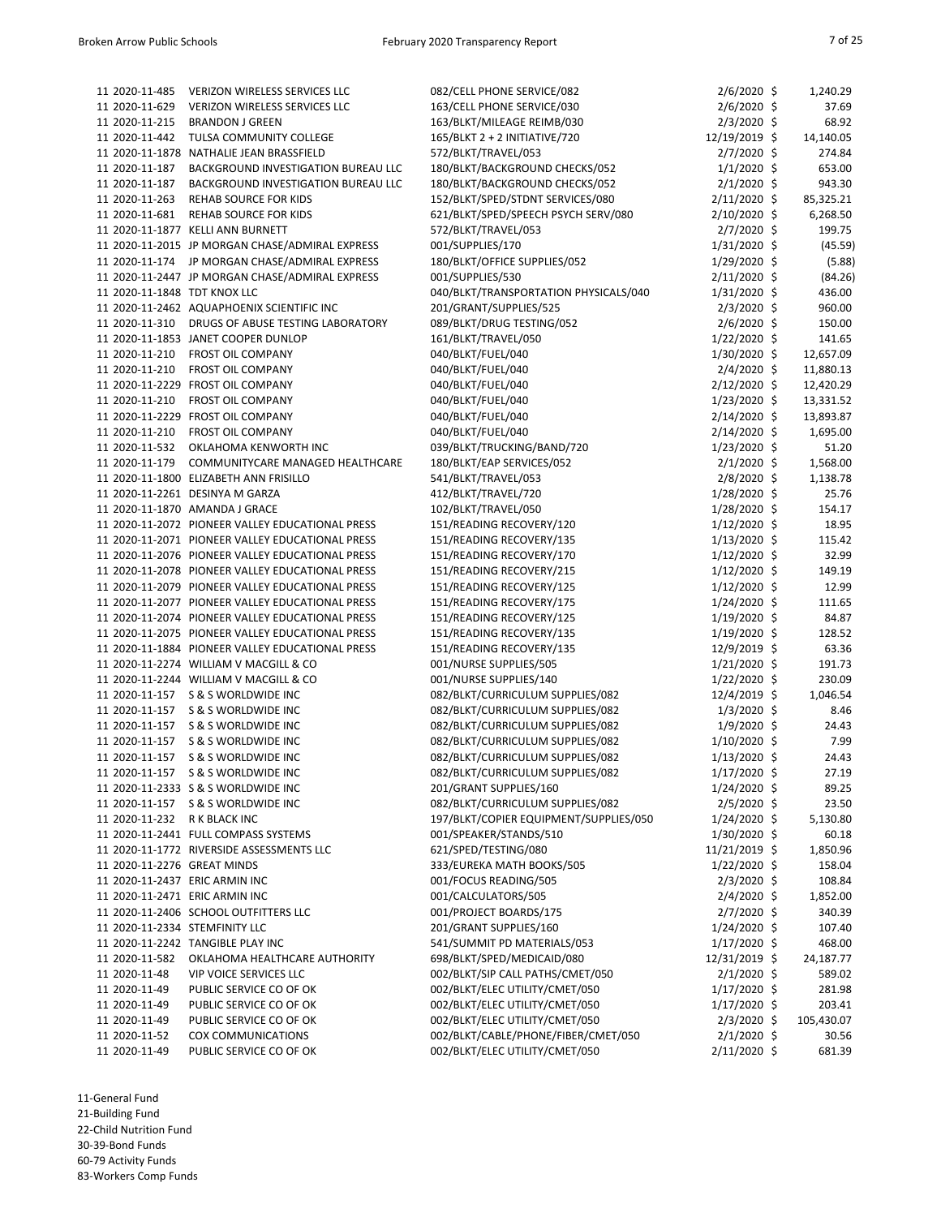| Fund | PO Number | Vendor | Description | Date | Amount |
|---|---|---|---|---|---|
| 11 | 2020-11-485 | VERIZON WIRELESS SERVICES LLC | 082/CELL PHONE SERVICE/082 | 2/6/2020 | $ 1,240.29 |
| 11 | 2020-11-629 | VERIZON WIRELESS SERVICES LLC | 163/CELL PHONE SERVICE/030 | 2/6/2020 | $ 37.69 |
| 11 | 2020-11-215 | BRANDON J GREEN | 163/BLKT/MILEAGE REIMB/030 | 2/3/2020 | $ 68.92 |
| 11 | 2020-11-442 | TULSA COMMUNITY COLLEGE | 165/BLKT 2 + 2 INITIATIVE/720 | 12/19/2019 | $ 14,140.05 |
| 11 | 2020-11-1878 | NATHALIE JEAN BRASSFIELD | 572/BLKT/TRAVEL/053 | 2/7/2020 | $ 274.84 |
| 11 | 2020-11-187 | BACKGROUND INVESTIGATION BUREAU LLC | 180/BLKT/BACKGROUND CHECKS/052 | 1/1/2020 | $ 653.00 |
| 11 | 2020-11-187 | BACKGROUND INVESTIGATION BUREAU LLC | 180/BLKT/BACKGROUND CHECKS/052 | 2/1/2020 | $ 943.30 |
| 11 | 2020-11-263 | REHAB SOURCE FOR KIDS | 152/BLKT/SPED/STDNT SERVICES/080 | 2/11/2020 | $ 85,325.21 |
| 11 | 2020-11-681 | REHAB SOURCE FOR KIDS | 621/BLKT/SPED/SPEECH PSYCH SERV/080 | 2/10/2020 | $ 6,268.50 |
| 11 | 2020-11-1877 | KELLI ANN BURNETT | 572/BLKT/TRAVEL/053 | 2/7/2020 | $ 199.75 |
| 11 | 2020-11-2015 | JP MORGAN CHASE/ADMIRAL EXPRESS | 001/SUPPLIES/170 | 1/31/2020 | $ (45.59) |
| 11 | 2020-11-174 | JP MORGAN CHASE/ADMIRAL EXPRESS | 180/BLKT/OFFICE SUPPLIES/052 | 1/29/2020 | $ (5.88) |
| 11 | 2020-11-2447 | JP MORGAN CHASE/ADMIRAL EXPRESS | 001/SUPPLIES/530 | 2/11/2020 | $ (84.26) |
| 11 | 2020-11-1848 | TDT KNOX LLC | 040/BLKT/TRANSPORTATION PHYSICALS/040 | 1/31/2020 | $ 436.00 |
| 11 | 2020-11-2462 | AQUAPHOENIX SCIENTIFIC INC | 201/GRANT/SUPPLIES/525 | 2/3/2020 | $ 960.00 |
| 11 | 2020-11-310 | DRUGS OF ABUSE TESTING LABORATORY | 089/BLKT/DRUG TESTING/052 | 2/6/2020 | $ 150.00 |
| 11 | 2020-11-1853 | JANET COOPER DUNLOP | 161/BLKT/TRAVEL/050 | 1/22/2020 | $ 141.65 |
| 11 | 2020-11-210 | FROST OIL COMPANY | 040/BLKT/FUEL/040 | 1/30/2020 | $ 12,657.09 |
| 11 | 2020-11-210 | FROST OIL COMPANY | 040/BLKT/FUEL/040 | 2/4/2020 | $ 11,880.13 |
| 11 | 2020-11-2229 | FROST OIL COMPANY | 040/BLKT/FUEL/040 | 2/12/2020 | $ 12,420.29 |
| 11 | 2020-11-210 | FROST OIL COMPANY | 040/BLKT/FUEL/040 | 1/23/2020 | $ 13,331.52 |
| 11 | 2020-11-2229 | FROST OIL COMPANY | 040/BLKT/FUEL/040 | 2/14/2020 | $ 13,893.87 |
| 11 | 2020-11-210 | FROST OIL COMPANY | 040/BLKT/FUEL/040 | 2/14/2020 | $ 1,695.00 |
| 11 | 2020-11-532 | OKLAHOMA KENWORTH INC | 039/BLKT/TRUCKING/BAND/720 | 1/23/2020 | $ 51.20 |
| 11 | 2020-11-179 | COMMUNITYCARE MANAGED HEALTHCARE | 180/BLKT/EAP SERVICES/052 | 2/1/2020 | $ 1,568.00 |
| 11 | 2020-11-1800 | ELIZABETH ANN FRISILLO | 541/BLKT/TRAVEL/053 | 2/8/2020 | $ 1,138.78 |
| 11 | 2020-11-2261 | DESINYA M GARZA | 412/BLKT/TRAVEL/720 | 1/28/2020 | $ 25.76 |
| 11 | 2020-11-1870 | AMANDA J GRACE | 102/BLKT/TRAVEL/050 | 1/28/2020 | $ 154.17 |
| 11 | 2020-11-2072 | PIONEER VALLEY EDUCATIONAL PRESS | 151/READING RECOVERY/120 | 1/12/2020 | $ 18.95 |
| 11 | 2020-11-2071 | PIONEER VALLEY EDUCATIONAL PRESS | 151/READING RECOVERY/135 | 1/13/2020 | $ 115.42 |
| 11 | 2020-11-2076 | PIONEER VALLEY EDUCATIONAL PRESS | 151/READING RECOVERY/170 | 1/12/2020 | $ 32.99 |
| 11 | 2020-11-2078 | PIONEER VALLEY EDUCATIONAL PRESS | 151/READING RECOVERY/215 | 1/12/2020 | $ 149.19 |
| 11 | 2020-11-2079 | PIONEER VALLEY EDUCATIONAL PRESS | 151/READING RECOVERY/125 | 1/12/2020 | $ 12.99 |
| 11 | 2020-11-2077 | PIONEER VALLEY EDUCATIONAL PRESS | 151/READING RECOVERY/175 | 1/24/2020 | $ 111.65 |
| 11 | 2020-11-2074 | PIONEER VALLEY EDUCATIONAL PRESS | 151/READING RECOVERY/125 | 1/19/2020 | $ 84.87 |
| 11 | 2020-11-2075 | PIONEER VALLEY EDUCATIONAL PRESS | 151/READING RECOVERY/135 | 1/19/2020 | $ 128.52 |
| 11 | 2020-11-1884 | PIONEER VALLEY EDUCATIONAL PRESS | 151/READING RECOVERY/135 | 12/9/2019 | $ 63.36 |
| 11 | 2020-11-2274 | WILLIAM V MACGILL & CO | 001/NURSE SUPPLIES/505 | 1/21/2020 | $ 191.73 |
| 11 | 2020-11-2244 | WILLIAM V MACGILL & CO | 001/NURSE SUPPLIES/140 | 1/22/2020 | $ 230.09 |
| 11 | 2020-11-157 | S & S WORLDWIDE INC | 082/BLKT/CURRICULUM SUPPLIES/082 | 12/4/2019 | $ 1,046.54 |
| 11 | 2020-11-157 | S & S WORLDWIDE INC | 082/BLKT/CURRICULUM SUPPLIES/082 | 1/3/2020 | $ 8.46 |
| 11 | 2020-11-157 | S & S WORLDWIDE INC | 082/BLKT/CURRICULUM SUPPLIES/082 | 1/9/2020 | $ 24.43 |
| 11 | 2020-11-157 | S & S WORLDWIDE INC | 082/BLKT/CURRICULUM SUPPLIES/082 | 1/10/2020 | $ 7.99 |
| 11 | 2020-11-157 | S & S WORLDWIDE INC | 082/BLKT/CURRICULUM SUPPLIES/082 | 1/13/2020 | $ 24.43 |
| 11 | 2020-11-157 | S & S WORLDWIDE INC | 082/BLKT/CURRICULUM SUPPLIES/082 | 1/17/2020 | $ 27.19 |
| 11 | 2020-11-2333 | S & S WORLDWIDE INC | 201/GRANT SUPPLIES/160 | 1/24/2020 | $ 89.25 |
| 11 | 2020-11-157 | S & S WORLDWIDE INC | 082/BLKT/CURRICULUM SUPPLIES/082 | 2/5/2020 | $ 23.50 |
| 11 | 2020-11-232 | R K BLACK INC | 197/BLKT/COPIER EQUIPMENT/SUPPLIES/050 | 1/24/2020 | $ 5,130.80 |
| 11 | 2020-11-2441 | FULL COMPASS SYSTEMS | 001/SPEAKER/STANDS/510 | 1/30/2020 | $ 60.18 |
| 11 | 2020-11-1772 | RIVERSIDE ASSESSMENTS LLC | 621/SPED/TESTING/080 | 11/21/2019 | $ 1,850.96 |
| 11 | 2020-11-2276 | GREAT MINDS | 333/EUREKA MATH BOOKS/505 | 1/22/2020 | $ 158.04 |
| 11 | 2020-11-2437 | ERIC ARMIN INC | 001/FOCUS READING/505 | 2/3/2020 | $ 108.84 |
| 11 | 2020-11-2471 | ERIC ARMIN INC | 001/CALCULATORS/505 | 2/4/2020 | $ 1,852.00 |
| 11 | 2020-11-2406 | SCHOOL OUTFITTERS LLC | 001/PROJECT BOARDS/175 | 2/7/2020 | $ 340.39 |
| 11 | 2020-11-2334 | STEMFINITY LLC | 201/GRANT SUPPLIES/160 | 1/24/2020 | $ 107.40 |
| 11 | 2020-11-2242 | TANGIBLE PLAY INC | 541/SUMMIT PD MATERIALS/053 | 1/17/2020 | $ 468.00 |
| 11 | 2020-11-582 | OKLAHOMA HEALTHCARE AUTHORITY | 698/BLKT/SPED/MEDICAID/080 | 12/31/2019 | $ 24,187.77 |
| 11 | 2020-11-48 | VIP VOICE SERVICES LLC | 002/BLKT/SIP CALL PATHS/CMET/050 | 2/1/2020 | $ 589.02 |
| 11 | 2020-11-49 | PUBLIC SERVICE CO OF OK | 002/BLKT/ELEC UTILITY/CMET/050 | 1/17/2020 | $ 281.98 |
| 11 | 2020-11-49 | PUBLIC SERVICE CO OF OK | 002/BLKT/ELEC UTILITY/CMET/050 | 1/17/2020 | $ 203.41 |
| 11 | 2020-11-49 | PUBLIC SERVICE CO OF OK | 002/BLKT/ELEC UTILITY/CMET/050 | 2/3/2020 | $ 105,430.07 |
| 11 | 2020-11-52 | COX COMMUNICATIONS | 002/BLKT/CABLE/PHONE/FIBER/CMET/050 | 2/1/2020 | $ 30.56 |
| 11 | 2020-11-49 | PUBLIC SERVICE CO OF OK | 002/BLKT/ELEC UTILITY/CMET/050 | 2/11/2020 | $ 681.39 |

11-General Fund
21-Building Fund
22-Child Nutrition Fund
30-39-Bond Funds
60-79 Activity Funds
83-Workers Comp Funds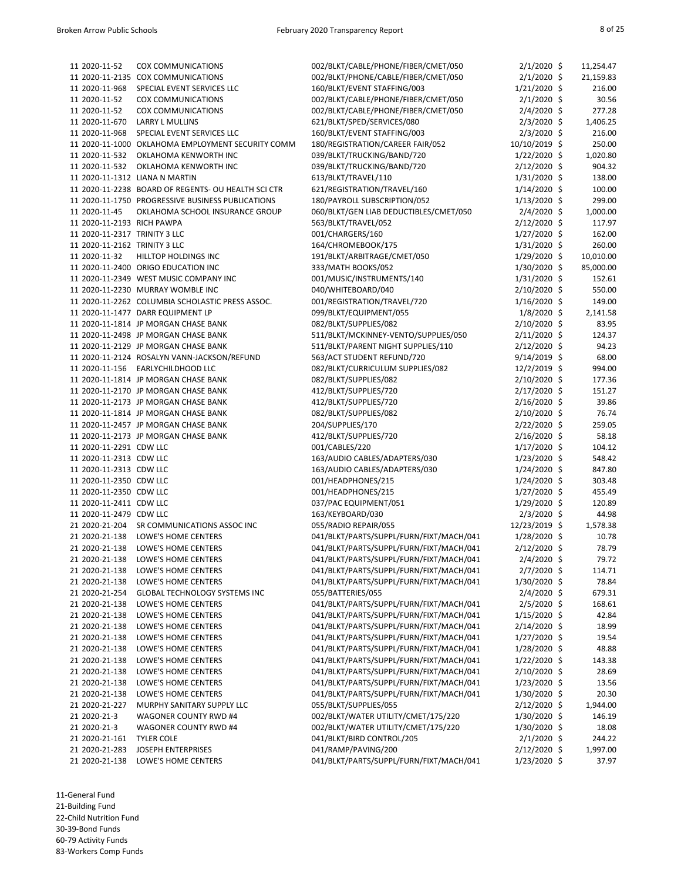| Fund | PO Number | Vendor | Description | Date | Amount |
|---|---|---|---|---|---|
| 11 | 2020-11-52 | COX COMMUNICATIONS | 002/BLKT/CABLE/PHONE/FIBER/CMET/050 | 2/1/2020 | $ 11,254.47 |
| 11 | 2020-11-2135 | COX COMMUNICATIONS | 002/BLKT/PHONE/CABLE/FIBER/CMET/050 | 2/1/2020 | $ 21,159.83 |
| 11 | 2020-11-968 | SPECIAL EVENT SERVICES LLC | 160/BLKT/EVENT STAFFING/003 | 1/21/2020 | $ 216.00 |
| 11 | 2020-11-52 | COX COMMUNICATIONS | 002/BLKT/CABLE/PHONE/FIBER/CMET/050 | 2/1/2020 | $ 30.56 |
| 11 | 2020-11-52 | COX COMMUNICATIONS | 002/BLKT/CABLE/PHONE/FIBER/CMET/050 | 2/4/2020 | $ 277.28 |
| 11 | 2020-11-670 | LARRY L MULLINS | 621/BLKT/SPED/SERVICES/080 | 2/3/2020 | $ 1,406.25 |
| 11 | 2020-11-968 | SPECIAL EVENT SERVICES LLC | 160/BLKT/EVENT STAFFING/003 | 2/3/2020 | $ 216.00 |
| 11 | 2020-11-1000 | OKLAHOMA EMPLOYMENT SECURITY COMM | 180/REGISTRATION/CAREER FAIR/052 | 10/10/2019 | $ 250.00 |
| 11 | 2020-11-532 | OKLAHOMA KENWORTH INC | 039/BLKT/TRUCKING/BAND/720 | 1/22/2020 | $ 1,020.80 |
| 11 | 2020-11-532 | OKLAHOMA KENWORTH INC | 039/BLKT/TRUCKING/BAND/720 | 2/12/2020 | $ 904.32 |
| 11 | 2020-11-1312 | LIANA N MARTIN | 613/BLKT/TRAVEL/110 | 1/31/2020 | $ 138.00 |
| 11 | 2020-11-2238 | BOARD OF REGENTS- OU HEALTH SCI CTR | 621/REGISTRATION/TRAVEL/160 | 1/14/2020 | $ 100.00 |
| 11 | 2020-11-1750 | PROGRESSIVE BUSINESS PUBLICATIONS | 180/PAYROLL SUBSCRIPTION/052 | 1/13/2020 | $ 299.00 |
| 11 | 2020-11-45 | OKLAHOMA SCHOOL INSURANCE GROUP | 060/BLKT/GEN LIAB DEDUCTIBLES/CMET/050 | 2/4/2020 | $ 1,000.00 |
| 11 | 2020-11-2193 | RICH PAWPA | 563/BLKT/TRAVEL/052 | 2/12/2020 | $ 117.97 |
| 11 | 2020-11-2317 | TRINITY 3 LLC | 001/CHARGERS/160 | 1/27/2020 | $ 162.00 |
| 11 | 2020-11-2162 | TRINITY 3 LLC | 164/CHROMEBOOK/175 | 1/31/2020 | $ 260.00 |
| 11 | 2020-11-32 | HILLTOP HOLDINGS INC | 191/BLKT/ARBITRAGE/CMET/050 | 1/29/2020 | $ 10,010.00 |
| 11 | 2020-11-2400 | ORIGO EDUCATION INC | 333/MATH BOOKS/052 | 1/30/2020 | $ 85,000.00 |
| 11 | 2020-11-2349 | WEST MUSIC COMPANY INC | 001/MUSIC/INSTRUMENTS/140 | 1/31/2020 | $ 152.61 |
| 11 | 2020-11-2230 | MURRAY WOMBLE INC | 040/WHITEBOARD/040 | 2/10/2020 | $ 550.00 |
| 11 | 2020-11-2262 | COLUMBIA SCHOLASTIC PRESS ASSOC. | 001/REGISTRATION/TRAVEL/720 | 1/16/2020 | $ 149.00 |
| 11 | 2020-11-1477 | DARR EQUIPMENT LP | 099/BLKT/EQUIPMENT/055 | 1/8/2020 | $ 2,141.58 |
| 11 | 2020-11-1814 | JP MORGAN CHASE BANK | 082/BLKT/SUPPLIES/082 | 2/10/2020 | $ 83.95 |
| 11 | 2020-11-2498 | JP MORGAN CHASE BANK | 511/BLKT/MCKINNEY-VENTO/SUPPLIES/050 | 2/11/2020 | $ 124.37 |
| 11 | 2020-11-2129 | JP MORGAN CHASE BANK | 511/BLKT/PARENT NIGHT SUPPLIES/110 | 2/12/2020 | $ 94.23 |
| 11 | 2020-11-2124 | ROSALYN VANN-JACKSON/REFUND | 563/ACT STUDENT REFUND/720 | 9/14/2019 | $ 68.00 |
| 11 | 2020-11-156 | EARLYCHILDHOOD LLC | 082/BLKT/CURRICULUM SUPPLIES/082 | 12/2/2019 | $ 994.00 |
| 11 | 2020-11-1814 | JP MORGAN CHASE BANK | 082/BLKT/SUPPLIES/082 | 2/10/2020 | $ 177.36 |
| 11 | 2020-11-2170 | JP MORGAN CHASE BANK | 412/BLKT/SUPPLIES/720 | 2/17/2020 | $ 151.27 |
| 11 | 2020-11-2173 | JP MORGAN CHASE BANK | 412/BLKT/SUPPLIES/720 | 2/16/2020 | $ 39.86 |
| 11 | 2020-11-1814 | JP MORGAN CHASE BANK | 082/BLKT/SUPPLIES/082 | 2/10/2020 | $ 76.74 |
| 11 | 2020-11-2457 | JP MORGAN CHASE BANK | 204/SUPPLIES/170 | 2/22/2020 | $ 259.05 |
| 11 | 2020-11-2173 | JP MORGAN CHASE BANK | 412/BLKT/SUPPLIES/720 | 2/16/2020 | $ 58.18 |
| 11 | 2020-11-2291 | CDW LLC | 001/CABLES/220 | 1/17/2020 | $ 104.12 |
| 11 | 2020-11-2313 | CDW LLC | 163/AUDIO CABLES/ADAPTERS/030 | 1/23/2020 | $ 548.42 |
| 11 | 2020-11-2313 | CDW LLC | 163/AUDIO CABLES/ADAPTERS/030 | 1/24/2020 | $ 847.80 |
| 11 | 2020-11-2350 | CDW LLC | 001/HEADPHONES/215 | 1/24/2020 | $ 303.48 |
| 11 | 2020-11-2350 | CDW LLC | 001/HEADPHONES/215 | 1/27/2020 | $ 455.49 |
| 11 | 2020-11-2411 | CDW LLC | 037/PAC EQUIPMENT/051 | 1/29/2020 | $ 120.89 |
| 11 | 2020-11-2479 | CDW LLC | 163/KEYBOARD/030 | 2/3/2020 | $ 44.98 |
| 21 | 2020-21-204 | SR COMMUNICATIONS ASSOC INC | 055/RADIO REPAIR/055 | 12/23/2019 | $ 1,578.38 |
| 21 | 2020-21-138 | LOWE'S HOME CENTERS | 041/BLKT/PARTS/SUPPL/FURN/FIXT/MACH/041 | 1/28/2020 | $ 10.78 |
| 21 | 2020-21-138 | LOWE'S HOME CENTERS | 041/BLKT/PARTS/SUPPL/FURN/FIXT/MACH/041 | 2/12/2020 | $ 78.79 |
| 21 | 2020-21-138 | LOWE'S HOME CENTERS | 041/BLKT/PARTS/SUPPL/FURN/FIXT/MACH/041 | 2/4/2020 | $ 79.72 |
| 21 | 2020-21-138 | LOWE'S HOME CENTERS | 041/BLKT/PARTS/SUPPL/FURN/FIXT/MACH/041 | 2/7/2020 | $ 114.71 |
| 21 | 2020-21-138 | LOWE'S HOME CENTERS | 041/BLKT/PARTS/SUPPL/FURN/FIXT/MACH/041 | 1/30/2020 | $ 78.84 |
| 21 | 2020-21-254 | GLOBAL TECHNOLOGY SYSTEMS INC | 055/BATTERIES/055 | 2/4/2020 | $ 679.31 |
| 21 | 2020-21-138 | LOWE'S HOME CENTERS | 041/BLKT/PARTS/SUPPL/FURN/FIXT/MACH/041 | 2/5/2020 | $ 168.61 |
| 21 | 2020-21-138 | LOWE'S HOME CENTERS | 041/BLKT/PARTS/SUPPL/FURN/FIXT/MACH/041 | 1/15/2020 | $ 42.84 |
| 21 | 2020-21-138 | LOWE'S HOME CENTERS | 041/BLKT/PARTS/SUPPL/FURN/FIXT/MACH/041 | 2/14/2020 | $ 18.99 |
| 21 | 2020-21-138 | LOWE'S HOME CENTERS | 041/BLKT/PARTS/SUPPL/FURN/FIXT/MACH/041 | 1/27/2020 | $ 19.54 |
| 21 | 2020-21-138 | LOWE'S HOME CENTERS | 041/BLKT/PARTS/SUPPL/FURN/FIXT/MACH/041 | 1/28/2020 | $ 48.88 |
| 21 | 2020-21-138 | LOWE'S HOME CENTERS | 041/BLKT/PARTS/SUPPL/FURN/FIXT/MACH/041 | 1/22/2020 | $ 143.38 |
| 21 | 2020-21-138 | LOWE'S HOME CENTERS | 041/BLKT/PARTS/SUPPL/FURN/FIXT/MACH/041 | 2/10/2020 | $ 28.69 |
| 21 | 2020-21-138 | LOWE'S HOME CENTERS | 041/BLKT/PARTS/SUPPL/FURN/FIXT/MACH/041 | 1/23/2020 | $ 13.56 |
| 21 | 2020-21-138 | LOWE'S HOME CENTERS | 041/BLKT/PARTS/SUPPL/FURN/FIXT/MACH/041 | 1/30/2020 | $ 20.30 |
| 21 | 2020-21-227 | MURPHY SANITARY SUPPLY LLC | 055/BLKT/SUPPLIES/055 | 2/12/2020 | $ 1,944.00 |
| 21 | 2020-21-3 | WAGONER COUNTY RWD #4 | 002/BLKT/WATER UTILITY/CMET/175/220 | 1/30/2020 | $ 146.19 |
| 21 | 2020-21-3 | WAGONER COUNTY RWD #4 | 002/BLKT/WATER UTILITY/CMET/175/220 | 1/30/2020 | $ 18.08 |
| 21 | 2020-21-161 | TYLER COLE | 041/BLKT/BIRD CONTROL/205 | 2/1/2020 | $ 244.22 |
| 21 | 2020-21-283 | JOSEPH ENTERPRISES | 041/RAMP/PAVING/200 | 2/12/2020 | $ 1,997.00 |
| 21 | 2020-21-138 | LOWE'S HOME CENTERS | 041/BLKT/PARTS/SUPPL/FURN/FIXT/MACH/041 | 1/23/2020 | $ 37.97 |

11-General Fund
21-Building Fund
22-Child Nutrition Fund
30-39-Bond Funds
60-79 Activity Funds
83-Workers Comp Funds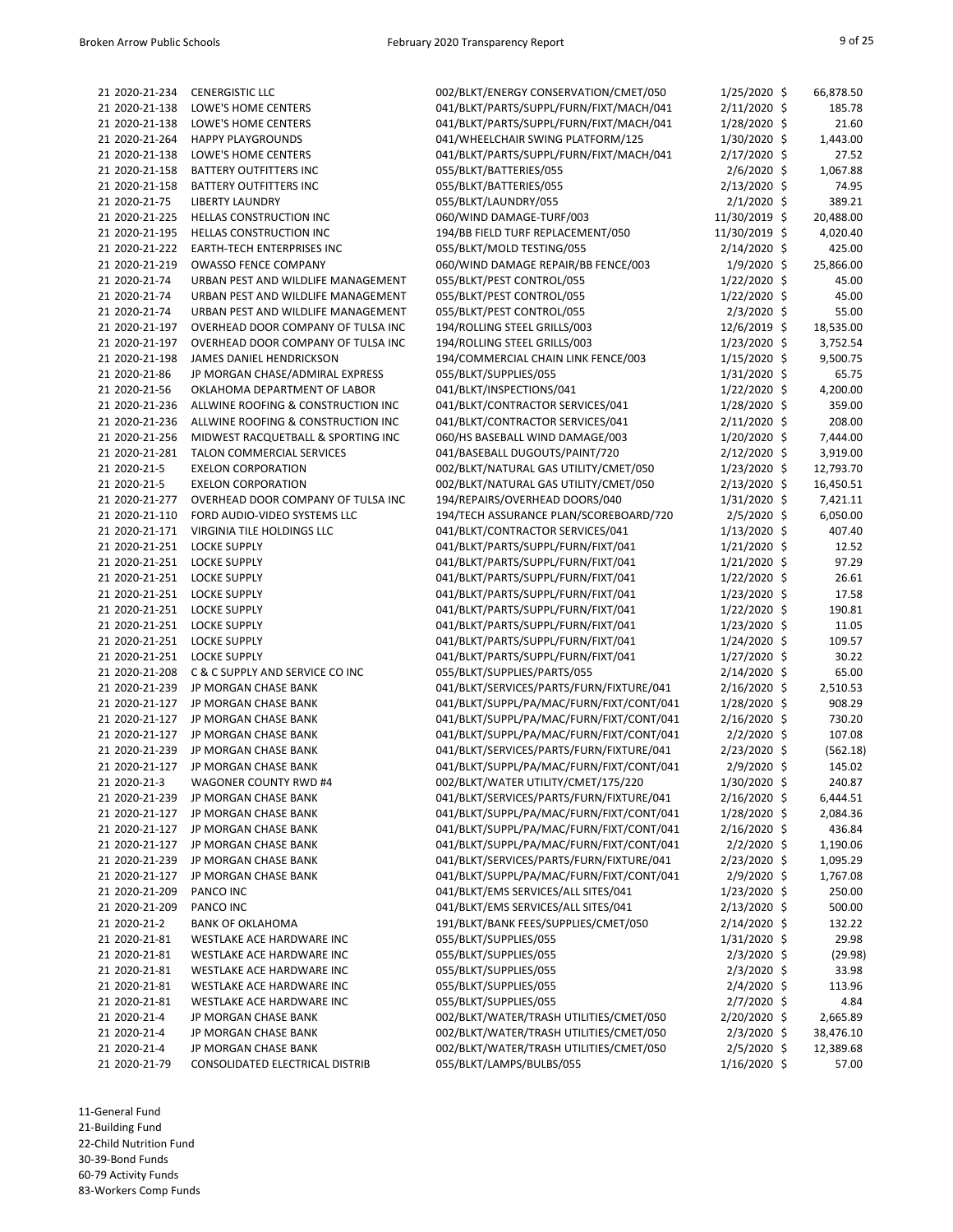| | | | | | |
|---|---|---|---|---|---|
| 21 | 2020-21-234 | CENERGISTIC LLC | 002/BLKT/ENERGY CONSERVATION/CMET/050 | 1/25/2020 | $ 66,878.50 |
| 21 | 2020-21-138 | LOWE'S HOME CENTERS | 041/BLKT/PARTS/SUPPL/FURN/FIXT/MACH/041 | 2/11/2020 | $ 185.78 |
| 21 | 2020-21-138 | LOWE'S HOME CENTERS | 041/BLKT/PARTS/SUPPL/FURN/FIXT/MACH/041 | 1/28/2020 | $ 21.60 |
| 21 | 2020-21-264 | HAPPY PLAYGROUNDS | 041/WHEELCHAIR SWING PLATFORM/125 | 1/30/2020 | $ 1,443.00 |
| 21 | 2020-21-138 | LOWE'S HOME CENTERS | 041/BLKT/PARTS/SUPPL/FURN/FIXT/MACH/041 | 2/17/2020 | $ 27.52 |
| 21 | 2020-21-158 | BATTERY OUTFITTERS INC | 055/BLKT/BATTERIES/055 | 2/6/2020 | $ 1,067.88 |
| 21 | 2020-21-158 | BATTERY OUTFITTERS INC | 055/BLKT/BATTERIES/055 | 2/13/2020 | $ 74.95 |
| 21 | 2020-21-75 | LIBERTY LAUNDRY | 055/BLKT/LAUNDRY/055 | 2/1/2020 | $ 389.21 |
| 21 | 2020-21-225 | HELLAS CONSTRUCTION INC | 060/WIND DAMAGE-TURF/003 | 11/30/2019 | $ 20,488.00 |
| 21 | 2020-21-195 | HELLAS CONSTRUCTION INC | 194/BB FIELD TURF REPLACEMENT/050 | 11/30/2019 | $ 4,020.40 |
| 21 | 2020-21-222 | EARTH-TECH ENTERPRISES INC | 055/BLKT/MOLD TESTING/055 | 2/14/2020 | $ 425.00 |
| 21 | 2020-21-219 | OWASSO FENCE COMPANY | 060/WIND DAMAGE REPAIR/BB FENCE/003 | 1/9/2020 | $ 25,866.00 |
| 21 | 2020-21-74 | URBAN PEST AND WILDLIFE MANAGEMENT | 055/BLKT/PEST CONTROL/055 | 1/22/2020 | $ 45.00 |
| 21 | 2020-21-74 | URBAN PEST AND WILDLIFE MANAGEMENT | 055/BLKT/PEST CONTROL/055 | 1/22/2020 | $ 45.00 |
| 21 | 2020-21-74 | URBAN PEST AND WILDLIFE MANAGEMENT | 055/BLKT/PEST CONTROL/055 | 2/3/2020 | $ 55.00 |
| 21 | 2020-21-197 | OVERHEAD DOOR COMPANY OF TULSA INC | 194/ROLLING STEEL GRILLS/003 | 12/6/2019 | $ 18,535.00 |
| 21 | 2020-21-197 | OVERHEAD DOOR COMPANY OF TULSA INC | 194/ROLLING STEEL GRILLS/003 | 1/23/2020 | $ 3,752.54 |
| 21 | 2020-21-198 | JAMES DANIEL HENDRICKSON | 194/COMMERCIAL CHAIN LINK FENCE/003 | 1/15/2020 | $ 9,500.75 |
| 21 | 2020-21-86 | JP MORGAN CHASE/ADMIRAL EXPRESS | 055/BLKT/SUPPLIES/055 | 1/31/2020 | $ 65.75 |
| 21 | 2020-21-56 | OKLAHOMA DEPARTMENT OF LABOR | 041/BLKT/INSPECTIONS/041 | 1/22/2020 | $ 4,200.00 |
| 21 | 2020-21-236 | ALLWINE ROOFING & CONSTRUCTION INC | 041/BLKT/CONTRACTOR SERVICES/041 | 1/28/2020 | $ 359.00 |
| 21 | 2020-21-236 | ALLWINE ROOFING & CONSTRUCTION INC | 041/BLKT/CONTRACTOR SERVICES/041 | 2/11/2020 | $ 208.00 |
| 21 | 2020-21-256 | MIDWEST RACQUETBALL & SPORTING INC | 060/HS BASEBALL WIND DAMAGE/003 | 1/20/2020 | $ 7,444.00 |
| 21 | 2020-21-281 | TALON COMMERCIAL SERVICES | 041/BASEBALL DUGOUTS/PAINT/720 | 2/12/2020 | $ 3,919.00 |
| 21 | 2020-21-5 | EXELON CORPORATION | 002/BLKT/NATURAL GAS UTILITY/CMET/050 | 1/23/2020 | $ 12,793.70 |
| 21 | 2020-21-5 | EXELON CORPORATION | 002/BLKT/NATURAL GAS UTILITY/CMET/050 | 2/13/2020 | $ 16,450.51 |
| 21 | 2020-21-277 | OVERHEAD DOOR COMPANY OF TULSA INC | 194/REPAIRS/OVERHEAD DOORS/040 | 1/31/2020 | $ 7,421.11 |
| 21 | 2020-21-110 | FORD AUDIO-VIDEO SYSTEMS LLC | 194/TECH ASSURANCE PLAN/SCOREBOARD/720 | 2/5/2020 | $ 6,050.00 |
| 21 | 2020-21-171 | VIRGINIA TILE HOLDINGS LLC | 041/BLKT/CONTRACTOR SERVICES/041 | 1/13/2020 | $ 407.40 |
| 21 | 2020-21-251 | LOCKE SUPPLY | 041/BLKT/PARTS/SUPPL/FURN/FIXT/041 | 1/21/2020 | $ 12.52 |
| 21 | 2020-21-251 | LOCKE SUPPLY | 041/BLKT/PARTS/SUPPL/FURN/FIXT/041 | 1/21/2020 | $ 97.29 |
| 21 | 2020-21-251 | LOCKE SUPPLY | 041/BLKT/PARTS/SUPPL/FURN/FIXT/041 | 1/22/2020 | $ 26.61 |
| 21 | 2020-21-251 | LOCKE SUPPLY | 041/BLKT/PARTS/SUPPL/FURN/FIXT/041 | 1/23/2020 | $ 17.58 |
| 21 | 2020-21-251 | LOCKE SUPPLY | 041/BLKT/PARTS/SUPPL/FURN/FIXT/041 | 1/22/2020 | $ 190.81 |
| 21 | 2020-21-251 | LOCKE SUPPLY | 041/BLKT/PARTS/SUPPL/FURN/FIXT/041 | 1/23/2020 | $ 11.05 |
| 21 | 2020-21-251 | LOCKE SUPPLY | 041/BLKT/PARTS/SUPPL/FURN/FIXT/041 | 1/24/2020 | $ 109.57 |
| 21 | 2020-21-251 | LOCKE SUPPLY | 041/BLKT/PARTS/SUPPL/FURN/FIXT/041 | 1/27/2020 | $ 30.22 |
| 21 | 2020-21-208 | C & C SUPPLY AND SERVICE CO INC | 055/BLKT/SUPPLIES/PARTS/055 | 2/14/2020 | $ 65.00 |
| 21 | 2020-21-239 | JP MORGAN CHASE BANK | 041/BLKT/SERVICES/PARTS/FURN/FIXTURE/041 | 2/16/2020 | $ 2,510.53 |
| 21 | 2020-21-127 | JP MORGAN CHASE BANK | 041/BLKT/SUPPL/PA/MAC/FURN/FIXT/CONT/041 | 1/28/2020 | $ 908.29 |
| 21 | 2020-21-127 | JP MORGAN CHASE BANK | 041/BLKT/SUPPL/PA/MAC/FURN/FIXT/CONT/041 | 2/16/2020 | $ 730.20 |
| 21 | 2020-21-127 | JP MORGAN CHASE BANK | 041/BLKT/SUPPL/PA/MAC/FURN/FIXT/CONT/041 | 2/2/2020 | $ 107.08 |
| 21 | 2020-21-239 | JP MORGAN CHASE BANK | 041/BLKT/SERVICES/PARTS/FURN/FIXTURE/041 | 2/23/2020 | $ (562.18) |
| 21 | 2020-21-127 | JP MORGAN CHASE BANK | 041/BLKT/SUPPL/PA/MAC/FURN/FIXT/CONT/041 | 2/9/2020 | $ 145.02 |
| 21 | 2020-21-3 | WAGONER COUNTY RWD #4 | 002/BLKT/WATER UTILITY/CMET/175/220 | 1/30/2020 | $ 240.87 |
| 21 | 2020-21-239 | JP MORGAN CHASE BANK | 041/BLKT/SERVICES/PARTS/FURN/FIXTURE/041 | 2/16/2020 | $ 6,444.51 |
| 21 | 2020-21-127 | JP MORGAN CHASE BANK | 041/BLKT/SUPPL/PA/MAC/FURN/FIXT/CONT/041 | 1/28/2020 | $ 2,084.36 |
| 21 | 2020-21-127 | JP MORGAN CHASE BANK | 041/BLKT/SUPPL/PA/MAC/FURN/FIXT/CONT/041 | 2/16/2020 | $ 436.84 |
| 21 | 2020-21-127 | JP MORGAN CHASE BANK | 041/BLKT/SUPPL/PA/MAC/FURN/FIXT/CONT/041 | 2/2/2020 | $ 1,190.06 |
| 21 | 2020-21-239 | JP MORGAN CHASE BANK | 041/BLKT/SERVICES/PARTS/FURN/FIXTURE/041 | 2/23/2020 | $ 1,095.29 |
| 21 | 2020-21-127 | JP MORGAN CHASE BANK | 041/BLKT/SUPPL/PA/MAC/FURN/FIXT/CONT/041 | 2/9/2020 | $ 1,767.08 |
| 21 | 2020-21-209 | PANCO INC | 041/BLKT/EMS SERVICES/ALL SITES/041 | 1/23/2020 | $ 250.00 |
| 21 | 2020-21-209 | PANCO INC | 041/BLKT/EMS SERVICES/ALL SITES/041 | 2/13/2020 | $ 500.00 |
| 21 | 2020-21-2 | BANK OF OKLAHOMA | 191/BLKT/BANK FEES/SUPPLIES/CMET/050 | 2/14/2020 | $ 132.22 |
| 21 | 2020-21-81 | WESTLAKE ACE HARDWARE INC | 055/BLKT/SUPPLIES/055 | 1/31/2020 | $ 29.98 |
| 21 | 2020-21-81 | WESTLAKE ACE HARDWARE INC | 055/BLKT/SUPPLIES/055 | 2/3/2020 | $ (29.98) |
| 21 | 2020-21-81 | WESTLAKE ACE HARDWARE INC | 055/BLKT/SUPPLIES/055 | 2/3/2020 | $ 33.98 |
| 21 | 2020-21-81 | WESTLAKE ACE HARDWARE INC | 055/BLKT/SUPPLIES/055 | 2/4/2020 | $ 113.96 |
| 21 | 2020-21-81 | WESTLAKE ACE HARDWARE INC | 055/BLKT/SUPPLIES/055 | 2/7/2020 | $ 4.84 |
| 21 | 2020-21-4 | JP MORGAN CHASE BANK | 002/BLKT/WATER/TRASH UTILITIES/CMET/050 | 2/20/2020 | $ 2,665.89 |
| 21 | 2020-21-4 | JP MORGAN CHASE BANK | 002/BLKT/WATER/TRASH UTILITIES/CMET/050 | 2/3/2020 | $ 38,476.10 |
| 21 | 2020-21-4 | JP MORGAN CHASE BANK | 002/BLKT/WATER/TRASH UTILITIES/CMET/050 | 2/5/2020 | $ 12,389.68 |
| 21 | 2020-21-79 | CONSOLIDATED ELECTRICAL DISTRIB | 055/BLKT/LAMPS/BULBS/055 | 1/16/2020 | $ 57.00 |

11-General Fund
21-Building Fund
22-Child Nutrition Fund
30-39-Bond Funds
60-79 Activity Funds
83-Workers Comp Funds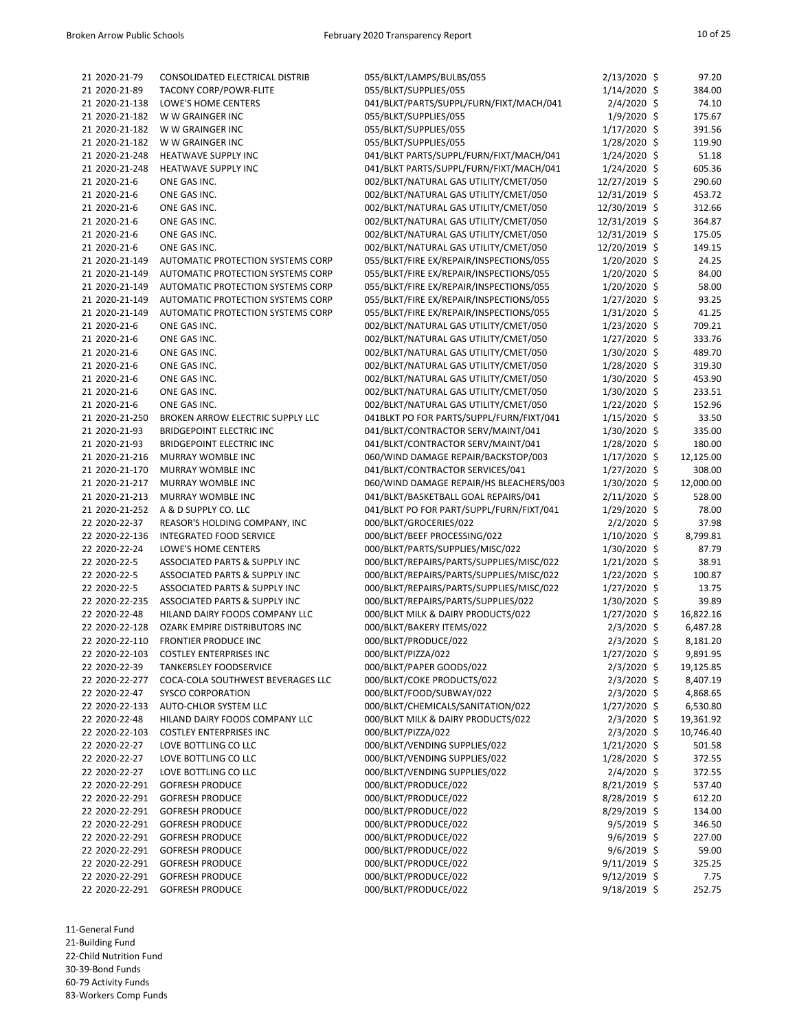| | | | | |
|---|---|---|---|---|
| 21 2020-21-79 | CONSOLIDATED ELECTRICAL DISTRIB | 055/BLKT/LAMPS/BULBS/055 | 2/13/2020 | $ 97.20 |
| 21 2020-21-89 | TACONY CORP/POWR-FLITE | 055/BLKT/SUPPLIES/055 | 1/14/2020 | $ 384.00 |
| 21 2020-21-138 | LOWE'S HOME CENTERS | 041/BLKT/PARTS/SUPPL/FURN/FIXT/MACH/041 | 2/4/2020 | $ 74.10 |
| 21 2020-21-182 | W W GRAINGER INC | 055/BLKT/SUPPLIES/055 | 1/9/2020 | $ 175.67 |
| 21 2020-21-182 | W W GRAINGER INC | 055/BLKT/SUPPLIES/055 | 1/17/2020 | $ 391.56 |
| 21 2020-21-182 | W W GRAINGER INC | 055/BLKT/SUPPLIES/055 | 1/28/2020 | $ 119.90 |
| 21 2020-21-248 | HEATWAVE SUPPLY INC | 041/BLKT PARTS/SUPPL/FURN/FIXT/MACH/041 | 1/24/2020 | $ 51.18 |
| 21 2020-21-248 | HEATWAVE SUPPLY INC | 041/BLKT PARTS/SUPPL/FURN/FIXT/MACH/041 | 1/24/2020 | $ 605.36 |
| 21 2020-21-6 | ONE GAS INC. | 002/BLKT/NATURAL GAS UTILITY/CMET/050 | 12/27/2019 | $ 290.60 |
| 21 2020-21-6 | ONE GAS INC. | 002/BLKT/NATURAL GAS UTILITY/CMET/050 | 12/31/2019 | $ 453.72 |
| 21 2020-21-6 | ONE GAS INC. | 002/BLKT/NATURAL GAS UTILITY/CMET/050 | 12/30/2019 | $ 312.66 |
| 21 2020-21-6 | ONE GAS INC. | 002/BLKT/NATURAL GAS UTILITY/CMET/050 | 12/31/2019 | $ 364.87 |
| 21 2020-21-6 | ONE GAS INC. | 002/BLKT/NATURAL GAS UTILITY/CMET/050 | 12/31/2019 | $ 175.05 |
| 21 2020-21-6 | ONE GAS INC. | 002/BLKT/NATURAL GAS UTILITY/CMET/050 | 12/20/2019 | $ 149.15 |
| 21 2020-21-149 | AUTOMATIC PROTECTION SYSTEMS CORP | 055/BLKT/FIRE EX/REPAIR/INSPECTIONS/055 | 1/20/2020 | $ 24.25 |
| 21 2020-21-149 | AUTOMATIC PROTECTION SYSTEMS CORP | 055/BLKT/FIRE EX/REPAIR/INSPECTIONS/055 | 1/20/2020 | $ 84.00 |
| 21 2020-21-149 | AUTOMATIC PROTECTION SYSTEMS CORP | 055/BLKT/FIRE EX/REPAIR/INSPECTIONS/055 | 1/20/2020 | $ 58.00 |
| 21 2020-21-149 | AUTOMATIC PROTECTION SYSTEMS CORP | 055/BLKT/FIRE EX/REPAIR/INSPECTIONS/055 | 1/27/2020 | $ 93.25 |
| 21 2020-21-149 | AUTOMATIC PROTECTION SYSTEMS CORP | 055/BLKT/FIRE EX/REPAIR/INSPECTIONS/055 | 1/31/2020 | $ 41.25 |
| 21 2020-21-6 | ONE GAS INC. | 002/BLKT/NATURAL GAS UTILITY/CMET/050 | 1/23/2020 | $ 709.21 |
| 21 2020-21-6 | ONE GAS INC. | 002/BLKT/NATURAL GAS UTILITY/CMET/050 | 1/27/2020 | $ 333.76 |
| 21 2020-21-6 | ONE GAS INC. | 002/BLKT/NATURAL GAS UTILITY/CMET/050 | 1/30/2020 | $ 489.70 |
| 21 2020-21-6 | ONE GAS INC. | 002/BLKT/NATURAL GAS UTILITY/CMET/050 | 1/28/2020 | $ 319.30 |
| 21 2020-21-6 | ONE GAS INC. | 002/BLKT/NATURAL GAS UTILITY/CMET/050 | 1/30/2020 | $ 453.90 |
| 21 2020-21-6 | ONE GAS INC. | 002/BLKT/NATURAL GAS UTILITY/CMET/050 | 1/30/2020 | $ 233.51 |
| 21 2020-21-6 | ONE GAS INC. | 002/BLKT/NATURAL GAS UTILITY/CMET/050 | 1/22/2020 | $ 152.96 |
| 21 2020-21-250 | BROKEN ARROW ELECTRIC SUPPLY LLC | 041BLKT PO FOR PARTS/SUPPL/FURN/FIXT/041 | 1/15/2020 | $ 33.50 |
| 21 2020-21-93 | BRIDGEPOINT ELECTRIC INC | 041/BLKT/CONTRACTOR SERV/MAINT/041 | 1/30/2020 | $ 335.00 |
| 21 2020-21-93 | BRIDGEPOINT ELECTRIC INC | 041/BLKT/CONTRACTOR SERV/MAINT/041 | 1/28/2020 | $ 180.00 |
| 21 2020-21-216 | MURRAY WOMBLE INC | 060/WIND DAMAGE REPAIR/BACKSTOP/003 | 1/17/2020 | $ 12,125.00 |
| 21 2020-21-170 | MURRAY WOMBLE INC | 041/BLKT/CONTRACTOR SERVICES/041 | 1/27/2020 | $ 308.00 |
| 21 2020-21-217 | MURRAY WOMBLE INC | 060/WIND DAMAGE REPAIR/HS BLEACHERS/003 | 1/30/2020 | $ 12,000.00 |
| 21 2020-21-213 | MURRAY WOMBLE INC | 041/BLKT/BASKETBALL GOAL REPAIRS/041 | 2/11/2020 | $ 528.00 |
| 21 2020-21-252 | A & D SUPPLY CO. LLC | 041/BLKT PO FOR PART/SUPPL/FURN/FIXT/041 | 1/29/2020 | $ 78.00 |
| 22 2020-22-37 | REASOR'S HOLDING COMPANY, INC | 000/BLKT/GROCERIES/022 | 2/2/2020 | $ 37.98 |
| 22 2020-22-136 | INTEGRATED FOOD SERVICE | 000/BLKT/BEEF PROCESSING/022 | 1/10/2020 | $ 8,799.81 |
| 22 2020-22-24 | LOWE'S HOME CENTERS | 000/BLKT/PARTS/SUPPLIES/MISC/022 | 1/30/2020 | $ 87.79 |
| 22 2020-22-5 | ASSOCIATED PARTS & SUPPLY INC | 000/BLKT/REPAIRS/PARTS/SUPPLIES/MISC/022 | 1/21/2020 | $ 38.91 |
| 22 2020-22-5 | ASSOCIATED PARTS & SUPPLY INC | 000/BLKT/REPAIRS/PARTS/SUPPLIES/MISC/022 | 1/22/2020 | $ 100.87 |
| 22 2020-22-5 | ASSOCIATED PARTS & SUPPLY INC | 000/BLKT/REPAIRS/PARTS/SUPPLIES/MISC/022 | 1/27/2020 | $ 13.75 |
| 22 2020-22-235 | ASSOCIATED PARTS & SUPPLY INC | 000/BLKT/REPAIRS/PARTS/SUPPLIES/022 | 1/30/2020 | $ 39.89 |
| 22 2020-22-48 | HILAND DAIRY FOODS COMPANY LLC | 000/BLKT MILK & DAIRY PRODUCTS/022 | 1/27/2020 | $ 16,822.16 |
| 22 2020-22-128 | OZARK EMPIRE DISTRIBUTORS INC | 000/BLKT/BAKERY ITEMS/022 | 2/3/2020 | $ 6,487.28 |
| 22 2020-22-110 | FRONTIER PRODUCE INC | 000/BLKT/PRODUCE/022 | 2/3/2020 | $ 8,181.20 |
| 22 2020-22-103 | COSTLEY ENTERPRISES INC | 000/BLKT/PIZZA/022 | 1/27/2020 | $ 9,891.95 |
| 22 2020-22-39 | TANKERSLEY FOODSERVICE | 000/BLKT/PAPER GOODS/022 | 2/3/2020 | $ 19,125.85 |
| 22 2020-22-277 | COCA-COLA SOUTHWEST BEVERAGES LLC | 000/BLKT/COKE PRODUCTS/022 | 2/3/2020 | $ 8,407.19 |
| 22 2020-22-47 | SYSCO CORPORATION | 000/BLKT/FOOD/SUBWAY/022 | 2/3/2020 | $ 4,868.65 |
| 22 2020-22-133 | AUTO-CHLOR SYSTEM LLC | 000/BLKT/CHEMICALS/SANITATION/022 | 1/27/2020 | $ 6,530.80 |
| 22 2020-22-48 | HILAND DAIRY FOODS COMPANY LLC | 000/BLKT MILK & DAIRY PRODUCTS/022 | 2/3/2020 | $ 19,361.92 |
| 22 2020-22-103 | COSTLEY ENTERPRISES INC | 000/BLKT/PIZZA/022 | 2/3/2020 | $ 10,746.40 |
| 22 2020-22-27 | LOVE BOTTLING CO LLC | 000/BLKT/VENDING SUPPLIES/022 | 1/21/2020 | $ 501.58 |
| 22 2020-22-27 | LOVE BOTTLING CO LLC | 000/BLKT/VENDING SUPPLIES/022 | 1/28/2020 | $ 372.55 |
| 22 2020-22-27 | LOVE BOTTLING CO LLC | 000/BLKT/VENDING SUPPLIES/022 | 2/4/2020 | $ 372.55 |
| 22 2020-22-291 | GOFRESH PRODUCE | 000/BLKT/PRODUCE/022 | 8/21/2019 | $ 537.40 |
| 22 2020-22-291 | GOFRESH PRODUCE | 000/BLKT/PRODUCE/022 | 8/28/2019 | $ 612.20 |
| 22 2020-22-291 | GOFRESH PRODUCE | 000/BLKT/PRODUCE/022 | 8/29/2019 | $ 134.00 |
| 22 2020-22-291 | GOFRESH PRODUCE | 000/BLKT/PRODUCE/022 | 9/5/2019 | $ 346.50 |
| 22 2020-22-291 | GOFRESH PRODUCE | 000/BLKT/PRODUCE/022 | 9/6/2019 | $ 227.00 |
| 22 2020-22-291 | GOFRESH PRODUCE | 000/BLKT/PRODUCE/022 | 9/6/2019 | $ 59.00 |
| 22 2020-22-291 | GOFRESH PRODUCE | 000/BLKT/PRODUCE/022 | 9/11/2019 | $ 325.25 |
| 22 2020-22-291 | GOFRESH PRODUCE | 000/BLKT/PRODUCE/022 | 9/12/2019 | $ 7.75 |
| 22 2020-22-291 | GOFRESH PRODUCE | 000/BLKT/PRODUCE/022 | 9/18/2019 | $ 252.75 |

11-General Fund
21-Building Fund
22-Child Nutrition Fund
30-39-Bond Funds
60-79 Activity Funds
83-Workers Comp Funds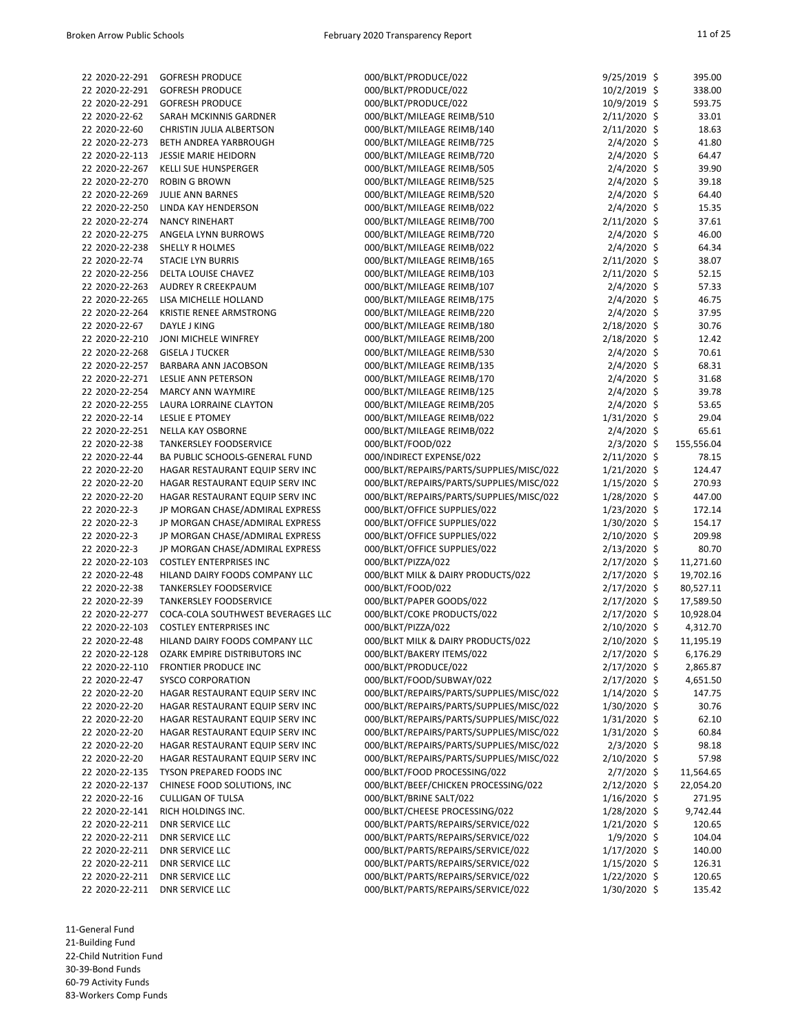| | | | | | |
|---|---|---|---|---|---|
| 22 | 2020-22-291 | GOFRESH PRODUCE | 000/BLKT/PRODUCE/022 | 9/25/2019 | $ 395.00 |
| 22 | 2020-22-291 | GOFRESH PRODUCE | 000/BLKT/PRODUCE/022 | 10/2/2019 | $ 338.00 |
| 22 | 2020-22-291 | GOFRESH PRODUCE | 000/BLKT/PRODUCE/022 | 10/9/2019 | $ 593.75 |
| 22 | 2020-22-62 | SARAH MCKINNIS GARDNER | 000/BLKT/MILEAGE REIMB/510 | 2/11/2020 | $ 33.01 |
| 22 | 2020-22-60 | CHRISTIN JULIA ALBERTSON | 000/BLKT/MILEAGE REIMB/140 | 2/11/2020 | $ 18.63 |
| 22 | 2020-22-273 | BETH ANDREA YARBROUGH | 000/BLKT/MILEAGE REIMB/725 | 2/4/2020 | $ 41.80 |
| 22 | 2020-22-113 | JESSIE MARIE HEIDORN | 000/BLKT/MILEAGE REIMB/720 | 2/4/2020 | $ 64.47 |
| 22 | 2020-22-267 | KELLI SUE HUNSPERGER | 000/BLKT/MILEAGE REIMB/505 | 2/4/2020 | $ 39.90 |
| 22 | 2020-22-270 | ROBIN G BROWN | 000/BLKT/MILEAGE REIMB/525 | 2/4/2020 | $ 39.18 |
| 22 | 2020-22-269 | JULIE ANN BARNES | 000/BLKT/MILEAGE REIMB/520 | 2/4/2020 | $ 64.40 |
| 22 | 2020-22-250 | LINDA KAY HENDERSON | 000/BLKT/MILEAGE REIMB/022 | 2/4/2020 | $ 15.35 |
| 22 | 2020-22-274 | NANCY RINEHART | 000/BLKT/MILEAGE REIMB/700 | 2/11/2020 | $ 37.61 |
| 22 | 2020-22-275 | ANGELA LYNN BURROWS | 000/BLKT/MILEAGE REIMB/720 | 2/4/2020 | $ 46.00 |
| 22 | 2020-22-238 | SHELLY R HOLMES | 000/BLKT/MILEAGE REIMB/022 | 2/4/2020 | $ 64.34 |
| 22 | 2020-22-74 | STACIE LYN BURRIS | 000/BLKT/MILEAGE REIMB/165 | 2/11/2020 | $ 38.07 |
| 22 | 2020-22-256 | DELTA LOUISE CHAVEZ | 000/BLKT/MILEAGE REIMB/103 | 2/11/2020 | $ 52.15 |
| 22 | 2020-22-263 | AUDREY R CREEKPAUM | 000/BLKT/MILEAGE REIMB/107 | 2/4/2020 | $ 57.33 |
| 22 | 2020-22-265 | LISA MICHELLE HOLLAND | 000/BLKT/MILEAGE REIMB/175 | 2/4/2020 | $ 46.75 |
| 22 | 2020-22-264 | KRISTIE RENEE ARMSTRONG | 000/BLKT/MILEAGE REIMB/220 | 2/4/2020 | $ 37.95 |
| 22 | 2020-22-67 | DAYLE J KING | 000/BLKT/MILEAGE REIMB/180 | 2/18/2020 | $ 30.76 |
| 22 | 2020-22-210 | JONI MICHELE WINFREY | 000/BLKT/MILEAGE REIMB/200 | 2/18/2020 | $ 12.42 |
| 22 | 2020-22-268 | GISELA J TUCKER | 000/BLKT/MILEAGE REIMB/530 | 2/4/2020 | $ 70.61 |
| 22 | 2020-22-257 | BARBARA ANN JACOBSON | 000/BLKT/MILEAGE REIMB/135 | 2/4/2020 | $ 68.31 |
| 22 | 2020-22-271 | LESLIE ANN PETERSON | 000/BLKT/MILEAGE REIMB/170 | 2/4/2020 | $ 31.68 |
| 22 | 2020-22-254 | MARCY ANN WAYMIRE | 000/BLKT/MILEAGE REIMB/125 | 2/4/2020 | $ 39.78 |
| 22 | 2020-22-255 | LAURA LORRAINE CLAYTON | 000/BLKT/MILEAGE REIMB/205 | 2/4/2020 | $ 53.65 |
| 22 | 2020-22-14 | LESLIE E PTOMEY | 000/BLKT/MILEAGE REIMB/022 | 1/31/2020 | $ 29.04 |
| 22 | 2020-22-251 | NELLA KAY OSBORNE | 000/BLKT/MILEAGE REIMB/022 | 2/4/2020 | $ 65.61 |
| 22 | 2020-22-38 | TANKERSLEY FOODSERVICE | 000/BLKT/FOOD/022 | 2/3/2020 | $ 155,556.04 |
| 22 | 2020-22-44 | BA PUBLIC SCHOOLS-GENERAL FUND | 000/INDIRECT EXPENSE/022 | 2/11/2020 | $ 78.15 |
| 22 | 2020-22-20 | HAGAR RESTAURANT EQUIP SERV INC | 000/BLKT/REPAIRS/PARTS/SUPPLIES/MISC/022 | 1/21/2020 | $ 124.47 |
| 22 | 2020-22-20 | HAGAR RESTAURANT EQUIP SERV INC | 000/BLKT/REPAIRS/PARTS/SUPPLIES/MISC/022 | 1/15/2020 | $ 270.93 |
| 22 | 2020-22-20 | HAGAR RESTAURANT EQUIP SERV INC | 000/BLKT/REPAIRS/PARTS/SUPPLIES/MISC/022 | 1/28/2020 | $ 447.00 |
| 22 | 2020-22-3 | JP MORGAN CHASE/ADMIRAL EXPRESS | 000/BLKT/OFFICE SUPPLIES/022 | 1/23/2020 | $ 172.14 |
| 22 | 2020-22-3 | JP MORGAN CHASE/ADMIRAL EXPRESS | 000/BLKT/OFFICE SUPPLIES/022 | 1/30/2020 | $ 154.17 |
| 22 | 2020-22-3 | JP MORGAN CHASE/ADMIRAL EXPRESS | 000/BLKT/OFFICE SUPPLIES/022 | 2/10/2020 | $ 209.98 |
| 22 | 2020-22-3 | JP MORGAN CHASE/ADMIRAL EXPRESS | 000/BLKT/OFFICE SUPPLIES/022 | 2/13/2020 | $ 80.70 |
| 22 | 2020-22-103 | COSTLEY ENTERPRISES INC | 000/BLKT/PIZZA/022 | 2/17/2020 | $ 11,271.60 |
| 22 | 2020-22-48 | HILAND DAIRY FOODS COMPANY LLC | 000/BLKT MILK & DAIRY PRODUCTS/022 | 2/17/2020 | $ 19,702.16 |
| 22 | 2020-22-38 | TANKERSLEY FOODSERVICE | 000/BLKT/FOOD/022 | 2/17/2020 | $ 80,527.11 |
| 22 | 2020-22-39 | TANKERSLEY FOODSERVICE | 000/BLKT/PAPER GOODS/022 | 2/17/2020 | $ 17,589.50 |
| 22 | 2020-22-277 | COCA-COLA SOUTHWEST BEVERAGES LLC | 000/BLKT/COKE PRODUCTS/022 | 2/17/2020 | $ 10,928.04 |
| 22 | 2020-22-103 | COSTLEY ENTERPRISES INC | 000/BLKT/PIZZA/022 | 2/10/2020 | $ 4,312.70 |
| 22 | 2020-22-48 | HILAND DAIRY FOODS COMPANY LLC | 000/BLKT MILK & DAIRY PRODUCTS/022 | 2/10/2020 | $ 11,195.19 |
| 22 | 2020-22-128 | OZARK EMPIRE DISTRIBUTORS INC | 000/BLKT/BAKERY ITEMS/022 | 2/17/2020 | $ 6,176.29 |
| 22 | 2020-22-110 | FRONTIER PRODUCE INC | 000/BLKT/PRODUCE/022 | 2/17/2020 | $ 2,865.87 |
| 22 | 2020-22-47 | SYSCO CORPORATION | 000/BLKT/FOOD/SUBWAY/022 | 2/17/2020 | $ 4,651.50 |
| 22 | 2020-22-20 | HAGAR RESTAURANT EQUIP SERV INC | 000/BLKT/REPAIRS/PARTS/SUPPLIES/MISC/022 | 1/14/2020 | $ 147.75 |
| 22 | 2020-22-20 | HAGAR RESTAURANT EQUIP SERV INC | 000/BLKT/REPAIRS/PARTS/SUPPLIES/MISC/022 | 1/30/2020 | $ 30.76 |
| 22 | 2020-22-20 | HAGAR RESTAURANT EQUIP SERV INC | 000/BLKT/REPAIRS/PARTS/SUPPLIES/MISC/022 | 1/31/2020 | $ 62.10 |
| 22 | 2020-22-20 | HAGAR RESTAURANT EQUIP SERV INC | 000/BLKT/REPAIRS/PARTS/SUPPLIES/MISC/022 | 1/31/2020 | $ 60.84 |
| 22 | 2020-22-20 | HAGAR RESTAURANT EQUIP SERV INC | 000/BLKT/REPAIRS/PARTS/SUPPLIES/MISC/022 | 2/3/2020 | $ 98.18 |
| 22 | 2020-22-20 | HAGAR RESTAURANT EQUIP SERV INC | 000/BLKT/REPAIRS/PARTS/SUPPLIES/MISC/022 | 2/10/2020 | $ 57.98 |
| 22 | 2020-22-135 | TYSON PREPARED FOODS INC | 000/BLKT/FOOD PROCESSING/022 | 2/7/2020 | $ 11,564.65 |
| 22 | 2020-22-137 | CHINESE FOOD SOLUTIONS, INC | 000/BLKT/BEEF/CHICKEN PROCESSING/022 | 2/12/2020 | $ 22,054.20 |
| 22 | 2020-22-16 | CULLIGAN OF TULSA | 000/BLKT/BRINE SALT/022 | 1/16/2020 | $ 271.95 |
| 22 | 2020-22-141 | RICH HOLDINGS INC. | 000/BLKT/CHEESE PROCESSING/022 | 1/28/2020 | $ 9,742.44 |
| 22 | 2020-22-211 | DNR SERVICE LLC | 000/BLKT/PARTS/REPAIRS/SERVICE/022 | 1/21/2020 | $ 120.65 |
| 22 | 2020-22-211 | DNR SERVICE LLC | 000/BLKT/PARTS/REPAIRS/SERVICE/022 | 1/9/2020 | $ 104.04 |
| 22 | 2020-22-211 | DNR SERVICE LLC | 000/BLKT/PARTS/REPAIRS/SERVICE/022 | 1/17/2020 | $ 140.00 |
| 22 | 2020-22-211 | DNR SERVICE LLC | 000/BLKT/PARTS/REPAIRS/SERVICE/022 | 1/15/2020 | $ 126.31 |
| 22 | 2020-22-211 | DNR SERVICE LLC | 000/BLKT/PARTS/REPAIRS/SERVICE/022 | 1/22/2020 | $ 120.65 |
| 22 | 2020-22-211 | DNR SERVICE LLC | 000/BLKT/PARTS/REPAIRS/SERVICE/022 | 1/30/2020 | $ 135.42 |

11-General Fund
21-Building Fund
22-Child Nutrition Fund
30-39-Bond Funds
60-79 Activity Funds
83-Workers Comp Funds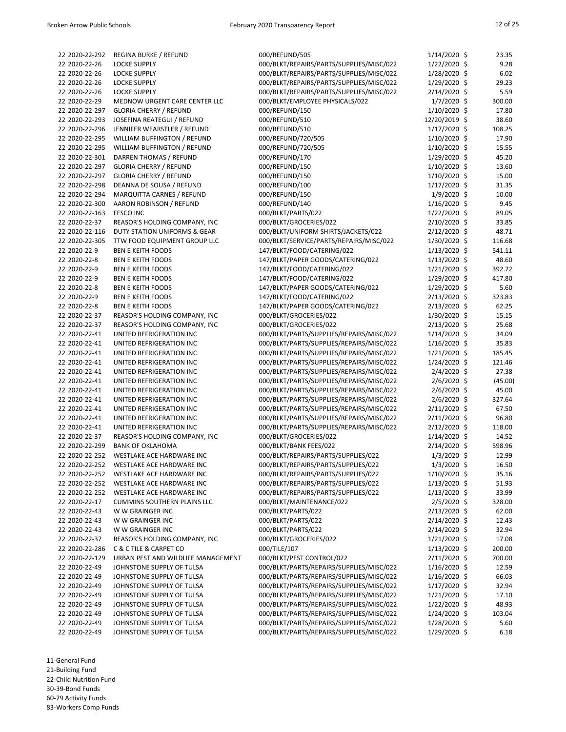| | | | | |
|---|---|---|---|---|
| 22 2020-22-292 | REGINA BURKE / REFUND | 000/REFUND/505 | 1/14/2020 | $ 23.35 |
| 22 2020-22-26 | LOCKE SUPPLY | 000/BLKT/REPAIRS/PARTS/SUPPLIES/MISC/022 | 1/22/2020 | $ 9.28 |
| 22 2020-22-26 | LOCKE SUPPLY | 000/BLKT/REPAIRS/PARTS/SUPPLIES/MISC/022 | 1/28/2020 | $ 6.02 |
| 22 2020-22-26 | LOCKE SUPPLY | 000/BLKT/REPAIRS/PARTS/SUPPLIES/MISC/022 | 1/29/2020 | $ 29.23 |
| 22 2020-22-26 | LOCKE SUPPLY | 000/BLKT/REPAIRS/PARTS/SUPPLIES/MISC/022 | 2/14/2020 | $ 5.59 |
| 22 2020-22-29 | MEDNOW URGENT CARE CENTER LLC | 000/BLKT/EMPLOYEE PHYSICALS/022 | 1/7/2020 | $ 300.00 |
| 22 2020-22-297 | GLORIA CHERRY / REFUND | 000/REFUND/150 | 1/10/2020 | $ 17.80 |
| 22 2020-22-293 | JOSEFINA REATEGUI / REFUND | 000/REFUND/510 | 12/20/2019 | $ 38.60 |
| 22 2020-22-296 | JENNIFER WEARSTLER / REFUND | 000/REFUND/510 | 1/17/2020 | $ 108.25 |
| 22 2020-22-295 | WILLIAM BUFFINGTON / REFUND | 000/REFUND/720/505 | 1/10/2020 | $ 17.90 |
| 22 2020-22-295 | WILLIAM BUFFINGTON / REFUND | 000/REFUND/720/505 | 1/10/2020 | $ 15.55 |
| 22 2020-22-301 | DARREN THOMAS / REFUND | 000/REFUND/170 | 1/29/2020 | $ 45.20 |
| 22 2020-22-297 | GLORIA CHERRY / REFUND | 000/REFUND/150 | 1/10/2020 | $ 13.60 |
| 22 2020-22-297 | GLORIA CHERRY / REFUND | 000/REFUND/150 | 1/10/2020 | $ 15.00 |
| 22 2020-22-298 | DEANNA DE SOUSA / REFUND | 000/REFUND/100 | 1/17/2020 | $ 31.35 |
| 22 2020-22-294 | MARQUITTA CARNES / REFUND | 000/REFUND/150 | 1/9/2020 | $ 10.00 |
| 22 2020-22-300 | AARON ROBINSON / REFUND | 000/REFUND/140 | 1/16/2020 | $ 9.45 |
| 22 2020-22-163 | FESCO INC | 000/BLKT/PARTS/022 | 1/22/2020 | $ 89.05 |
| 22 2020-22-37 | REASOR'S HOLDING COMPANY, INC | 000/BLKT/GROCERIES/022 | 2/10/2020 | $ 33.85 |
| 22 2020-22-116 | DUTY STATION UNIFORMS & GEAR | 000/BLKT/UNIFORM SHIRTS/JACKETS/022 | 2/12/2020 | $ 48.71 |
| 22 2020-22-305 | TTW FOOD EQUIPMENT GROUP LLC | 000/BLKT/SERVICE/PARTS/REPAIRS/MISC/022 | 1/30/2020 | $ 116.68 |
| 22 2020-22-9 | BEN E KEITH FOODS | 147/BLKT/FOOD/CATERING/022 | 1/13/2020 | $ 541.11 |
| 22 2020-22-8 | BEN E KEITH FOODS | 147/BLKT/PAPER GOODS/CATERING/022 | 1/13/2020 | $ 48.60 |
| 22 2020-22-9 | BEN E KEITH FOODS | 147/BLKT/FOOD/CATERING/022 | 1/21/2020 | $ 392.72 |
| 22 2020-22-9 | BEN E KEITH FOODS | 147/BLKT/FOOD/CATERING/022 | 1/29/2020 | $ 417.80 |
| 22 2020-22-8 | BEN E KEITH FOODS | 147/BLKT/PAPER GOODS/CATERING/022 | 1/29/2020 | $ 5.60 |
| 22 2020-22-9 | BEN E KEITH FOODS | 147/BLKT/FOOD/CATERING/022 | 2/13/2020 | $ 323.83 |
| 22 2020-22-8 | BEN E KEITH FOODS | 147/BLKT/PAPER GOODS/CATERING/022 | 2/13/2020 | $ 62.25 |
| 22 2020-22-37 | REASOR'S HOLDING COMPANY, INC | 000/BLKT/GROCERIES/022 | 1/30/2020 | $ 15.15 |
| 22 2020-22-37 | REASOR'S HOLDING COMPANY, INC | 000/BLKT/GROCERIES/022 | 2/13/2020 | $ 25.68 |
| 22 2020-22-41 | UNITED REFRIGERATION INC | 000/BLKT/PARTS/SUPPLIES/REPAIRS/MISC/022 | 1/14/2020 | $ 34.09 |
| 22 2020-22-41 | UNITED REFRIGERATION INC | 000/BLKT/PARTS/SUPPLIES/REPAIRS/MISC/022 | 1/16/2020 | $ 35.83 |
| 22 2020-22-41 | UNITED REFRIGERATION INC | 000/BLKT/PARTS/SUPPLIES/REPAIRS/MISC/022 | 1/21/2020 | $ 185.45 |
| 22 2020-22-41 | UNITED REFRIGERATION INC | 000/BLKT/PARTS/SUPPLIES/REPAIRS/MISC/022 | 1/24/2020 | $ 121.46 |
| 22 2020-22-41 | UNITED REFRIGERATION INC | 000/BLKT/PARTS/SUPPLIES/REPAIRS/MISC/022 | 2/4/2020 | $ 27.38 |
| 22 2020-22-41 | UNITED REFRIGERATION INC | 000/BLKT/PARTS/SUPPLIES/REPAIRS/MISC/022 | 2/6/2020 | $ (45.00) |
| 22 2020-22-41 | UNITED REFRIGERATION INC | 000/BLKT/PARTS/SUPPLIES/REPAIRS/MISC/022 | 2/6/2020 | $ 45.00 |
| 22 2020-22-41 | UNITED REFRIGERATION INC | 000/BLKT/PARTS/SUPPLIES/REPAIRS/MISC/022 | 2/6/2020 | $ 327.64 |
| 22 2020-22-41 | UNITED REFRIGERATION INC | 000/BLKT/PARTS/SUPPLIES/REPAIRS/MISC/022 | 2/11/2020 | $ 67.50 |
| 22 2020-22-41 | UNITED REFRIGERATION INC | 000/BLKT/PARTS/SUPPLIES/REPAIRS/MISC/022 | 2/11/2020 | $ 96.80 |
| 22 2020-22-41 | UNITED REFRIGERATION INC | 000/BLKT/PARTS/SUPPLIES/REPAIRS/MISC/022 | 2/12/2020 | $ 118.00 |
| 22 2020-22-37 | REASOR'S HOLDING COMPANY, INC | 000/BLKT/GROCERIES/022 | 1/14/2020 | $ 14.52 |
| 22 2020-22-299 | BANK OF OKLAHOMA | 000/BLKT/BANK FEES/022 | 2/14/2020 | $ 598.96 |
| 22 2020-22-252 | WESTLAKE ACE HARDWARE INC | 000/BLKT/REPAIRS/PARTS/SUPPLIES/022 | 1/3/2020 | $ 12.99 |
| 22 2020-22-252 | WESTLAKE ACE HARDWARE INC | 000/BLKT/REPAIRS/PARTS/SUPPLIES/022 | 1/3/2020 | $ 16.50 |
| 22 2020-22-252 | WESTLAKE ACE HARDWARE INC | 000/BLKT/REPAIRS/PARTS/SUPPLIES/022 | 1/10/2020 | $ 35.16 |
| 22 2020-22-252 | WESTLAKE ACE HARDWARE INC | 000/BLKT/REPAIRS/PARTS/SUPPLIES/022 | 1/13/2020 | $ 51.93 |
| 22 2020-22-252 | WESTLAKE ACE HARDWARE INC | 000/BLKT/REPAIRS/PARTS/SUPPLIES/022 | 1/13/2020 | $ 33.99 |
| 22 2020-22-17 | CUMMINS SOUTHERN PLAINS LLC | 000/BLKT/MAINTENANCE/022 | 2/5/2020 | $ 328.00 |
| 22 2020-22-43 | W W GRAINGER INC | 000/BLKT/PARTS/022 | 2/13/2020 | $ 62.00 |
| 22 2020-22-43 | W W GRAINGER INC | 000/BLKT/PARTS/022 | 2/14/2020 | $ 12.43 |
| 22 2020-22-43 | W W GRAINGER INC | 000/BLKT/PARTS/022 | 2/14/2020 | $ 32.94 |
| 22 2020-22-37 | REASOR'S HOLDING COMPANY, INC | 000/BLKT/GROCERIES/022 | 1/21/2020 | $ 17.08 |
| 22 2020-22-286 | C & C TILE & CARPET CO | 000/TILE/107 | 1/13/2020 | $ 200.00 |
| 22 2020-22-129 | URBAN PEST AND WILDLIFE MANAGEMENT | 000/BLKT/PEST CONTROL/022 | 2/11/2020 | $ 700.00 |
| 22 2020-22-49 | JOHNSTONE SUPPLY OF TULSA | 000/BLKT/PARTS/REPAIRS/SUPPLIES/MISC/022 | 1/16/2020 | $ 12.59 |
| 22 2020-22-49 | JOHNSTONE SUPPLY OF TULSA | 000/BLKT/PARTS/REPAIRS/SUPPLIES/MISC/022 | 1/16/2020 | $ 66.03 |
| 22 2020-22-49 | JOHNSTONE SUPPLY OF TULSA | 000/BLKT/PARTS/REPAIRS/SUPPLIES/MISC/022 | 1/17/2020 | $ 32.94 |
| 22 2020-22-49 | JOHNSTONE SUPPLY OF TULSA | 000/BLKT/PARTS/REPAIRS/SUPPLIES/MISC/022 | 1/21/2020 | $ 17.10 |
| 22 2020-22-49 | JOHNSTONE SUPPLY OF TULSA | 000/BLKT/PARTS/REPAIRS/SUPPLIES/MISC/022 | 1/22/2020 | $ 48.93 |
| 22 2020-22-49 | JOHNSTONE SUPPLY OF TULSA | 000/BLKT/PARTS/REPAIRS/SUPPLIES/MISC/022 | 1/24/2020 | $ 103.04 |
| 22 2020-22-49 | JOHNSTONE SUPPLY OF TULSA | 000/BLKT/PARTS/REPAIRS/SUPPLIES/MISC/022 | 1/28/2020 | $ 5.60 |
| 22 2020-22-49 | JOHNSTONE SUPPLY OF TULSA | 000/BLKT/PARTS/REPAIRS/SUPPLIES/MISC/022 | 1/29/2020 | $ 6.18 |

11-General Fund
21-Building Fund
22-Child Nutrition Fund
30-39-Bond Funds
60-79 Activity Funds
83-Workers Comp Funds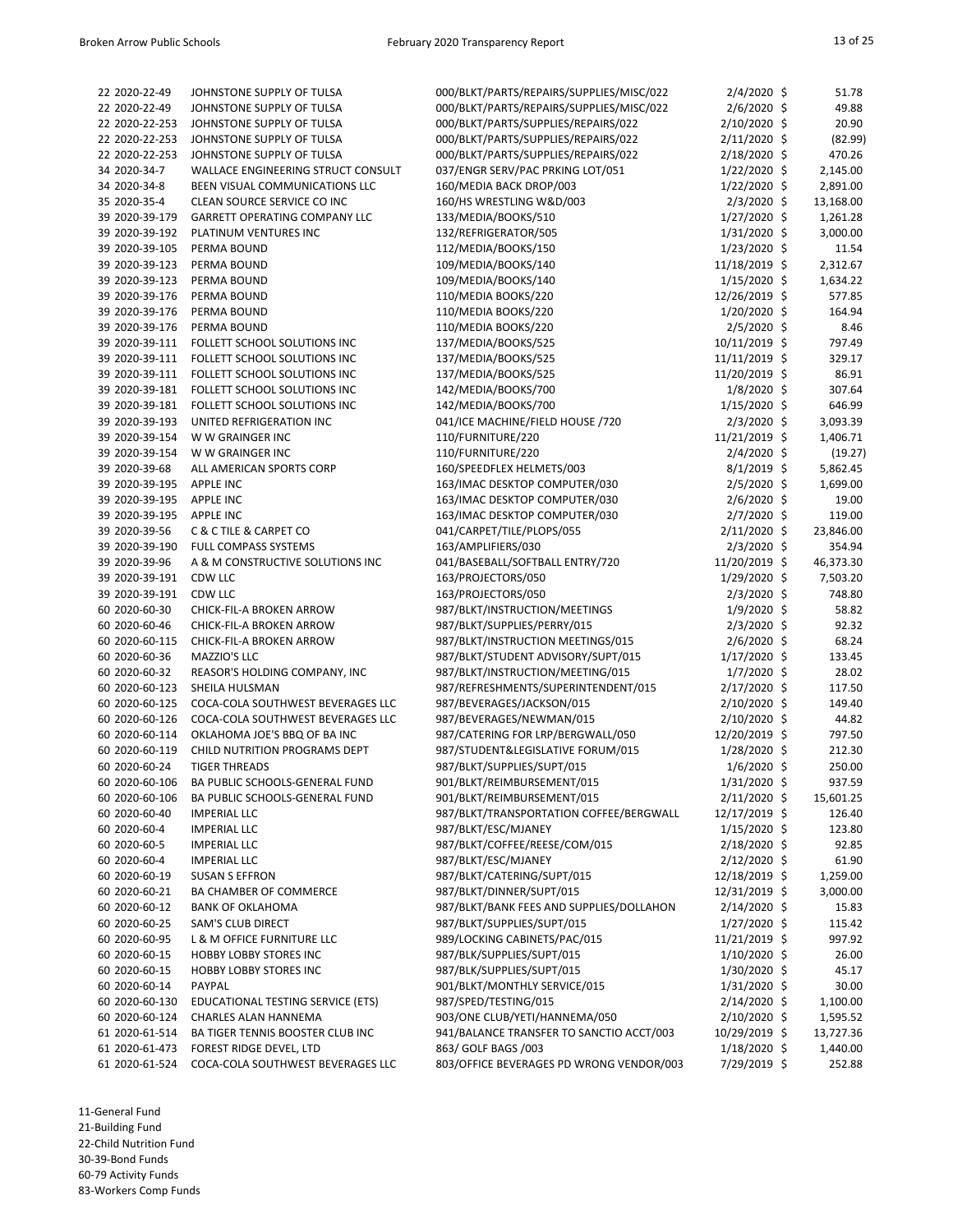| | | | | | |
|---|---|---|---|---|---|
| 22 | 2020-22-49 | JOHNSTONE SUPPLY OF TULSA | 000/BLKT/PARTS/REPAIRS/SUPPLIES/MISC/022 | 2/4/2020 | $ 51.78 |
| 22 | 2020-22-49 | JOHNSTONE SUPPLY OF TULSA | 000/BLKT/PARTS/REPAIRS/SUPPLIES/MISC/022 | 2/6/2020 | $ 49.88 |
| 22 | 2020-22-253 | JOHNSTONE SUPPLY OF TULSA | 000/BLKT/PARTS/SUPPLIES/REPAIRS/022 | 2/10/2020 | $ 20.90 |
| 22 | 2020-22-253 | JOHNSTONE SUPPLY OF TULSA | 000/BLKT/PARTS/SUPPLIES/REPAIRS/022 | 2/11/2020 | $ (82.99) |
| 22 | 2020-22-253 | JOHNSTONE SUPPLY OF TULSA | 000/BLKT/PARTS/SUPPLIES/REPAIRS/022 | 2/18/2020 | $ 470.26 |
| 34 | 2020-34-7 | WALLACE ENGINEERING STRUCT CONSULT | 037/ENGR SERV/PAC PRKING LOT/051 | 1/22/2020 | $ 2,145.00 |
| 34 | 2020-34-8 | BEEN VISUAL COMMUNICATIONS LLC | 160/MEDIA BACK DROP/003 | 1/22/2020 | $ 2,891.00 |
| 35 | 2020-35-4 | CLEAN SOURCE SERVICE CO INC | 160/HS WRESTLING W&D/003 | 2/3/2020 | $ 13,168.00 |
| 39 | 2020-39-179 | GARRETT OPERATING COMPANY LLC | 133/MEDIA/BOOKS/510 | 1/27/2020 | $ 1,261.28 |
| 39 | 2020-39-192 | PLATINUM VENTURES INC | 132/REFRIGERATOR/505 | 1/31/2020 | $ 3,000.00 |
| 39 | 2020-39-105 | PERMA BOUND | 112/MEDIA/BOOKS/150 | 1/23/2020 | $ 11.54 |
| 39 | 2020-39-123 | PERMA BOUND | 109/MEDIA/BOOKS/140 | 11/18/2019 | $ 2,312.67 |
| 39 | 2020-39-123 | PERMA BOUND | 109/MEDIA/BOOKS/140 | 1/15/2020 | $ 1,634.22 |
| 39 | 2020-39-176 | PERMA BOUND | 110/MEDIA BOOKS/220 | 12/26/2019 | $ 577.85 |
| 39 | 2020-39-176 | PERMA BOUND | 110/MEDIA BOOKS/220 | 1/20/2020 | $ 164.94 |
| 39 | 2020-39-176 | PERMA BOUND | 110/MEDIA BOOKS/220 | 2/5/2020 | $ 8.46 |
| 39 | 2020-39-111 | FOLLETT SCHOOL SOLUTIONS INC | 137/MEDIA/BOOKS/525 | 10/11/2019 | $ 797.49 |
| 39 | 2020-39-111 | FOLLETT SCHOOL SOLUTIONS INC | 137/MEDIA/BOOKS/525 | 11/11/2019 | $ 329.17 |
| 39 | 2020-39-111 | FOLLETT SCHOOL SOLUTIONS INC | 137/MEDIA/BOOKS/525 | 11/20/2019 | $ 86.91 |
| 39 | 2020-39-181 | FOLLETT SCHOOL SOLUTIONS INC | 142/MEDIA/BOOKS/700 | 1/8/2020 | $ 307.64 |
| 39 | 2020-39-181 | FOLLETT SCHOOL SOLUTIONS INC | 142/MEDIA/BOOKS/700 | 1/15/2020 | $ 646.99 |
| 39 | 2020-39-193 | UNITED REFRIGERATION INC | 041/ICE MACHINE/FIELD HOUSE /720 | 2/3/2020 | $ 3,093.39 |
| 39 | 2020-39-154 | W W GRAINGER INC | 110/FURNITURE/220 | 11/21/2019 | $ 1,406.71 |
| 39 | 2020-39-154 | W W GRAINGER INC | 110/FURNITURE/220 | 2/4/2020 | $ (19.27) |
| 39 | 2020-39-68 | ALL AMERICAN SPORTS CORP | 160/SPEEDFLEX HELMETS/003 | 8/1/2019 | $ 5,862.45 |
| 39 | 2020-39-195 | APPLE INC | 163/IMAC DESKTOP COMPUTER/030 | 2/5/2020 | $ 1,699.00 |
| 39 | 2020-39-195 | APPLE INC | 163/IMAC DESKTOP COMPUTER/030 | 2/6/2020 | $ 19.00 |
| 39 | 2020-39-195 | APPLE INC | 163/IMAC DESKTOP COMPUTER/030 | 2/7/2020 | $ 119.00 |
| 39 | 2020-39-56 | C & C TILE & CARPET CO | 041/CARPET/TILE/PLOPS/055 | 2/11/2020 | $ 23,846.00 |
| 39 | 2020-39-190 | FULL COMPASS SYSTEMS | 163/AMPLIFIERS/030 | 2/3/2020 | $ 354.94 |
| 39 | 2020-39-96 | A & M CONSTRUCTIVE SOLUTIONS INC | 041/BASEBALL/SOFTBALL ENTRY/720 | 11/20/2019 | $ 46,373.30 |
| 39 | 2020-39-191 | CDW LLC | 163/PROJECTORS/050 | 1/29/2020 | $ 7,503.20 |
| 39 | 2020-39-191 | CDW LLC | 163/PROJECTORS/050 | 2/3/2020 | $ 748.80 |
| 60 | 2020-60-30 | CHICK-FIL-A BROKEN ARROW | 987/BLKT/INSTRUCTION/MEETINGS | 1/9/2020 | $ 58.82 |
| 60 | 2020-60-46 | CHICK-FIL-A BROKEN ARROW | 987/BLKT/SUPPLIES/PERRY/015 | 2/3/2020 | $ 92.32 |
| 60 | 2020-60-115 | CHICK-FIL-A BROKEN ARROW | 987/BLKT/INSTRUCTION MEETINGS/015 | 2/6/2020 | $ 68.24 |
| 60 | 2020-60-36 | MAZZIO'S LLC | 987/BLKT/STUDENT ADVISORY/SUPT/015 | 1/17/2020 | $ 133.45 |
| 60 | 2020-60-32 | REASOR'S HOLDING COMPANY, INC | 987/BLKT/INSTRUCTION/MEETING/015 | 1/7/2020 | $ 28.02 |
| 60 | 2020-60-123 | SHEILA HULSMAN | 987/REFRESHMENTS/SUPERINTENDENT/015 | 2/17/2020 | $ 117.50 |
| 60 | 2020-60-125 | COCA-COLA SOUTHWEST BEVERAGES LLC | 987/BEVERAGES/JACKSON/015 | 2/10/2020 | $ 149.40 |
| 60 | 2020-60-126 | COCA-COLA SOUTHWEST BEVERAGES LLC | 987/BEVERAGES/NEWMAN/015 | 2/10/2020 | $ 44.82 |
| 60 | 2020-60-114 | OKLAHOMA JOE'S BBQ OF BA INC | 987/CATERING FOR LRP/BERGWALL/050 | 12/20/2019 | $ 797.50 |
| 60 | 2020-60-119 | CHILD NUTRITION PROGRAMS DEPT | 987/STUDENT&LEGISLATIVE FORUM/015 | 1/28/2020 | $ 212.30 |
| 60 | 2020-60-24 | TIGER THREADS | 987/BLKT/SUPPLIES/SUPT/015 | 1/6/2020 | $ 250.00 |
| 60 | 2020-60-106 | BA PUBLIC SCHOOLS-GENERAL FUND | 901/BLKT/REIMBURSEMENT/015 | 1/31/2020 | $ 937.59 |
| 60 | 2020-60-106 | BA PUBLIC SCHOOLS-GENERAL FUND | 901/BLKT/REIMBURSEMENT/015 | 2/11/2020 | $ 15,601.25 |
| 60 | 2020-60-40 | IMPERIAL LLC | 987/BLKT/TRANSPORTATION COFFEE/BERGWALL | 12/17/2019 | $ 126.40 |
| 60 | 2020-60-4 | IMPERIAL LLC | 987/BLKT/ESC/MJANEY | 1/15/2020 | $ 123.80 |
| 60 | 2020-60-5 | IMPERIAL LLC | 987/BLKT/COFFEE/REESE/COM/015 | 2/18/2020 | $ 92.85 |
| 60 | 2020-60-4 | IMPERIAL LLC | 987/BLKT/ESC/MJANEY | 2/12/2020 | $ 61.90 |
| 60 | 2020-60-19 | SUSAN S EFFRON | 987/BLKT/CATERING/SUPT/015 | 12/18/2019 | $ 1,259.00 |
| 60 | 2020-60-21 | BA CHAMBER OF COMMERCE | 987/BLKT/DINNER/SUPT/015 | 12/31/2019 | $ 3,000.00 |
| 60 | 2020-60-12 | BANK OF OKLAHOMA | 987/BLKT/BANK FEES AND SUPPLIES/DOLLAHON | 2/14/2020 | $ 15.83 |
| 60 | 2020-60-25 | SAM'S CLUB DIRECT | 987/BLKT/SUPPLIES/SUPT/015 | 1/27/2020 | $ 115.42 |
| 60 | 2020-60-95 | L & M OFFICE FURNITURE LLC | 989/LOCKING CABINETS/PAC/015 | 11/21/2019 | $ 997.92 |
| 60 | 2020-60-15 | HOBBY LOBBY STORES INC | 987/BLK/SUPPLIES/SUPT/015 | 1/10/2020 | $ 26.00 |
| 60 | 2020-60-15 | HOBBY LOBBY STORES INC | 987/BLK/SUPPLIES/SUPT/015 | 1/30/2020 | $ 45.17 |
| 60 | 2020-60-14 | PAYPAL | 901/BLKT/MONTHLY SERVICE/015 | 1/31/2020 | $ 30.00 |
| 60 | 2020-60-130 | EDUCATIONAL TESTING SERVICE (ETS) | 987/SPED/TESTING/015 | 2/14/2020 | $ 1,100.00 |
| 60 | 2020-60-124 | CHARLES ALAN HANNEMA | 903/ONE CLUB/YETI/HANNEMA/050 | 2/10/2020 | $ 1,595.52 |
| 61 | 2020-61-514 | BA TIGER TENNIS BOOSTER CLUB INC | 941/BALANCE TRANSFER TO SANCTIO ACCT/003 | 10/29/2019 | $ 13,727.36 |
| 61 | 2020-61-473 | FOREST RIDGE DEVEL, LTD | 863/ GOLF BAGS /003 | 1/18/2020 | $ 1,440.00 |
| 61 | 2020-61-524 | COCA-COLA SOUTHWEST BEVERAGES LLC | 803/OFFICE BEVERAGES PD WRONG VENDOR/003 | 7/29/2019 | $ 252.88 |

11-General Fund
21-Building Fund
22-Child Nutrition Fund
30-39-Bond Funds
60-79 Activity Funds
83-Workers Comp Funds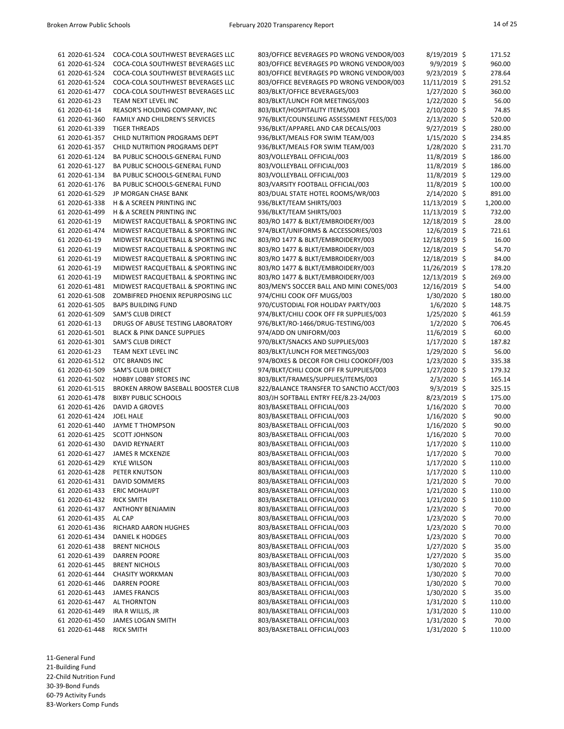| Fund | Check/PO | Vendor | Description | Date | Amount |
|---|---|---|---|---|---|
| 61 | 2020-61-524 | COCA-COLA SOUTHWEST BEVERAGES LLC | 803/OFFICE BEVERAGES PD WRONG VENDOR/003 | 8/19/2019 | $ 171.52 |
| 61 | 2020-61-524 | COCA-COLA SOUTHWEST BEVERAGES LLC | 803/OFFICE BEVERAGES PD WRONG VENDOR/003 | 9/9/2019 | $ 960.00 |
| 61 | 2020-61-524 | COCA-COLA SOUTHWEST BEVERAGES LLC | 803/OFFICE BEVERAGES PD WRONG VENDOR/003 | 9/23/2019 | $ 278.64 |
| 61 | 2020-61-524 | COCA-COLA SOUTHWEST BEVERAGES LLC | 803/OFFICE BEVERAGES PD WRONG VENDOR/003 | 11/11/2019 | $ 291.52 |
| 61 | 2020-61-477 | COCA-COLA SOUTHWEST BEVERAGES LLC | 803/BLKT/OFFICE BEVERAGES/003 | 1/27/2020 | $ 360.00 |
| 61 | 2020-61-23 | TEAM NEXT LEVEL INC | 803/BLKT/LUNCH FOR MEETINGS/003 | 1/22/2020 | $ 56.00 |
| 61 | 2020-61-14 | REASOR'S HOLDING COMPANY, INC | 803/BLKT/HOSPITALITY ITEMS/003 | 2/10/2020 | $ 74.85 |
| 61 | 2020-61-360 | FAMILY AND CHILDREN'S SERVICES | 976/BLKT/COUNSELING ASSESSMENT FEES/003 | 2/13/2020 | $ 520.00 |
| 61 | 2020-61-339 | TIGER THREADS | 936/BLKT/APPAREL AND CAR DECALS/003 | 9/27/2019 | $ 280.00 |
| 61 | 2020-61-357 | CHILD NUTRITION PROGRAMS DEPT | 936/BLKT/MEALS FOR SWIM TEAM/003 | 1/15/2020 | $ 234.85 |
| 61 | 2020-61-357 | CHILD NUTRITION PROGRAMS DEPT | 936/BLKT/MEALS FOR SWIM TEAM/003 | 1/28/2020 | $ 231.70 |
| 61 | 2020-61-124 | BA PUBLIC SCHOOLS-GENERAL FUND | 803/VOLLEYBALL OFFICIAL/003 | 11/8/2019 | $ 186.00 |
| 61 | 2020-61-127 | BA PUBLIC SCHOOLS-GENERAL FUND | 803/VOLLEYBALL OFFICIAL/003 | 11/8/2019 | $ 186.00 |
| 61 | 2020-61-134 | BA PUBLIC SCHOOLS-GENERAL FUND | 803/VOLLEYBALL OFFICIAL/003 | 11/8/2019 | $ 129.00 |
| 61 | 2020-61-176 | BA PUBLIC SCHOOLS-GENERAL FUND | 803/VARSITY FOOTBALL OFFICIAL/003 | 11/8/2019 | $ 100.00 |
| 61 | 2020-61-529 | JP MORGAN CHASE BANK | 803/DUAL STATE HOTEL ROOMS/WR/003 | 2/14/2020 | $ 891.00 |
| 61 | 2020-61-338 | H & A SCREEN PRINTING INC | 936/BLKT/TEAM SHIRTS/003 | 11/13/2019 | $ 1,200.00 |
| 61 | 2020-61-499 | H & A SCREEN PRINTING INC | 936/BLKT/TEAM SHIRTS/003 | 11/13/2019 | $ 732.00 |
| 61 | 2020-61-19 | MIDWEST RACQUETBALL & SPORTING INC | 803/RO 1477 & BLKT/EMBROIDERY/003 | 12/18/2019 | $ 28.00 |
| 61 | 2020-61-474 | MIDWEST RACQUETBALL & SPORTING INC | 974/BLKT/UNIFORMS & ACCESSORIES/003 | 12/6/2019 | $ 721.61 |
| 61 | 2020-61-19 | MIDWEST RACQUETBALL & SPORTING INC | 803/RO 1477 & BLKT/EMBROIDERY/003 | 12/18/2019 | $ 16.00 |
| 61 | 2020-61-19 | MIDWEST RACQUETBALL & SPORTING INC | 803/RO 1477 & BLKT/EMBROIDERY/003 | 12/18/2019 | $ 54.70 |
| 61 | 2020-61-19 | MIDWEST RACQUETBALL & SPORTING INC | 803/RO 1477 & BLKT/EMBROIDERY/003 | 12/18/2019 | $ 84.00 |
| 61 | 2020-61-19 | MIDWEST RACQUETBALL & SPORTING INC | 803/RO 1477 & BLKT/EMBROIDERY/003 | 11/26/2019 | $ 178.20 |
| 61 | 2020-61-19 | MIDWEST RACQUETBALL & SPORTING INC | 803/RO 1477 & BLKT/EMBROIDERY/003 | 12/13/2019 | $ 269.00 |
| 61 | 2020-61-481 | MIDWEST RACQUETBALL & SPORTING INC | 803/MEN'S SOCCER BALL AND MINI CONES/003 | 12/16/2019 | $ 54.00 |
| 61 | 2020-61-508 | ZOMBIFRED PHOENIX REPURPOSING LLC | 974/CHILI COOK OFF MUGS/003 | 1/30/2020 | $ 180.00 |
| 61 | 2020-61-505 | BAPS BUILDING FUND | 970/CUSTODIAL FOR HOLIDAY PARTY/003 | 1/6/2020 | $ 148.75 |
| 61 | 2020-61-509 | SAM'S CLUB DIRECT | 974/BLKT/CHILI COOK OFF FR SUPPLIES/003 | 1/25/2020 | $ 461.59 |
| 61 | 2020-61-13 | DRUGS OF ABUSE TESTING LABORATORY | 976/BLKT/RO-1466/DRUG-TESTING/003 | 1/2/2020 | $ 706.45 |
| 61 | 2020-61-501 | BLACK & PINK DANCE SUPPLIES | 974/ADD ON UNIFORM/003 | 11/6/2019 | $ 60.00 |
| 61 | 2020-61-301 | SAM'S CLUB DIRECT | 970/BLKT/SNACKS AND SUPPLIES/003 | 1/17/2020 | $ 187.82 |
| 61 | 2020-61-23 | TEAM NEXT LEVEL INC | 803/BLKT/LUNCH FOR MEETINGS/003 | 1/29/2020 | $ 56.00 |
| 61 | 2020-61-512 | OTC BRANDS INC | 974/BOXES & DECOR FOR CHILI COOKOFF/003 | 1/23/2020 | $ 335.38 |
| 61 | 2020-61-509 | SAM'S CLUB DIRECT | 974/BLKT/CHILI COOK OFF FR SUPPLIES/003 | 1/27/2020 | $ 179.32 |
| 61 | 2020-61-502 | HOBBY LOBBY STORES INC | 803/BLKT/FRAMES/SUPPLIES/ITEMS/003 | 2/3/2020 | $ 165.14 |
| 61 | 2020-61-515 | BROKEN ARROW BASEBALL BOOSTER CLUB | 822/BALANCE TRANSFER TO SANCTIO ACCT/003 | 9/3/2019 | $ 325.15 |
| 61 | 2020-61-478 | BIXBY PUBLIC SCHOOLS | 803/JH SOFTBALL ENTRY FEE/8.23-24/003 | 8/23/2019 | $ 175.00 |
| 61 | 2020-61-426 | DAVID A GROVES | 803/BASKETBALL OFFICIAL/003 | 1/16/2020 | $ 70.00 |
| 61 | 2020-61-424 | JOEL HALE | 803/BASKETBALL OFFICIAL/003 | 1/16/2020 | $ 90.00 |
| 61 | 2020-61-440 | JAYME T THOMPSON | 803/BASKETBALL OFFICIAL/003 | 1/16/2020 | $ 90.00 |
| 61 | 2020-61-425 | SCOTT JOHNSON | 803/BASKETBALL OFFICIAL/003 | 1/16/2020 | $ 70.00 |
| 61 | 2020-61-430 | DAVID REYNAERT | 803/BASKETBALL OFFICIAL/003 | 1/17/2020 | $ 110.00 |
| 61 | 2020-61-427 | JAMES R MCKENZIE | 803/BASKETBALL OFFICIAL/003 | 1/17/2020 | $ 70.00 |
| 61 | 2020-61-429 | KYLE WILSON | 803/BASKETBALL OFFICIAL/003 | 1/17/2020 | $ 110.00 |
| 61 | 2020-61-428 | PETER KNUTSON | 803/BASKETBALL OFFICIAL/003 | 1/17/2020 | $ 110.00 |
| 61 | 2020-61-431 | DAVID SOMMERS | 803/BASKETBALL OFFICIAL/003 | 1/21/2020 | $ 70.00 |
| 61 | 2020-61-433 | ERIC MOHAUPT | 803/BASKETBALL OFFICIAL/003 | 1/21/2020 | $ 110.00 |
| 61 | 2020-61-432 | RICK SMITH | 803/BASKETBALL OFFICIAL/003 | 1/21/2020 | $ 110.00 |
| 61 | 2020-61-437 | ANTHONY BENJAMIN | 803/BASKETBALL OFFICIAL/003 | 1/23/2020 | $ 70.00 |
| 61 | 2020-61-435 | AL CAP | 803/BASKETBALL OFFICIAL/003 | 1/23/2020 | $ 70.00 |
| 61 | 2020-61-436 | RICHARD AARON HUGHES | 803/BASKETBALL OFFICIAL/003 | 1/23/2020 | $ 70.00 |
| 61 | 2020-61-434 | DANIEL K HODGES | 803/BASKETBALL OFFICIAL/003 | 1/23/2020 | $ 70.00 |
| 61 | 2020-61-438 | BRENT NICHOLS | 803/BASKETBALL OFFICIAL/003 | 1/27/2020 | $ 35.00 |
| 61 | 2020-61-439 | DARREN POORE | 803/BASKETBALL OFFICIAL/003 | 1/27/2020 | $ 35.00 |
| 61 | 2020-61-445 | BRENT NICHOLS | 803/BASKETBALL OFFICIAL/003 | 1/30/2020 | $ 70.00 |
| 61 | 2020-61-444 | CHASITY WORKMAN | 803/BASKETBALL OFFICIAL/003 | 1/30/2020 | $ 70.00 |
| 61 | 2020-61-446 | DARREN POORE | 803/BASKETBALL OFFICIAL/003 | 1/30/2020 | $ 70.00 |
| 61 | 2020-61-443 | JAMES FRANCIS | 803/BASKETBALL OFFICIAL/003 | 1/30/2020 | $ 35.00 |
| 61 | 2020-61-447 | AL THORNTON | 803/BASKETBALL OFFICIAL/003 | 1/31/2020 | $ 110.00 |
| 61 | 2020-61-449 | IRA R WILLIS, JR | 803/BASKETBALL OFFICIAL/003 | 1/31/2020 | $ 110.00 |
| 61 | 2020-61-450 | JAMES LOGAN SMITH | 803/BASKETBALL OFFICIAL/003 | 1/31/2020 | $ 70.00 |
| 61 | 2020-61-448 | RICK SMITH | 803/BASKETBALL OFFICIAL/003 | 1/31/2020 | $ 110.00 |

11-General Fund
21-Building Fund
22-Child Nutrition Fund
30-39-Bond Funds
60-79 Activity Funds
83-Workers Comp Funds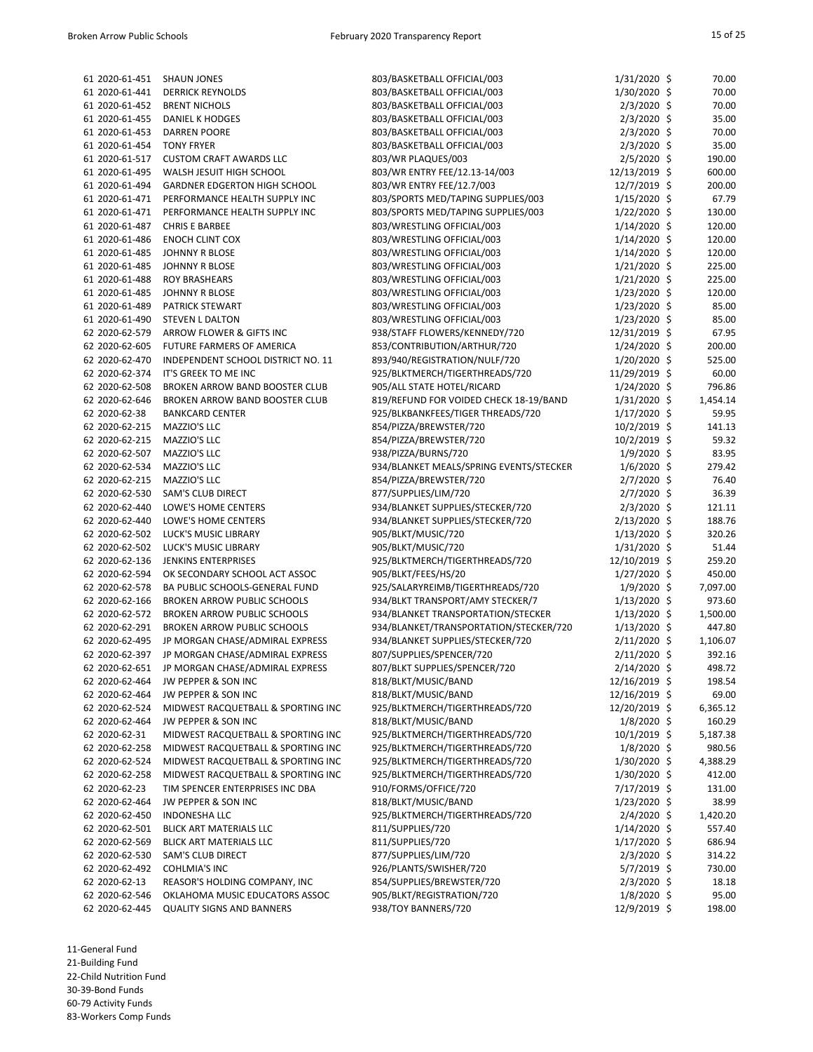| Fund | PO Number | Vendor | Description | Date | Amount |
|---|---|---|---|---|---|
| 61 | 2020-61-451 | SHAUN JONES | 803/BASKETBALL OFFICIAL/003 | 1/31/2020 | $ 70.00 |
| 61 | 2020-61-441 | DERRICK REYNOLDS | 803/BASKETBALL OFFICIAL/003 | 1/30/2020 | $ 70.00 |
| 61 | 2020-61-452 | BRENT NICHOLS | 803/BASKETBALL OFFICIAL/003 | 2/3/2020 | $ 70.00 |
| 61 | 2020-61-455 | DANIEL K HODGES | 803/BASKETBALL OFFICIAL/003 | 2/3/2020 | $ 35.00 |
| 61 | 2020-61-453 | DARREN POORE | 803/BASKETBALL OFFICIAL/003 | 2/3/2020 | $ 70.00 |
| 61 | 2020-61-454 | TONY FRYER | 803/BASKETBALL OFFICIAL/003 | 2/3/2020 | $ 35.00 |
| 61 | 2020-61-517 | CUSTOM CRAFT AWARDS LLC | 803/WR PLAQUES/003 | 2/5/2020 | $ 190.00 |
| 61 | 2020-61-495 | WALSH JESUIT HIGH SCHOOL | 803/WR ENTRY FEE/12.13-14/003 | 12/13/2019 | $ 600.00 |
| 61 | 2020-61-494 | GARDNER EDGERTON HIGH SCHOOL | 803/WR ENTRY FEE/12.7/003 | 12/7/2019 | $ 200.00 |
| 61 | 2020-61-471 | PERFORMANCE HEALTH SUPPLY INC | 803/SPORTS MED/TAPING SUPPLIES/003 | 1/15/2020 | $ 67.79 |
| 61 | 2020-61-471 | PERFORMANCE HEALTH SUPPLY INC | 803/SPORTS MED/TAPING SUPPLIES/003 | 1/22/2020 | $ 130.00 |
| 61 | 2020-61-487 | CHRIS E BARBEE | 803/WRESTLING OFFICIAL/003 | 1/14/2020 | $ 120.00 |
| 61 | 2020-61-486 | ENOCH CLINT COX | 803/WRESTLING OFFICIAL/003 | 1/14/2020 | $ 120.00 |
| 61 | 2020-61-485 | JOHNNY R BLOSE | 803/WRESTLING OFFICIAL/003 | 1/14/2020 | $ 120.00 |
| 61 | 2020-61-485 | JOHNNY R BLOSE | 803/WRESTLING OFFICIAL/003 | 1/21/2020 | $ 225.00 |
| 61 | 2020-61-488 | ROY BRASHEARS | 803/WRESTLING OFFICIAL/003 | 1/21/2020 | $ 225.00 |
| 61 | 2020-61-485 | JOHNNY R BLOSE | 803/WRESTLING OFFICIAL/003 | 1/23/2020 | $ 120.00 |
| 61 | 2020-61-489 | PATRICK STEWART | 803/WRESTLING OFFICIAL/003 | 1/23/2020 | $ 85.00 |
| 61 | 2020-61-490 | STEVEN L DALTON | 803/WRESTLING OFFICIAL/003 | 1/23/2020 | $ 85.00 |
| 62 | 2020-62-579 | ARROW FLOWER & GIFTS INC | 938/STAFF FLOWERS/KENNEDY/720 | 12/31/2019 | $ 67.95 |
| 62 | 2020-62-605 | FUTURE FARMERS OF AMERICA | 853/CONTRIBUTION/ARTHUR/720 | 1/24/2020 | $ 200.00 |
| 62 | 2020-62-470 | INDEPENDENT SCHOOL DISTRICT NO. 11 | 893/940/REGISTRATION/NULF/720 | 1/20/2020 | $ 525.00 |
| 62 | 2020-62-374 | IT'S GREEK TO ME INC | 925/BLKTMERCH/TIGERTHREADS/720 | 11/29/2019 | $ 60.00 |
| 62 | 2020-62-508 | BROKEN ARROW BAND BOOSTER CLUB | 905/ALL STATE HOTEL/RICARD | 1/24/2020 | $ 796.86 |
| 62 | 2020-62-646 | BROKEN ARROW BAND BOOSTER CLUB | 819/REFUND FOR VOIDED CHECK 18-19/BAND | 1/31/2020 | $ 1,454.14 |
| 62 | 2020-62-38 | BANKCARD CENTER | 925/BLKBANKFEES/TIGER THREADS/720 | 1/17/2020 | $ 59.95 |
| 62 | 2020-62-215 | MAZZIO'S LLC | 854/PIZZA/BREWSTER/720 | 10/2/2019 | $ 141.13 |
| 62 | 2020-62-215 | MAZZIO'S LLC | 854/PIZZA/BREWSTER/720 | 10/2/2019 | $ 59.32 |
| 62 | 2020-62-507 | MAZZIO'S LLC | 938/PIZZA/BURNS/720 | 1/9/2020 | $ 83.95 |
| 62 | 2020-62-534 | MAZZIO'S LLC | 934/BLANKET MEALS/SPRING EVENTS/STECKER | 1/6/2020 | $ 279.42 |
| 62 | 2020-62-215 | MAZZIO'S LLC | 854/PIZZA/BREWSTER/720 | 2/7/2020 | $ 76.40 |
| 62 | 2020-62-530 | SAM'S CLUB DIRECT | 877/SUPPLIES/LIM/720 | 2/7/2020 | $ 36.39 |
| 62 | 2020-62-440 | LOWE'S HOME CENTERS | 934/BLANKET SUPPLIES/STECKER/720 | 2/3/2020 | $ 121.11 |
| 62 | 2020-62-440 | LOWE'S HOME CENTERS | 934/BLANKET SUPPLIES/STECKER/720 | 2/13/2020 | $ 188.76 |
| 62 | 2020-62-502 | LUCK'S MUSIC LIBRARY | 905/BLKT/MUSIC/720 | 1/13/2020 | $ 320.26 |
| 62 | 2020-62-502 | LUCK'S MUSIC LIBRARY | 905/BLKT/MUSIC/720 | 1/31/2020 | $ 51.44 |
| 62 | 2020-62-136 | JENKINS ENTERPRISES | 925/BLKTMERCH/TIGERTHREADS/720 | 12/10/2019 | $ 259.20 |
| 62 | 2020-62-594 | OK SECONDARY SCHOOL ACT ASSOC | 905/BLKT/FEES/HS/20 | 1/27/2020 | $ 450.00 |
| 62 | 2020-62-578 | BA PUBLIC SCHOOLS-GENERAL FUND | 925/SALARYREIMB/TIGERTHREADS/720 | 1/9/2020 | $ 7,097.00 |
| 62 | 2020-62-166 | BROKEN ARROW PUBLIC SCHOOLS | 934/BLKT TRANSPORT/AMY STECKER/7 | 1/13/2020 | $ 973.60 |
| 62 | 2020-62-572 | BROKEN ARROW PUBLIC SCHOOLS | 934/BLANKET TRANSPORTATION/STECKER | 1/13/2020 | $ 1,500.00 |
| 62 | 2020-62-291 | BROKEN ARROW PUBLIC SCHOOLS | 934/BLANKET/TRANSPORTATION/STECKER/720 | 1/13/2020 | $ 447.80 |
| 62 | 2020-62-495 | JP MORGAN CHASE/ADMIRAL EXPRESS | 934/BLANKET SUPPLIES/STECKER/720 | 2/11/2020 | $ 1,106.07 |
| 62 | 2020-62-397 | JP MORGAN CHASE/ADMIRAL EXPRESS | 807/SUPPLIES/SPENCER/720 | 2/11/2020 | $ 392.16 |
| 62 | 2020-62-651 | JP MORGAN CHASE/ADMIRAL EXPRESS | 807/BLKT SUPPLIES/SPENCER/720 | 2/14/2020 | $ 498.72 |
| 62 | 2020-62-464 | JW PEPPER & SON INC | 818/BLKT/MUSIC/BAND | 12/16/2019 | $ 198.54 |
| 62 | 2020-62-464 | JW PEPPER & SON INC | 818/BLKT/MUSIC/BAND | 12/16/2019 | $ 69.00 |
| 62 | 2020-62-524 | MIDWEST RACQUETBALL & SPORTING INC | 925/BLKTMERCH/TIGERTHREADS/720 | 12/20/2019 | $ 6,365.12 |
| 62 | 2020-62-464 | JW PEPPER & SON INC | 818/BLKT/MUSIC/BAND | 1/8/2020 | $ 160.29 |
| 62 | 2020-62-31 | MIDWEST RACQUETBALL & SPORTING INC | 925/BLKTMERCH/TIGERTHREADS/720 | 10/1/2019 | $ 5,187.38 |
| 62 | 2020-62-258 | MIDWEST RACQUETBALL & SPORTING INC | 925/BLKTMERCH/TIGERTHREADS/720 | 1/8/2020 | $ 980.56 |
| 62 | 2020-62-524 | MIDWEST RACQUETBALL & SPORTING INC | 925/BLKTMERCH/TIGERTHREADS/720 | 1/30/2020 | $ 4,388.29 |
| 62 | 2020-62-258 | MIDWEST RACQUETBALL & SPORTING INC | 925/BLKTMERCH/TIGERTHREADS/720 | 1/30/2020 | $ 412.00 |
| 62 | 2020-62-23 | TIM SPENCER ENTERPRISES INC DBA | 910/FORMS/OFFICE/720 | 7/17/2019 | $ 131.00 |
| 62 | 2020-62-464 | JW PEPPER & SON INC | 818/BLKT/MUSIC/BAND | 1/23/2020 | $ 38.99 |
| 62 | 2020-62-450 | INDONESHA LLC | 925/BLKTMERCH/TIGERTHREADS/720 | 2/4/2020 | $ 1,420.20 |
| 62 | 2020-62-501 | BLICK ART MATERIALS LLC | 811/SUPPLIES/720 | 1/14/2020 | $ 557.40 |
| 62 | 2020-62-569 | BLICK ART MATERIALS LLC | 811/SUPPLIES/720 | 1/17/2020 | $ 686.94 |
| 62 | 2020-62-530 | SAM'S CLUB DIRECT | 877/SUPPLIES/LIM/720 | 2/3/2020 | $ 314.22 |
| 62 | 2020-62-492 | COHLMIA'S INC | 926/PLANTS/SWISHER/720 | 5/7/2019 | $ 730.00 |
| 62 | 2020-62-13 | REASOR'S HOLDING COMPANY, INC | 854/SUPPLIES/BREWSTER/720 | 2/3/2020 | $ 18.18 |
| 62 | 2020-62-546 | OKLAHOMA MUSIC EDUCATORS ASSOC | 905/BLKT/REGISTRATION/720 | 1/8/2020 | $ 95.00 |
| 62 | 2020-62-445 | QUALITY SIGNS AND BANNERS | 938/TOY BANNERS/720 | 12/9/2019 | $ 198.00 |

11-General Fund
21-Building Fund
22-Child Nutrition Fund
30-39-Bond Funds
60-79 Activity Funds
83-Workers Comp Funds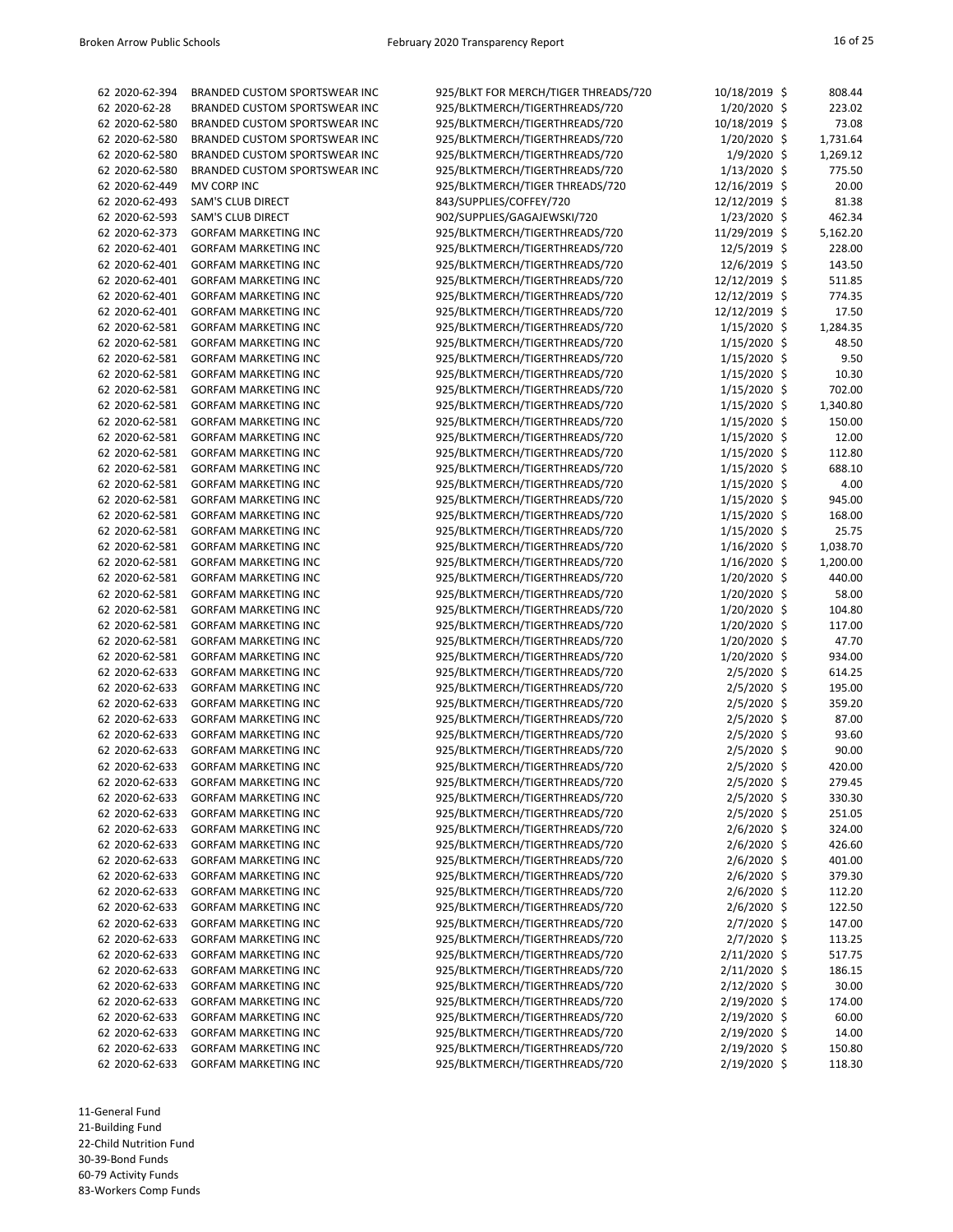| | | | | | |
|---|---|---|---|---|---|
| 62 | 2020-62-394 | BRANDED CUSTOM SPORTSWEAR INC | 925/BLKT FOR MERCH/TIGER THREADS/720 | 10/18/2019 | $ 808.44 |
| 62 | 2020-62-28 | BRANDED CUSTOM SPORTSWEAR INC | 925/BLKTMERCH/TIGERTHREADS/720 | 1/20/2020 | $ 223.02 |
| 62 | 2020-62-580 | BRANDED CUSTOM SPORTSWEAR INC | 925/BLKTMERCH/TIGERTHREADS/720 | 10/18/2019 | $ 73.08 |
| 62 | 2020-62-580 | BRANDED CUSTOM SPORTSWEAR INC | 925/BLKTMERCH/TIGERTHREADS/720 | 1/20/2020 | $ 1,731.64 |
| 62 | 2020-62-580 | BRANDED CUSTOM SPORTSWEAR INC | 925/BLKTMERCH/TIGERTHREADS/720 | 1/9/2020 | $ 1,269.12 |
| 62 | 2020-62-580 | BRANDED CUSTOM SPORTSWEAR INC | 925/BLKTMERCH/TIGERTHREADS/720 | 1/13/2020 | $ 775.50 |
| 62 | 2020-62-449 | MV CORP INC | 925/BLKTMERCH/TIGER THREADS/720 | 12/16/2019 | $ 20.00 |
| 62 | 2020-62-493 | SAM'S CLUB DIRECT | 843/SUPPLIES/COFFEY/720 | 12/12/2019 | $ 81.38 |
| 62 | 2020-62-593 | SAM'S CLUB DIRECT | 902/SUPPLIES/GAGAJEWSKI/720 | 1/23/2020 | $ 462.34 |
| 62 | 2020-62-373 | GORFAM MARKETING INC | 925/BLKTMERCH/TIGERTHREADS/720 | 11/29/2019 | $ 5,162.20 |
| 62 | 2020-62-401 | GORFAM MARKETING INC | 925/BLKTMERCH/TIGERTHREADS/720 | 12/5/2019 | $ 228.00 |
| 62 | 2020-62-401 | GORFAM MARKETING INC | 925/BLKTMERCH/TIGERTHREADS/720 | 12/6/2019 | $ 143.50 |
| 62 | 2020-62-401 | GORFAM MARKETING INC | 925/BLKTMERCH/TIGERTHREADS/720 | 12/12/2019 | $ 511.85 |
| 62 | 2020-62-401 | GORFAM MARKETING INC | 925/BLKTMERCH/TIGERTHREADS/720 | 12/12/2019 | $ 774.35 |
| 62 | 2020-62-401 | GORFAM MARKETING INC | 925/BLKTMERCH/TIGERTHREADS/720 | 12/12/2019 | $ 17.50 |
| 62 | 2020-62-581 | GORFAM MARKETING INC | 925/BLKTMERCH/TIGERTHREADS/720 | 1/15/2020 | $ 1,284.35 |
| 62 | 2020-62-581 | GORFAM MARKETING INC | 925/BLKTMERCH/TIGERTHREADS/720 | 1/15/2020 | $ 48.50 |
| 62 | 2020-62-581 | GORFAM MARKETING INC | 925/BLKTMERCH/TIGERTHREADS/720 | 1/15/2020 | $ 9.50 |
| 62 | 2020-62-581 | GORFAM MARKETING INC | 925/BLKTMERCH/TIGERTHREADS/720 | 1/15/2020 | $ 10.30 |
| 62 | 2020-62-581 | GORFAM MARKETING INC | 925/BLKTMERCH/TIGERTHREADS/720 | 1/15/2020 | $ 702.00 |
| 62 | 2020-62-581 | GORFAM MARKETING INC | 925/BLKTMERCH/TIGERTHREADS/720 | 1/15/2020 | $ 1,340.80 |
| 62 | 2020-62-581 | GORFAM MARKETING INC | 925/BLKTMERCH/TIGERTHREADS/720 | 1/15/2020 | $ 150.00 |
| 62 | 2020-62-581 | GORFAM MARKETING INC | 925/BLKTMERCH/TIGERTHREADS/720 | 1/15/2020 | $ 12.00 |
| 62 | 2020-62-581 | GORFAM MARKETING INC | 925/BLKTMERCH/TIGERTHREADS/720 | 1/15/2020 | $ 112.80 |
| 62 | 2020-62-581 | GORFAM MARKETING INC | 925/BLKTMERCH/TIGERTHREADS/720 | 1/15/2020 | $ 688.10 |
| 62 | 2020-62-581 | GORFAM MARKETING INC | 925/BLKTMERCH/TIGERTHREADS/720 | 1/15/2020 | $ 4.00 |
| 62 | 2020-62-581 | GORFAM MARKETING INC | 925/BLKTMERCH/TIGERTHREADS/720 | 1/15/2020 | $ 945.00 |
| 62 | 2020-62-581 | GORFAM MARKETING INC | 925/BLKTMERCH/TIGERTHREADS/720 | 1/15/2020 | $ 168.00 |
| 62 | 2020-62-581 | GORFAM MARKETING INC | 925/BLKTMERCH/TIGERTHREADS/720 | 1/15/2020 | $ 25.75 |
| 62 | 2020-62-581 | GORFAM MARKETING INC | 925/BLKTMERCH/TIGERTHREADS/720 | 1/16/2020 | $ 1,038.70 |
| 62 | 2020-62-581 | GORFAM MARKETING INC | 925/BLKTMERCH/TIGERTHREADS/720 | 1/16/2020 | $ 1,200.00 |
| 62 | 2020-62-581 | GORFAM MARKETING INC | 925/BLKTMERCH/TIGERTHREADS/720 | 1/20/2020 | $ 440.00 |
| 62 | 2020-62-581 | GORFAM MARKETING INC | 925/BLKTMERCH/TIGERTHREADS/720 | 1/20/2020 | $ 58.00 |
| 62 | 2020-62-581 | GORFAM MARKETING INC | 925/BLKTMERCH/TIGERTHREADS/720 | 1/20/2020 | $ 104.80 |
| 62 | 2020-62-581 | GORFAM MARKETING INC | 925/BLKTMERCH/TIGERTHREADS/720 | 1/20/2020 | $ 117.00 |
| 62 | 2020-62-581 | GORFAM MARKETING INC | 925/BLKTMERCH/TIGERTHREADS/720 | 1/20/2020 | $ 47.70 |
| 62 | 2020-62-581 | GORFAM MARKETING INC | 925/BLKTMERCH/TIGERTHREADS/720 | 1/20/2020 | $ 934.00 |
| 62 | 2020-62-633 | GORFAM MARKETING INC | 925/BLKTMERCH/TIGERTHREADS/720 | 2/5/2020 | $ 614.25 |
| 62 | 2020-62-633 | GORFAM MARKETING INC | 925/BLKTMERCH/TIGERTHREADS/720 | 2/5/2020 | $ 195.00 |
| 62 | 2020-62-633 | GORFAM MARKETING INC | 925/BLKTMERCH/TIGERTHREADS/720 | 2/5/2020 | $ 359.20 |
| 62 | 2020-62-633 | GORFAM MARKETING INC | 925/BLKTMERCH/TIGERTHREADS/720 | 2/5/2020 | $ 87.00 |
| 62 | 2020-62-633 | GORFAM MARKETING INC | 925/BLKTMERCH/TIGERTHREADS/720 | 2/5/2020 | $ 93.60 |
| 62 | 2020-62-633 | GORFAM MARKETING INC | 925/BLKTMERCH/TIGERTHREADS/720 | 2/5/2020 | $ 90.00 |
| 62 | 2020-62-633 | GORFAM MARKETING INC | 925/BLKTMERCH/TIGERTHREADS/720 | 2/5/2020 | $ 420.00 |
| 62 | 2020-62-633 | GORFAM MARKETING INC | 925/BLKTMERCH/TIGERTHREADS/720 | 2/5/2020 | $ 279.45 |
| 62 | 2020-62-633 | GORFAM MARKETING INC | 925/BLKTMERCH/TIGERTHREADS/720 | 2/5/2020 | $ 330.30 |
| 62 | 2020-62-633 | GORFAM MARKETING INC | 925/BLKTMERCH/TIGERTHREADS/720 | 2/5/2020 | $ 251.05 |
| 62 | 2020-62-633 | GORFAM MARKETING INC | 925/BLKTMERCH/TIGERTHREADS/720 | 2/6/2020 | $ 324.00 |
| 62 | 2020-62-633 | GORFAM MARKETING INC | 925/BLKTMERCH/TIGERTHREADS/720 | 2/6/2020 | $ 426.60 |
| 62 | 2020-62-633 | GORFAM MARKETING INC | 925/BLKTMERCH/TIGERTHREADS/720 | 2/6/2020 | $ 401.00 |
| 62 | 2020-62-633 | GORFAM MARKETING INC | 925/BLKTMERCH/TIGERTHREADS/720 | 2/6/2020 | $ 379.30 |
| 62 | 2020-62-633 | GORFAM MARKETING INC | 925/BLKTMERCH/TIGERTHREADS/720 | 2/6/2020 | $ 112.20 |
| 62 | 2020-62-633 | GORFAM MARKETING INC | 925/BLKTMERCH/TIGERTHREADS/720 | 2/6/2020 | $ 122.50 |
| 62 | 2020-62-633 | GORFAM MARKETING INC | 925/BLKTMERCH/TIGERTHREADS/720 | 2/7/2020 | $ 147.00 |
| 62 | 2020-62-633 | GORFAM MARKETING INC | 925/BLKTMERCH/TIGERTHREADS/720 | 2/7/2020 | $ 113.25 |
| 62 | 2020-62-633 | GORFAM MARKETING INC | 925/BLKTMERCH/TIGERTHREADS/720 | 2/11/2020 | $ 517.75 |
| 62 | 2020-62-633 | GORFAM MARKETING INC | 925/BLKTMERCH/TIGERTHREADS/720 | 2/11/2020 | $ 186.15 |
| 62 | 2020-62-633 | GORFAM MARKETING INC | 925/BLKTMERCH/TIGERTHREADS/720 | 2/12/2020 | $ 30.00 |
| 62 | 2020-62-633 | GORFAM MARKETING INC | 925/BLKTMERCH/TIGERTHREADS/720 | 2/19/2020 | $ 174.00 |
| 62 | 2020-62-633 | GORFAM MARKETING INC | 925/BLKTMERCH/TIGERTHREADS/720 | 2/19/2020 | $ 60.00 |
| 62 | 2020-62-633 | GORFAM MARKETING INC | 925/BLKTMERCH/TIGERTHREADS/720 | 2/19/2020 | $ 14.00 |
| 62 | 2020-62-633 | GORFAM MARKETING INC | 925/BLKTMERCH/TIGERTHREADS/720 | 2/19/2020 | $ 150.80 |
| 62 | 2020-62-633 | GORFAM MARKETING INC | 925/BLKTMERCH/TIGERTHREADS/720 | 2/19/2020 | $ 118.30 |

11-General Fund
21-Building Fund
22-Child Nutrition Fund
30-39-Bond Funds
60-79 Activity Funds
83-Workers Comp Funds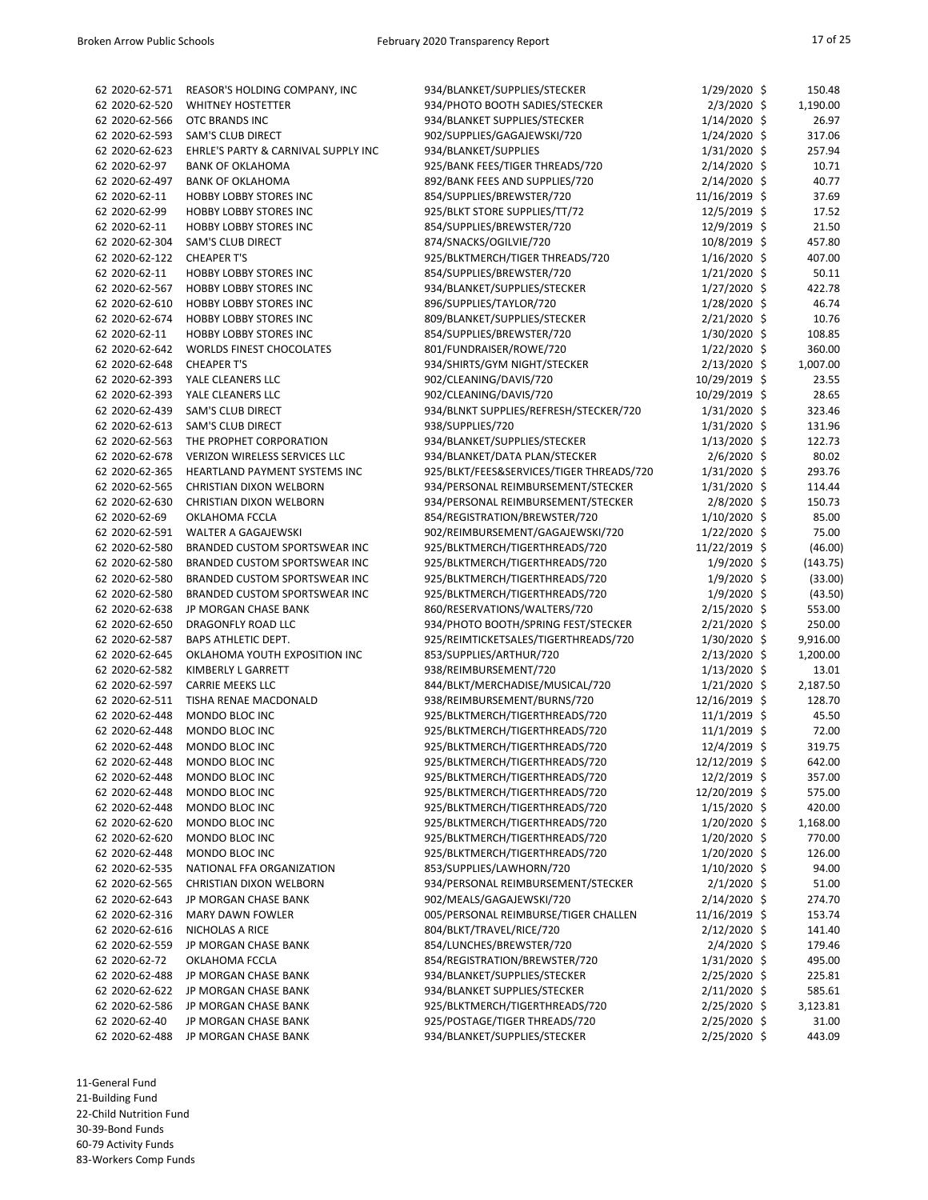| Fund | PO Number | Vendor | Description | Date | Amount |
|---|---|---|---|---|---|
| 62 | 2020-62-571 | REASOR'S HOLDING COMPANY, INC | 934/BLANKET/SUPPLIES/STECKER | 1/29/2020 | $ 150.48 |
| 62 | 2020-62-520 | WHITNEY HOSTETTER | 934/PHOTO BOOTH SADIES/STECKER | 2/3/2020 | $ 1,190.00 |
| 62 | 2020-62-566 | OTC BRANDS INC | 934/BLANKET SUPPLIES/STECKER | 1/14/2020 | $ 26.97 |
| 62 | 2020-62-593 | SAM'S CLUB DIRECT | 902/SUPPLIES/GAGAJEWSKI/720 | 1/24/2020 | $ 317.06 |
| 62 | 2020-62-623 | EHRLE'S PARTY & CARNIVAL SUPPLY INC | 934/BLANKET/SUPPLIES | 1/31/2020 | $ 257.94 |
| 62 | 2020-62-97 | BANK OF OKLAHOMA | 925/BANK FEES/TIGER THREADS/720 | 2/14/2020 | $ 10.71 |
| 62 | 2020-62-497 | BANK OF OKLAHOMA | 892/BANK FEES AND SUPPLIES/720 | 2/14/2020 | $ 40.77 |
| 62 | 2020-62-11 | HOBBY LOBBY STORES INC | 854/SUPPLIES/BREWSTER/720 | 11/16/2019 | $ 37.69 |
| 62 | 2020-62-99 | HOBBY LOBBY STORES INC | 925/BLKT STORE SUPPLIES/TT/72 | 12/5/2019 | $ 17.52 |
| 62 | 2020-62-11 | HOBBY LOBBY STORES INC | 854/SUPPLIES/BREWSTER/720 | 12/9/2019 | $ 21.50 |
| 62 | 2020-62-304 | SAM'S CLUB DIRECT | 874/SNACKS/OGILVIE/720 | 10/8/2019 | $ 457.80 |
| 62 | 2020-62-122 | CHEAPER T'S | 925/BLKTMERCH/TIGER THREADS/720 | 1/16/2020 | $ 407.00 |
| 62 | 2020-62-11 | HOBBY LOBBY STORES INC | 854/SUPPLIES/BREWSTER/720 | 1/21/2020 | $ 50.11 |
| 62 | 2020-62-567 | HOBBY LOBBY STORES INC | 934/BLANKET/SUPPLIES/STECKER | 1/27/2020 | $ 422.78 |
| 62 | 2020-62-610 | HOBBY LOBBY STORES INC | 896/SUPPLIES/TAYLOR/720 | 1/28/2020 | $ 46.74 |
| 62 | 2020-62-674 | HOBBY LOBBY STORES INC | 809/BLANKET/SUPPLIES/STECKER | 2/21/2020 | $ 10.76 |
| 62 | 2020-62-11 | HOBBY LOBBY STORES INC | 854/SUPPLIES/BREWSTER/720 | 1/30/2020 | $ 108.85 |
| 62 | 2020-62-642 | WORLDS FINEST CHOCOLATES | 801/FUNDRAISER/ROWE/720 | 1/22/2020 | $ 360.00 |
| 62 | 2020-62-648 | CHEAPER T'S | 934/SHIRTS/GYM NIGHT/STECKER | 2/13/2020 | $ 1,007.00 |
| 62 | 2020-62-393 | YALE CLEANERS LLC | 902/CLEANING/DAVIS/720 | 10/29/2019 | $ 23.55 |
| 62 | 2020-62-393 | YALE CLEANERS LLC | 902/CLEANING/DAVIS/720 | 10/29/2019 | $ 28.65 |
| 62 | 2020-62-439 | SAM'S CLUB DIRECT | 934/BLNKT SUPPLIES/REFRESH/STECKER/720 | 1/31/2020 | $ 323.46 |
| 62 | 2020-62-613 | SAM'S CLUB DIRECT | 938/SUPPLIES/720 | 1/31/2020 | $ 131.96 |
| 62 | 2020-62-563 | THE PROPHET CORPORATION | 934/BLANKET/SUPPLIES/STECKER | 1/13/2020 | $ 122.73 |
| 62 | 2020-62-678 | VERIZON WIRELESS SERVICES LLC | 934/BLANKET/DATA PLAN/STECKER | 2/6/2020 | $ 80.02 |
| 62 | 2020-62-365 | HEARTLAND PAYMENT SYSTEMS INC | 925/BLKT/FEES&SERVICES/TIGER THREADS/720 | 1/31/2020 | $ 293.76 |
| 62 | 2020-62-565 | CHRISTIAN DIXON WELBORN | 934/PERSONAL REIMBURSEMENT/STECKER | 1/31/2020 | $ 114.44 |
| 62 | 2020-62-630 | CHRISTIAN DIXON WELBORN | 934/PERSONAL REIMBURSEMENT/STECKER | 2/8/2020 | $ 150.73 |
| 62 | 2020-62-69 | OKLAHOMA FCCLA | 854/REGISTRATION/BREWSTER/720 | 1/10/2020 | $ 85.00 |
| 62 | 2020-62-591 | WALTER A GAGAJEWSKI | 902/REIMBURSEMENT/GAGAJEWSKI/720 | 1/22/2020 | $ 75.00 |
| 62 | 2020-62-580 | BRANDED CUSTOM SPORTSWEAR INC | 925/BLKTMERCH/TIGERTHREADS/720 | 11/22/2019 | $ (46.00) |
| 62 | 2020-62-580 | BRANDED CUSTOM SPORTSWEAR INC | 925/BLKTMERCH/TIGERTHREADS/720 | 1/9/2020 | $ (143.75) |
| 62 | 2020-62-580 | BRANDED CUSTOM SPORTSWEAR INC | 925/BLKTMERCH/TIGERTHREADS/720 | 1/9/2020 | $ (33.00) |
| 62 | 2020-62-580 | BRANDED CUSTOM SPORTSWEAR INC | 925/BLKTMERCH/TIGERTHREADS/720 | 1/9/2020 | $ (43.50) |
| 62 | 2020-62-638 | JP MORGAN CHASE BANK | 860/RESERVATIONS/WALTERS/720 | 2/15/2020 | $ 553.00 |
| 62 | 2020-62-650 | DRAGONFLY ROAD LLC | 934/PHOTO BOOTH/SPRING FEST/STECKER | 2/21/2020 | $ 250.00 |
| 62 | 2020-62-587 | BAPS ATHLETIC DEPT. | 925/REIMTICKETSALES/TIGERTHREADS/720 | 1/30/2020 | $ 9,916.00 |
| 62 | 2020-62-645 | OKLAHOMA YOUTH EXPOSITION INC | 853/SUPPLIES/ARTHUR/720 | 2/13/2020 | $ 1,200.00 |
| 62 | 2020-62-582 | KIMBERLY L GARRETT | 938/REIMBURSEMENT/720 | 1/13/2020 | $ 13.01 |
| 62 | 2020-62-597 | CARRIE MEEKS LLC | 844/BLKT/MERCHADISE/MUSICAL/720 | 1/21/2020 | $ 2,187.50 |
| 62 | 2020-62-511 | TISHA RENAE MACDONALD | 938/REIMBURSEMENT/BURNS/720 | 12/16/2019 | $ 128.70 |
| 62 | 2020-62-448 | MONDO BLOC INC | 925/BLKTMERCH/TIGERTHREADS/720 | 11/1/2019 | $ 45.50 |
| 62 | 2020-62-448 | MONDO BLOC INC | 925/BLKTMERCH/TIGERTHREADS/720 | 11/1/2019 | $ 72.00 |
| 62 | 2020-62-448 | MONDO BLOC INC | 925/BLKTMERCH/TIGERTHREADS/720 | 12/4/2019 | $ 319.75 |
| 62 | 2020-62-448 | MONDO BLOC INC | 925/BLKTMERCH/TIGERTHREADS/720 | 12/12/2019 | $ 642.00 |
| 62 | 2020-62-448 | MONDO BLOC INC | 925/BLKTMERCH/TIGERTHREADS/720 | 12/2/2019 | $ 357.00 |
| 62 | 2020-62-448 | MONDO BLOC INC | 925/BLKTMERCH/TIGERTHREADS/720 | 12/20/2019 | $ 575.00 |
| 62 | 2020-62-448 | MONDO BLOC INC | 925/BLKTMERCH/TIGERTHREADS/720 | 1/15/2020 | $ 420.00 |
| 62 | 2020-62-620 | MONDO BLOC INC | 925/BLKTMERCH/TIGERTHREADS/720 | 1/20/2020 | $ 1,168.00 |
| 62 | 2020-62-620 | MONDO BLOC INC | 925/BLKTMERCH/TIGERTHREADS/720 | 1/20/2020 | $ 770.00 |
| 62 | 2020-62-448 | MONDO BLOC INC | 925/BLKTMERCH/TIGERTHREADS/720 | 1/20/2020 | $ 126.00 |
| 62 | 2020-62-535 | NATIONAL FFA ORGANIZATION | 853/SUPPLIES/LAWHORN/720 | 1/10/2020 | $ 94.00 |
| 62 | 2020-62-565 | CHRISTIAN DIXON WELBORN | 934/PERSONAL REIMBURSEMENT/STECKER | 2/1/2020 | $ 51.00 |
| 62 | 2020-62-643 | JP MORGAN CHASE BANK | 902/MEALS/GAGAJEWSKI/720 | 2/14/2020 | $ 274.70 |
| 62 | 2020-62-316 | MARY DAWN FOWLER | 005/PERSONAL REIMBURSE/TIGER CHALLEN | 11/16/2019 | $ 153.74 |
| 62 | 2020-62-616 | NICHOLAS A RICE | 804/BLKT/TRAVEL/RICE/720 | 2/12/2020 | $ 141.40 |
| 62 | 2020-62-559 | JP MORGAN CHASE BANK | 854/LUNCHES/BREWSTER/720 | 2/4/2020 | $ 179.46 |
| 62 | 2020-62-72 | OKLAHOMA FCCLA | 854/REGISTRATION/BREWSTER/720 | 1/31/2020 | $ 495.00 |
| 62 | 2020-62-488 | JP MORGAN CHASE BANK | 934/BLANKET/SUPPLIES/STECKER | 2/25/2020 | $ 225.81 |
| 62 | 2020-62-622 | JP MORGAN CHASE BANK | 934/BLANKET SUPPLIES/STECKER | 2/11/2020 | $ 585.61 |
| 62 | 2020-62-586 | JP MORGAN CHASE BANK | 925/BLKTMERCH/TIGERTHREADS/720 | 2/25/2020 | $ 3,123.81 |
| 62 | 2020-62-40 | JP MORGAN CHASE BANK | 925/POSTAGE/TIGER THREADS/720 | 2/25/2020 | $ 31.00 |
| 62 | 2020-62-488 | JP MORGAN CHASE BANK | 934/BLANKET/SUPPLIES/STECKER | 2/25/2020 | $ 443.09 |

11-General Fund
21-Building Fund
22-Child Nutrition Fund
30-39-Bond Funds
60-79 Activity Funds
83-Workers Comp Funds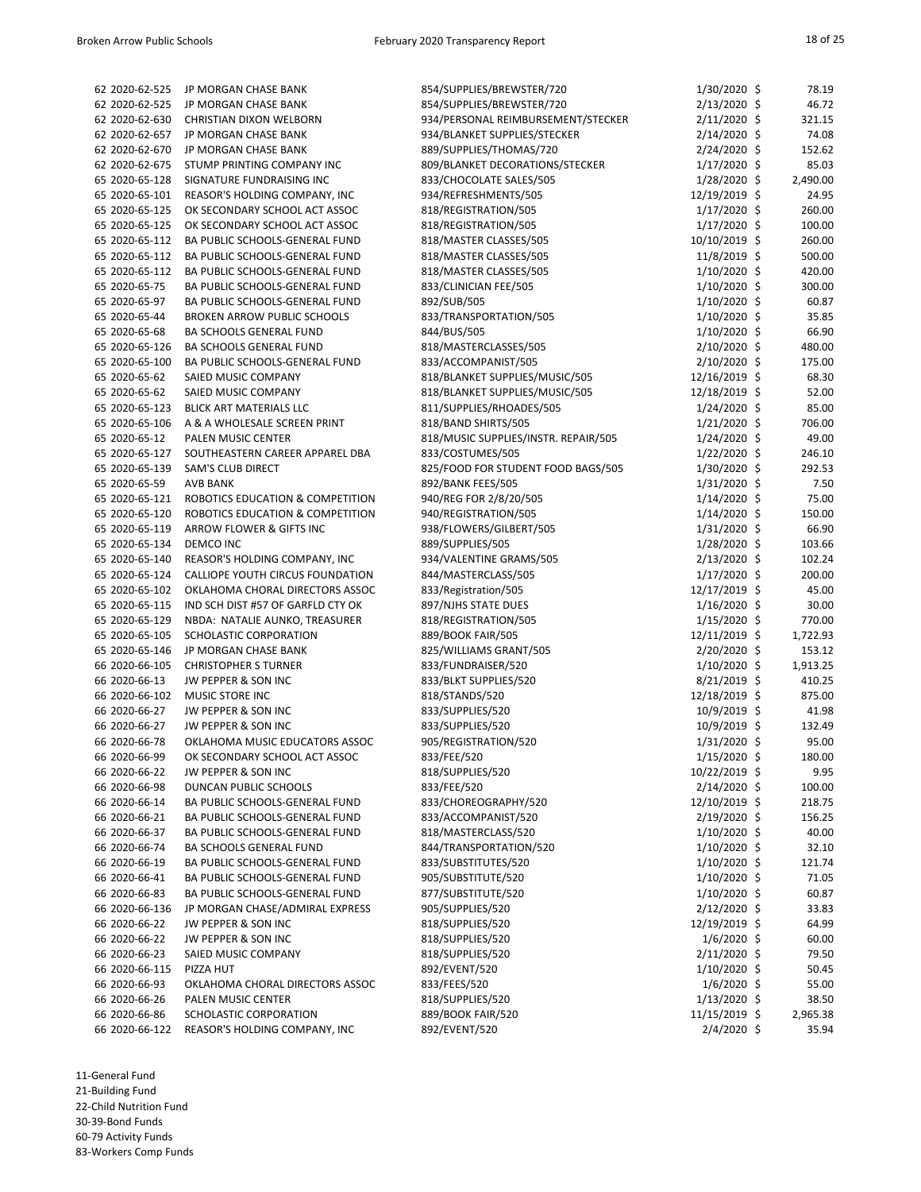| Fund | PO Number | Vendor | Description | Date | Amount |
|---|---|---|---|---|---|
| 62 | 2020-62-525 | JP MORGAN CHASE BANK | 854/SUPPLIES/BREWSTER/720 | 1/30/2020 | $ 78.19 |
| 62 | 2020-62-525 | JP MORGAN CHASE BANK | 854/SUPPLIES/BREWSTER/720 | 2/13/2020 | $ 46.72 |
| 62 | 2020-62-630 | CHRISTIAN DIXON WELBORN | 934/PERSONAL REIMBURSEMENT/STECKER | 2/11/2020 | $ 321.15 |
| 62 | 2020-62-657 | JP MORGAN CHASE BANK | 934/BLANKET SUPPLIES/STECKER | 2/14/2020 | $ 74.08 |
| 62 | 2020-62-670 | JP MORGAN CHASE BANK | 889/SUPPLIES/THOMAS/720 | 2/24/2020 | $ 152.62 |
| 62 | 2020-62-675 | STUMP PRINTING COMPANY INC | 809/BLANKET DECORATIONS/STECKER | 1/17/2020 | $ 85.03 |
| 65 | 2020-65-128 | SIGNATURE FUNDRAISING INC | 833/CHOCOLATE SALES/505 | 1/28/2020 | $ 2,490.00 |
| 65 | 2020-65-101 | REASOR'S HOLDING COMPANY, INC | 934/REFRESHMENTS/505 | 12/19/2019 | $ 24.95 |
| 65 | 2020-65-125 | OK SECONDARY SCHOOL ACT ASSOC | 818/REGISTRATION/505 | 1/17/2020 | $ 260.00 |
| 65 | 2020-65-125 | OK SECONDARY SCHOOL ACT ASSOC | 818/REGISTRATION/505 | 1/17/2020 | $ 100.00 |
| 65 | 2020-65-112 | BA PUBLIC SCHOOLS-GENERAL FUND | 818/MASTER CLASSES/505 | 10/10/2019 | $ 260.00 |
| 65 | 2020-65-112 | BA PUBLIC SCHOOLS-GENERAL FUND | 818/MASTER CLASSES/505 | 11/8/2019 | $ 500.00 |
| 65 | 2020-65-112 | BA PUBLIC SCHOOLS-GENERAL FUND | 818/MASTER CLASSES/505 | 1/10/2020 | $ 420.00 |
| 65 | 2020-65-75 | BA PUBLIC SCHOOLS-GENERAL FUND | 833/CLINICIAN FEE/505 | 1/10/2020 | $ 300.00 |
| 65 | 2020-65-97 | BA PUBLIC SCHOOLS-GENERAL FUND | 892/SUB/505 | 1/10/2020 | $ 60.87 |
| 65 | 2020-65-44 | BROKEN ARROW PUBLIC SCHOOLS | 833/TRANSPORTATION/505 | 1/10/2020 | $ 35.85 |
| 65 | 2020-65-68 | BA SCHOOLS GENERAL FUND | 844/BUS/505 | 1/10/2020 | $ 66.90 |
| 65 | 2020-65-126 | BA SCHOOLS GENERAL FUND | 818/MASTERCLASSES/505 | 2/10/2020 | $ 480.00 |
| 65 | 2020-65-100 | BA PUBLIC SCHOOLS-GENERAL FUND | 833/ACCOMPANIST/505 | 2/10/2020 | $ 175.00 |
| 65 | 2020-65-62 | SAIED MUSIC COMPANY | 818/BLANKET SUPPLIES/MUSIC/505 | 12/16/2019 | $ 68.30 |
| 65 | 2020-65-62 | SAIED MUSIC COMPANY | 818/BLANKET SUPPLIES/MUSIC/505 | 12/18/2019 | $ 52.00 |
| 65 | 2020-65-123 | BLICK ART MATERIALS LLC | 811/SUPPLIES/RHOADES/505 | 1/24/2020 | $ 85.00 |
| 65 | 2020-65-106 | A & A WHOLESALE SCREEN PRINT | 818/BAND SHIRTS/505 | 1/21/2020 | $ 706.00 |
| 65 | 2020-65-12 | PALEN MUSIC CENTER | 818/MUSIC SUPPLIES/INSTR. REPAIR/505 | 1/24/2020 | $ 49.00 |
| 65 | 2020-65-127 | SOUTHEASTERN CAREER APPAREL DBA | 833/COSTUMES/505 | 1/22/2020 | $ 246.10 |
| 65 | 2020-65-139 | SAM'S CLUB DIRECT | 825/FOOD FOR STUDENT FOOD BAGS/505 | 1/30/2020 | $ 292.53 |
| 65 | 2020-65-59 | AVB BANK | 892/BANK FEES/505 | 1/31/2020 | $ 7.50 |
| 65 | 2020-65-121 | ROBOTICS EDUCATION & COMPETITION | 940/REG FOR 2/8/20/505 | 1/14/2020 | $ 75.00 |
| 65 | 2020-65-120 | ROBOTICS EDUCATION & COMPETITION | 940/REGISTRATION/505 | 1/14/2020 | $ 150.00 |
| 65 | 2020-65-119 | ARROW FLOWER & GIFTS INC | 938/FLOWERS/GILBERT/505 | 1/31/2020 | $ 66.90 |
| 65 | 2020-65-134 | DEMCO INC | 889/SUPPLIES/505 | 1/28/2020 | $ 103.66 |
| 65 | 2020-65-140 | REASOR'S HOLDING COMPANY, INC | 934/VALENTINE GRAMS/505 | 2/13/2020 | $ 102.24 |
| 65 | 2020-65-124 | CALLIOPE YOUTH CIRCUS FOUNDATION | 844/MASTERCLASS/505 | 1/17/2020 | $ 200.00 |
| 65 | 2020-65-102 | OKLAHOMA CHORAL DIRECTORS ASSOC | 833/Registration/505 | 12/17/2019 | $ 45.00 |
| 65 | 2020-65-115 | IND SCH DIST #57 OF GARFLD CTY OK | 897/NJHS STATE DUES | 1/16/2020 | $ 30.00 |
| 65 | 2020-65-129 | NBDA: NATALIE AUNKO, TREASURER | 818/REGISTRATION/505 | 1/15/2020 | $ 770.00 |
| 65 | 2020-65-105 | SCHOLASTIC CORPORATION | 889/BOOK FAIR/505 | 12/11/2019 | $ 1,722.93 |
| 65 | 2020-65-146 | JP MORGAN CHASE BANK | 825/WILLIAMS GRANT/505 | 2/20/2020 | $ 153.12 |
| 66 | 2020-66-105 | CHRISTOPHER S TURNER | 833/FUNDRAISER/520 | 1/10/2020 | $ 1,913.25 |
| 66 | 2020-66-13 | JW PEPPER & SON INC | 833/BLKT SUPPLIES/520 | 8/21/2019 | $ 410.25 |
| 66 | 2020-66-102 | MUSIC STORE INC | 818/STANDS/520 | 12/18/2019 | $ 875.00 |
| 66 | 2020-66-27 | JW PEPPER & SON INC | 833/SUPPLIES/520 | 10/9/2019 | $ 41.98 |
| 66 | 2020-66-27 | JW PEPPER & SON INC | 833/SUPPLIES/520 | 10/9/2019 | $ 132.49 |
| 66 | 2020-66-78 | OKLAHOMA MUSIC EDUCATORS ASSOC | 905/REGISTRATION/520 | 1/31/2020 | $ 95.00 |
| 66 | 2020-66-99 | OK SECONDARY SCHOOL ACT ASSOC | 833/FEE/520 | 1/15/2020 | $ 180.00 |
| 66 | 2020-66-22 | JW PEPPER & SON INC | 818/SUPPLIES/520 | 10/22/2019 | $ 9.95 |
| 66 | 2020-66-98 | DUNCAN PUBLIC SCHOOLS | 833/FEE/520 | 2/14/2020 | $ 100.00 |
| 66 | 2020-66-14 | BA PUBLIC SCHOOLS-GENERAL FUND | 833/CHOREOGRAPHY/520 | 12/10/2019 | $ 218.75 |
| 66 | 2020-66-21 | BA PUBLIC SCHOOLS-GENERAL FUND | 833/ACCOMPANIST/520 | 2/19/2020 | $ 156.25 |
| 66 | 2020-66-37 | BA PUBLIC SCHOOLS-GENERAL FUND | 818/MASTERCLASS/520 | 1/10/2020 | $ 40.00 |
| 66 | 2020-66-74 | BA SCHOOLS GENERAL FUND | 844/TRANSPORTATION/520 | 1/10/2020 | $ 32.10 |
| 66 | 2020-66-19 | BA PUBLIC SCHOOLS-GENERAL FUND | 833/SUBSTITUTES/520 | 1/10/2020 | $ 121.74 |
| 66 | 2020-66-41 | BA PUBLIC SCHOOLS-GENERAL FUND | 905/SUBSTITUTE/520 | 1/10/2020 | $ 71.05 |
| 66 | 2020-66-83 | BA PUBLIC SCHOOLS-GENERAL FUND | 877/SUBSTITUTE/520 | 1/10/2020 | $ 60.87 |
| 66 | 2020-66-136 | JP MORGAN CHASE/ADMIRAL EXPRESS | 905/SUPPLIES/520 | 2/12/2020 | $ 33.83 |
| 66 | 2020-66-22 | JW PEPPER & SON INC | 818/SUPPLIES/520 | 12/19/2019 | $ 64.99 |
| 66 | 2020-66-22 | JW PEPPER & SON INC | 818/SUPPLIES/520 | 1/6/2020 | $ 60.00 |
| 66 | 2020-66-23 | SAIED MUSIC COMPANY | 818/SUPPLIES/520 | 2/11/2020 | $ 79.50 |
| 66 | 2020-66-115 | PIZZA HUT | 892/EVENT/520 | 1/10/2020 | $ 50.45 |
| 66 | 2020-66-93 | OKLAHOMA CHORAL DIRECTORS ASSOC | 833/FEES/520 | 1/6/2020 | $ 55.00 |
| 66 | 2020-66-26 | PALEN MUSIC CENTER | 818/SUPPLIES/520 | 1/13/2020 | $ 38.50 |
| 66 | 2020-66-86 | SCHOLASTIC CORPORATION | 889/BOOK FAIR/520 | 11/15/2019 | $ 2,965.38 |
| 66 | 2020-66-122 | REASOR'S HOLDING COMPANY, INC | 892/EVENT/520 | 2/4/2020 | $ 35.94 |

11-General Fund
21-Building Fund
22-Child Nutrition Fund
30-39-Bond Funds
60-79 Activity Funds
83-Workers Comp Funds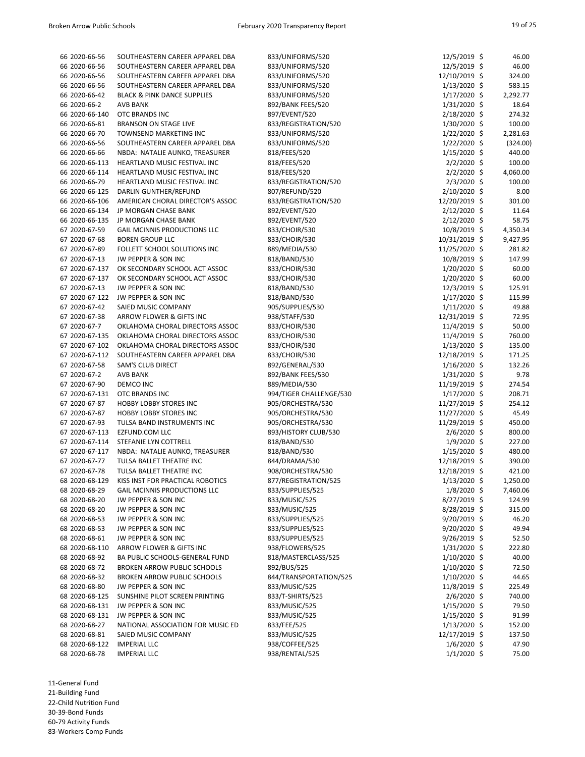| | | | | | |
|---|---|---|---|---|---|
| 66 | 2020-66-56 | SOUTHEASTERN CAREER APPAREL DBA | 833/UNIFORMS/520 | 12/5/2019 | $ 46.00 |
| 66 | 2020-66-56 | SOUTHEASTERN CAREER APPAREL DBA | 833/UNIFORMS/520 | 12/5/2019 | $ 46.00 |
| 66 | 2020-66-56 | SOUTHEASTERN CAREER APPAREL DBA | 833/UNIFORMS/520 | 12/10/2019 | $ 324.00 |
| 66 | 2020-66-56 | SOUTHEASTERN CAREER APPAREL DBA | 833/UNIFORMS/520 | 1/13/2020 | $ 583.15 |
| 66 | 2020-66-42 | BLACK & PINK DANCE SUPPLIES | 833/UNIFORMS/520 | 1/17/2020 | $ 2,292.77 |
| 66 | 2020-66-2 | AVB BANK | 892/BANK FEES/520 | 1/31/2020 | $ 18.64 |
| 66 | 2020-66-140 | OTC BRANDS INC | 897/EVENT/520 | 2/18/2020 | $ 274.32 |
| 66 | 2020-66-81 | BRANSON ON STAGE LIVE | 833/REGISTRATION/520 | 1/30/2020 | $ 100.00 |
| 66 | 2020-66-70 | TOWNSEND MARKETING INC | 833/UNIFORMS/520 | 1/22/2020 | $ 2,281.63 |
| 66 | 2020-66-56 | SOUTHEASTERN CAREER APPAREL DBA | 833/UNIFORMS/520 | 1/22/2020 | $ (324.00) |
| 66 | 2020-66-66 | NBDA: NATALIE AUNKO, TREASURER | 818/FEES/520 | 1/15/2020 | $ 440.00 |
| 66 | 2020-66-113 | HEARTLAND MUSIC FESTIVAL INC | 818/FEES/520 | 2/2/2020 | $ 100.00 |
| 66 | 2020-66-114 | HEARTLAND MUSIC FESTIVAL INC | 818/FEES/520 | 2/2/2020 | $ 4,060.00 |
| 66 | 2020-66-79 | HEARTLAND MUSIC FESTIVAL INC | 833/REGISTRATION/520 | 2/3/2020 | $ 100.00 |
| 66 | 2020-66-125 | DARLIN GUNTHER/REFUND | 807/REFUND/520 | 2/10/2020 | $ 8.00 |
| 66 | 2020-66-106 | AMERICAN CHORAL DIRECTOR'S ASSOC | 833/REGISTRATION/520 | 12/20/2019 | $ 301.00 |
| 66 | 2020-66-134 | JP MORGAN CHASE BANK | 892/EVENT/520 | 2/12/2020 | $ 11.64 |
| 66 | 2020-66-135 | JP MORGAN CHASE BANK | 892/EVENT/520 | 2/12/2020 | $ 58.75 |
| 67 | 2020-67-59 | GAIL MCINNIS PRODUCTIONS LLC | 833/CHOIR/530 | 10/8/2019 | $ 4,350.34 |
| 67 | 2020-67-68 | BOREN GROUP LLC | 833/CHOIR/530 | 10/31/2019 | $ 9,427.95 |
| 67 | 2020-67-89 | FOLLETT SCHOOL SOLUTIONS INC | 889/MEDIA/530 | 11/25/2020 | $ 281.82 |
| 67 | 2020-67-13 | JW PEPPER & SON INC | 818/BAND/530 | 10/8/2019 | $ 147.99 |
| 67 | 2020-67-137 | OK SECONDARY SCHOOL ACT ASSOC | 833/CHOIR/530 | 1/20/2020 | $ 60.00 |
| 67 | 2020-67-137 | OK SECONDARY SCHOOL ACT ASSOC | 833/CHOIR/530 | 1/20/2020 | $ 60.00 |
| 67 | 2020-67-13 | JW PEPPER & SON INC | 818/BAND/530 | 12/3/2019 | $ 125.91 |
| 67 | 2020-67-122 | JW PEPPER & SON INC | 818/BAND/530 | 1/17/2020 | $ 115.99 |
| 67 | 2020-67-42 | SAIED MUSIC COMPANY | 905/SUPPLIES/530 | 1/11/2020 | $ 49.88 |
| 67 | 2020-67-38 | ARROW FLOWER & GIFTS INC | 938/STAFF/530 | 12/31/2019 | $ 72.95 |
| 67 | 2020-67-7 | OKLAHOMA CHORAL DIRECTORS ASSOC | 833/CHOIR/530 | 11/4/2019 | $ 50.00 |
| 67 | 2020-67-135 | OKLAHOMA CHORAL DIRECTORS ASSOC | 833/CHOIR/530 | 11/4/2019 | $ 760.00 |
| 67 | 2020-67-102 | OKLAHOMA CHORAL DIRECTORS ASSOC | 833/CHOIR/530 | 1/13/2020 | $ 135.00 |
| 67 | 2020-67-112 | SOUTHEASTERN CAREER APPAREL DBA | 833/CHOIR/530 | 12/18/2019 | $ 171.25 |
| 67 | 2020-67-58 | SAM'S CLUB DIRECT | 892/GENERAL/530 | 1/16/2020 | $ 132.26 |
| 67 | 2020-67-2 | AVB BANK | 892/BANK FEES/530 | 1/31/2020 | $ 9.78 |
| 67 | 2020-67-90 | DEMCO INC | 889/MEDIA/530 | 11/19/2019 | $ 274.54 |
| 67 | 2020-67-131 | OTC BRANDS INC | 994/TIGER CHALLENGE/530 | 1/17/2020 | $ 208.71 |
| 67 | 2020-67-87 | HOBBY LOBBY STORES INC | 905/ORCHESTRA/530 | 11/27/2019 | $ 254.12 |
| 67 | 2020-67-87 | HOBBY LOBBY STORES INC | 905/ORCHESTRA/530 | 11/27/2020 | $ 45.49 |
| 67 | 2020-67-93 | TULSA BAND INSTRUMENTS INC | 905/ORCHESTRA/530 | 11/29/2019 | $ 450.00 |
| 67 | 2020-67-113 | EZFUND.COM LLC | 893/HISTORY CLUB/530 | 2/6/2020 | $ 800.00 |
| 67 | 2020-67-114 | STEFANIE LYN COTTRELL | 818/BAND/530 | 1/9/2020 | $ 227.00 |
| 67 | 2020-67-117 | NBDA: NATALIE AUNKO, TREASURER | 818/BAND/530 | 1/15/2020 | $ 480.00 |
| 67 | 2020-67-77 | TULSA BALLET THEATRE INC | 844/DRAMA/530 | 12/18/2019 | $ 390.00 |
| 67 | 2020-67-78 | TULSA BALLET THEATRE INC | 908/ORCHESTRA/530 | 12/18/2019 | $ 421.00 |
| 68 | 2020-68-129 | KISS INST FOR PRACTICAL ROBOTICS | 877/REGISTRATION/525 | 1/13/2020 | $ 1,250.00 |
| 68 | 2020-68-29 | GAIL MCINNIS PRODUCTIONS LLC | 833/SUPPLIES/525 | 1/8/2020 | $ 7,460.06 |
| 68 | 2020-68-20 | JW PEPPER & SON INC | 833/MUSIC/525 | 8/27/2019 | $ 124.99 |
| 68 | 2020-68-20 | JW PEPPER & SON INC | 833/MUSIC/525 | 8/28/2019 | $ 315.00 |
| 68 | 2020-68-53 | JW PEPPER & SON INC | 833/SUPPLIES/525 | 9/20/2019 | $ 46.20 |
| 68 | 2020-68-53 | JW PEPPER & SON INC | 833/SUPPLIES/525 | 9/20/2019 | $ 49.94 |
| 68 | 2020-68-61 | JW PEPPER & SON INC | 833/SUPPLIES/525 | 9/26/2019 | $ 52.50 |
| 68 | 2020-68-110 | ARROW FLOWER & GIFTS INC | 938/FLOWERS/525 | 1/31/2020 | $ 222.80 |
| 68 | 2020-68-92 | BA PUBLIC SCHOOLS-GENERAL FUND | 818/MASTERCLASS/525 | 1/10/2020 | $ 40.00 |
| 68 | 2020-68-72 | BROKEN ARROW PUBLIC SCHOOLS | 892/BUS/525 | 1/10/2020 | $ 72.50 |
| 68 | 2020-68-32 | BROKEN ARROW PUBLIC SCHOOLS | 844/TRANSPORTATION/525 | 1/10/2020 | $ 44.65 |
| 68 | 2020-68-80 | JW PEPPER & SON INC | 833/MUSIC/525 | 11/8/2019 | $ 225.49 |
| 68 | 2020-68-125 | SUNSHINE PILOT SCREEN PRINTING | 833/T-SHIRTS/525 | 2/6/2020 | $ 740.00 |
| 68 | 2020-68-131 | JW PEPPER & SON INC | 833/MUSIC/525 | 1/15/2020 | $ 79.50 |
| 68 | 2020-68-131 | JW PEPPER & SON INC | 833/MUSIC/525 | 1/15/2020 | $ 91.99 |
| 68 | 2020-68-27 | NATIONAL ASSOCIATION FOR MUSIC ED | 833/FEE/525 | 1/13/2020 | $ 152.00 |
| 68 | 2020-68-81 | SAIED MUSIC COMPANY | 833/MUSIC/525 | 12/17/2019 | $ 137.50 |
| 68 | 2020-68-122 | IMPERIAL LLC | 938/COFFEE/525 | 1/6/2020 | $ 47.90 |
| 68 | 2020-68-78 | IMPERIAL LLC | 938/RENTAL/525 | 1/1/2020 | $ 75.00 |

11-General Fund
21-Building Fund
22-Child Nutrition Fund
30-39-Bond Funds
60-79 Activity Funds
83-Workers Comp Funds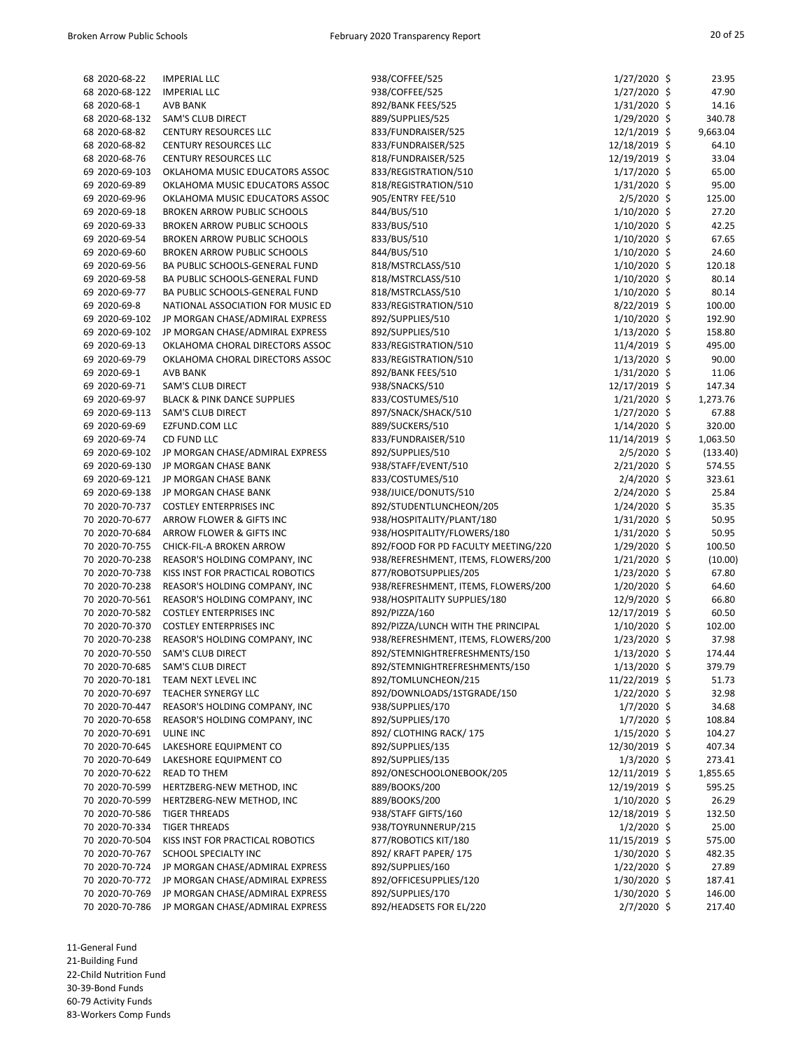| | | | | |
|---|---|---|---|---|
| 68 2020-68-22 | IMPERIAL LLC | 938/COFFEE/525 | 1/27/2020 | $ 23.95 |
| 68 2020-68-122 | IMPERIAL LLC | 938/COFFEE/525 | 1/27/2020 | $ 47.90 |
| 68 2020-68-1 | AVB BANK | 892/BANK FEES/525 | 1/31/2020 | $ 14.16 |
| 68 2020-68-132 | SAM'S CLUB DIRECT | 889/SUPPLIES/525 | 1/29/2020 | $ 340.78 |
| 68 2020-68-82 | CENTURY RESOURCES LLC | 833/FUNDRAISER/525 | 12/1/2019 | $ 9,663.04 |
| 68 2020-68-82 | CENTURY RESOURCES LLC | 833/FUNDRAISER/525 | 12/18/2019 | $ 64.10 |
| 68 2020-68-76 | CENTURY RESOURCES LLC | 818/FUNDRAISER/525 | 12/19/2019 | $ 33.04 |
| 69 2020-69-103 | OKLAHOMA MUSIC EDUCATORS ASSOC | 833/REGISTRATION/510 | 1/17/2020 | $ 65.00 |
| 69 2020-69-89 | OKLAHOMA MUSIC EDUCATORS ASSOC | 818/REGISTRATION/510 | 1/31/2020 | $ 95.00 |
| 69 2020-69-96 | OKLAHOMA MUSIC EDUCATORS ASSOC | 905/ENTRY FEE/510 | 2/5/2020 | $ 125.00 |
| 69 2020-69-18 | BROKEN ARROW PUBLIC SCHOOLS | 844/BUS/510 | 1/10/2020 | $ 27.20 |
| 69 2020-69-33 | BROKEN ARROW PUBLIC SCHOOLS | 833/BUS/510 | 1/10/2020 | $ 42.25 |
| 69 2020-69-54 | BROKEN ARROW PUBLIC SCHOOLS | 833/BUS/510 | 1/10/2020 | $ 67.65 |
| 69 2020-69-60 | BROKEN ARROW PUBLIC SCHOOLS | 844/BUS/510 | 1/10/2020 | $ 24.60 |
| 69 2020-69-56 | BA PUBLIC SCHOOLS-GENERAL FUND | 818/MSTRCLASS/510 | 1/10/2020 | $ 120.18 |
| 69 2020-69-58 | BA PUBLIC SCHOOLS-GENERAL FUND | 818/MSTRCLASS/510 | 1/10/2020 | $ 80.14 |
| 69 2020-69-77 | BA PUBLIC SCHOOLS-GENERAL FUND | 818/MSTRCLASS/510 | 1/10/2020 | $ 80.14 |
| 69 2020-69-8 | NATIONAL ASSOCIATION FOR MUSIC ED | 833/REGISTRATION/510 | 8/22/2019 | $ 100.00 |
| 69 2020-69-102 | JP MORGAN CHASE/ADMIRAL EXPRESS | 892/SUPPLIES/510 | 1/10/2020 | $ 192.90 |
| 69 2020-69-102 | JP MORGAN CHASE/ADMIRAL EXPRESS | 892/SUPPLIES/510 | 1/13/2020 | $ 158.80 |
| 69 2020-69-13 | OKLAHOMA CHORAL DIRECTORS ASSOC | 833/REGISTRATION/510 | 11/4/2019 | $ 495.00 |
| 69 2020-69-79 | OKLAHOMA CHORAL DIRECTORS ASSOC | 833/REGISTRATION/510 | 1/13/2020 | $ 90.00 |
| 69 2020-69-1 | AVB BANK | 892/BANK FEES/510 | 1/31/2020 | $ 11.06 |
| 69 2020-69-71 | SAM'S CLUB DIRECT | 938/SNACKS/510 | 12/17/2019 | $ 147.34 |
| 69 2020-69-97 | BLACK & PINK DANCE SUPPLIES | 833/COSTUMES/510 | 1/21/2020 | $ 1,273.76 |
| 69 2020-69-113 | SAM'S CLUB DIRECT | 897/SNACK/SHACK/510 | 1/27/2020 | $ 67.88 |
| 69 2020-69-69 | EZFUND.COM LLC | 889/SUCKERS/510 | 1/14/2020 | $ 320.00 |
| 69 2020-69-74 | CD FUND LLC | 833/FUNDRAISER/510 | 11/14/2019 | $ 1,063.50 |
| 69 2020-69-102 | JP MORGAN CHASE/ADMIRAL EXPRESS | 892/SUPPLIES/510 | 2/5/2020 | $ (133.40) |
| 69 2020-69-130 | JP MORGAN CHASE BANK | 938/STAFF/EVENT/510 | 2/21/2020 | $ 574.55 |
| 69 2020-69-121 | JP MORGAN CHASE BANK | 833/COSTUMES/510 | 2/4/2020 | $ 323.61 |
| 69 2020-69-138 | JP MORGAN CHASE BANK | 938/JUICE/DONUTS/510 | 2/24/2020 | $ 25.84 |
| 70 2020-70-737 | COSTLEY ENTERPRISES INC | 892/STUDENTLUNCHEON/205 | 1/24/2020 | $ 35.35 |
| 70 2020-70-677 | ARROW FLOWER & GIFTS INC | 938/HOSPITALITY/PLANT/180 | 1/31/2020 | $ 50.95 |
| 70 2020-70-684 | ARROW FLOWER & GIFTS INC | 938/HOSPITALITY/FLOWERS/180 | 1/31/2020 | $ 50.95 |
| 70 2020-70-755 | CHICK-FIL-A BROKEN ARROW | 892/FOOD FOR PD FACULTY MEETING/220 | 1/29/2020 | $ 100.50 |
| 70 2020-70-238 | REASOR'S HOLDING COMPANY, INC | 938/REFRESHMENT, ITEMS, FLOWERS/200 | 1/21/2020 | $ (10.00) |
| 70 2020-70-738 | KISS INST FOR PRACTICAL ROBOTICS | 877/ROBOTSUPPLIES/205 | 1/23/2020 | $ 67.80 |
| 70 2020-70-238 | REASOR'S HOLDING COMPANY, INC | 938/REFRESHMENT, ITEMS, FLOWERS/200 | 1/20/2020 | $ 64.60 |
| 70 2020-70-561 | REASOR'S HOLDING COMPANY, INC | 938/HOSPITALITY SUPPLIES/180 | 12/9/2020 | $ 66.80 |
| 70 2020-70-582 | COSTLEY ENTERPRISES INC | 892/PIZZA/160 | 12/17/2019 | $ 60.50 |
| 70 2020-70-370 | COSTLEY ENTERPRISES INC | 892/PIZZA/LUNCH WITH THE PRINCIPAL | 1/10/2020 | $ 102.00 |
| 70 2020-70-238 | REASOR'S HOLDING COMPANY, INC | 938/REFRESHMENT, ITEMS, FLOWERS/200 | 1/23/2020 | $ 37.98 |
| 70 2020-70-550 | SAM'S CLUB DIRECT | 892/STEMNIGHTREFRESHMENTS/150 | 1/13/2020 | $ 174.44 |
| 70 2020-70-685 | SAM'S CLUB DIRECT | 892/STEMNIGHTREFRESHMENTS/150 | 1/13/2020 | $ 379.79 |
| 70 2020-70-181 | TEAM NEXT LEVEL INC | 892/TOMLUNCHEON/215 | 11/22/2019 | $ 51.73 |
| 70 2020-70-697 | TEACHER SYNERGY LLC | 892/DOWNLOADS/1STGRADE/150 | 1/22/2020 | $ 32.98 |
| 70 2020-70-447 | REASOR'S HOLDING COMPANY, INC | 938/SUPPLIES/170 | 1/7/2020 | $ 34.68 |
| 70 2020-70-658 | REASOR'S HOLDING COMPANY, INC | 892/SUPPLIES/170 | 1/7/2020 | $ 108.84 |
| 70 2020-70-691 | ULINE INC | 892/ CLOTHING RACK/ 175 | 1/15/2020 | $ 104.27 |
| 70 2020-70-645 | LAKESHORE EQUIPMENT CO | 892/SUPPLIES/135 | 12/30/2019 | $ 407.34 |
| 70 2020-70-649 | LAKESHORE EQUIPMENT CO | 892/SUPPLIES/135 | 1/3/2020 | $ 273.41 |
| 70 2020-70-622 | READ TO THEM | 892/ONESCHOOLONEBOOK/205 | 12/11/2019 | $ 1,855.65 |
| 70 2020-70-599 | HERTZBERG-NEW METHOD, INC | 889/BOOKS/200 | 12/19/2019 | $ 595.25 |
| 70 2020-70-599 | HERTZBERG-NEW METHOD, INC | 889/BOOKS/200 | 1/10/2020 | $ 26.29 |
| 70 2020-70-586 | TIGER THREADS | 938/STAFF GIFTS/160 | 12/18/2019 | $ 132.50 |
| 70 2020-70-334 | TIGER THREADS | 938/TOYRUNNERUP/215 | 1/2/2020 | $ 25.00 |
| 70 2020-70-504 | KISS INST FOR PRACTICAL ROBOTICS | 877/ROBOTICS KIT/180 | 11/15/2019 | $ 575.00 |
| 70 2020-70-767 | SCHOOL SPECIALTY INC | 892/ KRAFT PAPER/ 175 | 1/30/2020 | $ 482.35 |
| 70 2020-70-724 | JP MORGAN CHASE/ADMIRAL EXPRESS | 892/SUPPLIES/160 | 1/22/2020 | $ 27.89 |
| 70 2020-70-772 | JP MORGAN CHASE/ADMIRAL EXPRESS | 892/OFFICESUPPLIES/120 | 1/30/2020 | $ 187.41 |
| 70 2020-70-769 | JP MORGAN CHASE/ADMIRAL EXPRESS | 892/SUPPLIES/170 | 1/30/2020 | $ 146.00 |
| 70 2020-70-786 | JP MORGAN CHASE/ADMIRAL EXPRESS | 892/HEADSETS FOR EL/220 | 2/7/2020 | $ 217.40 |

11-General Fund
21-Building Fund
22-Child Nutrition Fund
30-39-Bond Funds
60-79 Activity Funds
83-Workers Comp Funds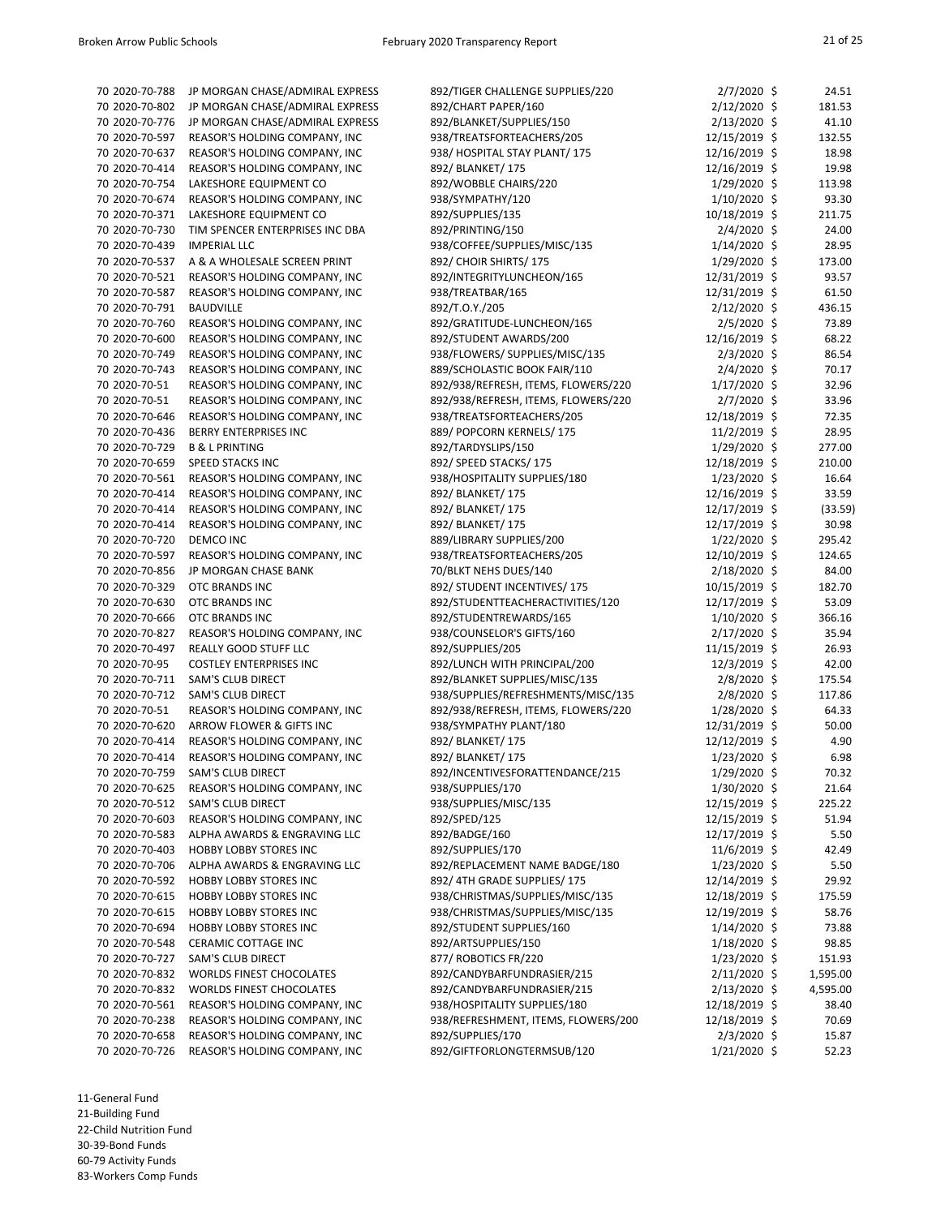| | | | | |
|---|---|---|---|---|
| 70 2020-70-788 | JP MORGAN CHASE/ADMIRAL EXPRESS | 892/TIGER CHALLENGE SUPPLIES/220 | 2/7/2020 | $ 24.51 |
| 70 2020-70-802 | JP MORGAN CHASE/ADMIRAL EXPRESS | 892/CHART PAPER/160 | 2/12/2020 | $ 181.53 |
| 70 2020-70-776 | JP MORGAN CHASE/ADMIRAL EXPRESS | 892/BLANKET/SUPPLIES/150 | 2/13/2020 | $ 41.10 |
| 70 2020-70-597 | REASOR'S HOLDING COMPANY, INC | 938/TREATSFORTEACHERS/205 | 12/15/2019 | $ 132.55 |
| 70 2020-70-637 | REASOR'S HOLDING COMPANY, INC | 938/ HOSPITAL STAY PLANT/ 175 | 12/16/2019 | $ 18.98 |
| 70 2020-70-414 | REASOR'S HOLDING COMPANY, INC | 892/ BLANKET/ 175 | 12/16/2019 | $ 19.98 |
| 70 2020-70-754 | LAKESHORE EQUIPMENT CO | 892/WOBBLE CHAIRS/220 | 1/29/2020 | $ 113.98 |
| 70 2020-70-674 | REASOR'S HOLDING COMPANY, INC | 938/SYMPATHY/120 | 1/10/2020 | $ 93.30 |
| 70 2020-70-371 | LAKESHORE EQUIPMENT CO | 892/SUPPLIES/135 | 10/18/2019 | $ 211.75 |
| 70 2020-70-730 | TIM SPENCER ENTERPRISES INC DBA | 892/PRINTING/150 | 2/4/2020 | $ 24.00 |
| 70 2020-70-439 | IMPERIAL LLC | 938/COFFEE/SUPPLIES/MISC/135 | 1/14/2020 | $ 28.95 |
| 70 2020-70-537 | A & A WHOLESALE SCREEN PRINT | 892/ CHOIR SHIRTS/ 175 | 1/29/2020 | $ 173.00 |
| 70 2020-70-521 | REASOR'S HOLDING COMPANY, INC | 892/INTEGRITYLUNCHEON/165 | 12/31/2019 | $ 93.57 |
| 70 2020-70-587 | REASOR'S HOLDING COMPANY, INC | 938/TREATBAR/165 | 12/31/2019 | $ 61.50 |
| 70 2020-70-791 | BAUDVILLE | 892/T.O.Y./205 | 2/12/2020 | $ 436.15 |
| 70 2020-70-760 | REASOR'S HOLDING COMPANY, INC | 892/GRATITUDE-LUNCHEON/165 | 2/5/2020 | $ 73.89 |
| 70 2020-70-600 | REASOR'S HOLDING COMPANY, INC | 892/STUDENT AWARDS/200 | 12/16/2019 | $ 68.22 |
| 70 2020-70-749 | REASOR'S HOLDING COMPANY, INC | 938/FLOWERS/ SUPPLIES/MISC/135 | 2/3/2020 | $ 86.54 |
| 70 2020-70-743 | REASOR'S HOLDING COMPANY, INC | 889/SCHOLASTIC BOOK FAIR/110 | 2/4/2020 | $ 70.17 |
| 70 2020-70-51 | REASOR'S HOLDING COMPANY, INC | 892/938/REFRESH, ITEMS, FLOWERS/220 | 1/17/2020 | $ 32.96 |
| 70 2020-70-51 | REASOR'S HOLDING COMPANY, INC | 892/938/REFRESH, ITEMS, FLOWERS/220 | 2/7/2020 | $ 33.96 |
| 70 2020-70-646 | REASOR'S HOLDING COMPANY, INC | 938/TREATSFORTEACHERS/205 | 12/18/2019 | $ 72.35 |
| 70 2020-70-436 | BERRY ENTERPRISES INC | 889/ POPCORN KERNELS/ 175 | 11/2/2019 | $ 28.95 |
| 70 2020-70-729 | B & L PRINTING | 892/TARDYSLIPS/150 | 1/29/2020 | $ 277.00 |
| 70 2020-70-659 | SPEED STACKS INC | 892/ SPEED STACKS/ 175 | 12/18/2019 | $ 210.00 |
| 70 2020-70-561 | REASOR'S HOLDING COMPANY, INC | 938/HOSPITALITY SUPPLIES/180 | 1/23/2020 | $ 16.64 |
| 70 2020-70-414 | REASOR'S HOLDING COMPANY, INC | 892/ BLANKET/ 175 | 12/16/2019 | $ 33.59 |
| 70 2020-70-414 | REASOR'S HOLDING COMPANY, INC | 892/ BLANKET/ 175 | 12/17/2019 | $ (33.59) |
| 70 2020-70-414 | REASOR'S HOLDING COMPANY, INC | 892/ BLANKET/ 175 | 12/17/2019 | $ 30.98 |
| 70 2020-70-720 | DEMCO INC | 889/LIBRARY SUPPLIES/200 | 1/22/2020 | $ 295.42 |
| 70 2020-70-597 | REASOR'S HOLDING COMPANY, INC | 938/TREATSFORTEACHERS/205 | 12/10/2019 | $ 124.65 |
| 70 2020-70-856 | JP MORGAN CHASE BANK | 70/BLKT NEHS DUES/140 | 2/18/2020 | $ 84.00 |
| 70 2020-70-329 | OTC BRANDS INC | 892/ STUDENT INCENTIVES/ 175 | 10/15/2019 | $ 182.70 |
| 70 2020-70-630 | OTC BRANDS INC | 892/STUDENTTEACHERACTIVITIES/120 | 12/17/2019 | $ 53.09 |
| 70 2020-70-666 | OTC BRANDS INC | 892/STUDENTREWARDS/165 | 1/10/2020 | $ 366.16 |
| 70 2020-70-827 | REASOR'S HOLDING COMPANY, INC | 938/COUNSELOR'S GIFTS/160 | 2/17/2020 | $ 35.94 |
| 70 2020-70-497 | REALLY GOOD STUFF LLC | 892/SUPPLIES/205 | 11/15/2019 | $ 26.93 |
| 70 2020-70-95 | COSTLEY ENTERPRISES INC | 892/LUNCH WITH PRINCIPAL/200 | 12/3/2019 | $ 42.00 |
| 70 2020-70-711 | SAM'S CLUB DIRECT | 892/BLANKET SUPPLIES/MISC/135 | 2/8/2020 | $ 175.54 |
| 70 2020-70-712 | SAM'S CLUB DIRECT | 938/SUPPLIES/REFRESHMENTS/MISC/135 | 2/8/2020 | $ 117.86 |
| 70 2020-70-51 | REASOR'S HOLDING COMPANY, INC | 892/938/REFRESH, ITEMS, FLOWERS/220 | 1/28/2020 | $ 64.33 |
| 70 2020-70-620 | ARROW FLOWER & GIFTS INC | 938/SYMPATHY PLANT/180 | 12/31/2019 | $ 50.00 |
| 70 2020-70-414 | REASOR'S HOLDING COMPANY, INC | 892/ BLANKET/ 175 | 12/12/2019 | $ 4.90 |
| 70 2020-70-414 | REASOR'S HOLDING COMPANY, INC | 892/ BLANKET/ 175 | 1/23/2020 | $ 6.98 |
| 70 2020-70-759 | SAM'S CLUB DIRECT | 892/INCENTIVESFORATTENDANCE/215 | 1/29/2020 | $ 70.32 |
| 70 2020-70-625 | REASOR'S HOLDING COMPANY, INC | 938/SUPPLIES/170 | 1/30/2020 | $ 21.64 |
| 70 2020-70-512 | SAM'S CLUB DIRECT | 938/SUPPLIES/MISC/135 | 12/15/2019 | $ 225.22 |
| 70 2020-70-603 | REASOR'S HOLDING COMPANY, INC | 892/SPED/125 | 12/15/2019 | $ 51.94 |
| 70 2020-70-583 | ALPHA AWARDS & ENGRAVING LLC | 892/BADGE/160 | 12/17/2019 | $ 5.50 |
| 70 2020-70-403 | HOBBY LOBBY STORES INC | 892/SUPPLIES/170 | 11/6/2019 | $ 42.49 |
| 70 2020-70-706 | ALPHA AWARDS & ENGRAVING LLC | 892/REPLACEMENT NAME BADGE/180 | 1/23/2020 | $ 5.50 |
| 70 2020-70-592 | HOBBY LOBBY STORES INC | 892/ 4TH GRADE SUPPLIES/ 175 | 12/14/2019 | $ 29.92 |
| 70 2020-70-615 | HOBBY LOBBY STORES INC | 938/CHRISTMAS/SUPPLIES/MISC/135 | 12/18/2019 | $ 175.59 |
| 70 2020-70-615 | HOBBY LOBBY STORES INC | 938/CHRISTMAS/SUPPLIES/MISC/135 | 12/19/2019 | $ 58.76 |
| 70 2020-70-694 | HOBBY LOBBY STORES INC | 892/STUDENT SUPPLIES/160 | 1/14/2020 | $ 73.88 |
| 70 2020-70-548 | CERAMIC COTTAGE INC | 892/ARTSUPPLIES/150 | 1/18/2020 | $ 98.85 |
| 70 2020-70-727 | SAM'S CLUB DIRECT | 877/ ROBOTICS FR/220 | 1/23/2020 | $ 151.93 |
| 70 2020-70-832 | WORLDS FINEST CHOCOLATES | 892/CANDYBARFUNDRASIER/215 | 2/11/2020 | $ 1,595.00 |
| 70 2020-70-832 | WORLDS FINEST CHOCOLATES | 892/CANDYBARFUNDRASIER/215 | 2/13/2020 | $ 4,595.00 |
| 70 2020-70-561 | REASOR'S HOLDING COMPANY, INC | 938/HOSPITALITY SUPPLIES/180 | 12/18/2019 | $ 38.40 |
| 70 2020-70-238 | REASOR'S HOLDING COMPANY, INC | 938/REFRESHMENT, ITEMS, FLOWERS/200 | 12/18/2019 | $ 70.69 |
| 70 2020-70-658 | REASOR'S HOLDING COMPANY, INC | 892/SUPPLIES/170 | 2/3/2020 | $ 15.87 |
| 70 2020-70-726 | REASOR'S HOLDING COMPANY, INC | 892/GIFTFORLONGTERMSUB/120 | 1/21/2020 | $ 52.23 |

11-General Fund
21-Building Fund
22-Child Nutrition Fund
30-39-Bond Funds
60-79 Activity Funds
83-Workers Comp Funds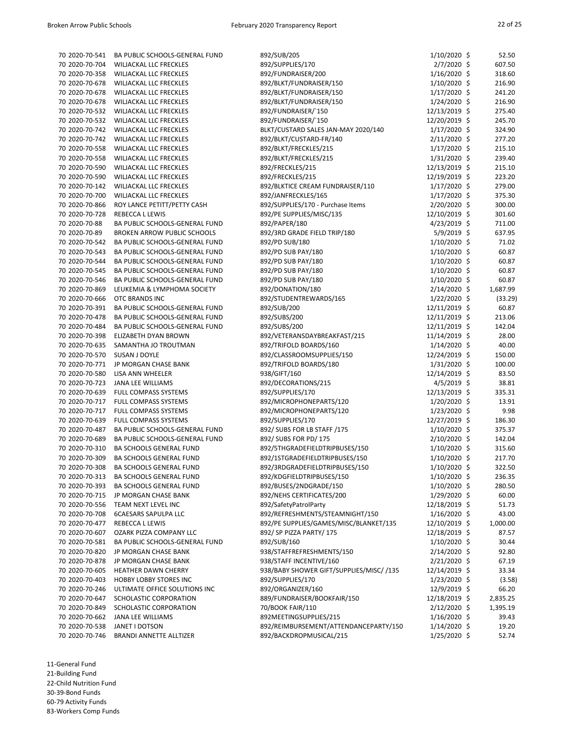| | | | | | |
|---|---|---|---|---|---|
| 70 | 2020-70-541 | BA PUBLIC SCHOOLS-GENERAL FUND | 892/SUB/205 | 1/10/2020 | $ 52.50 |
| 70 | 2020-70-704 | WILJACKAL LLC FRECKLES | 892/SUPPLIES/170 | 2/7/2020 | $ 607.50 |
| 70 | 2020-70-358 | WILJACKAL LLC FRECKLES | 892/FUNDRAISER/200 | 1/16/2020 | $ 318.60 |
| 70 | 2020-70-678 | WILJACKAL LLC FRECKLES | 892/BLKT/FUNDRAISER/150 | 1/10/2020 | $ 216.90 |
| 70 | 2020-70-678 | WILJACKAL LLC FRECKLES | 892/BLKT/FUNDRAISER/150 | 1/17/2020 | $ 241.20 |
| 70 | 2020-70-678 | WILJACKAL LLC FRECKLES | 892/BLKT/FUNDRAISER/150 | 1/24/2020 | $ 216.90 |
| 70 | 2020-70-532 | WILJACKAL LLC FRECKLES | 892/FUNDRAISER/`150 | 12/13/2019 | $ 275.40 |
| 70 | 2020-70-532 | WILJACKAL LLC FRECKLES | 892/FUNDRAISER/`150 | 12/20/2019 | $ 245.70 |
| 70 | 2020-70-742 | WILJACKAL LLC FRECKLES | BLKT/CUSTARD SALES JAN-MAY 2020/140 | 1/17/2020 | $ 324.90 |
| 70 | 2020-70-742 | WILJACKAL LLC FRECKLES | 892/BLKT/CUSTARD-FR/140 | 2/11/2020 | $ 277.20 |
| 70 | 2020-70-558 | WILJACKAL LLC FRECKLES | 892/BLKT/FRECKLES/215 | 1/17/2020 | $ 215.10 |
| 70 | 2020-70-558 | WILJACKAL LLC FRECKLES | 892/BLKT/FRECKLES/215 | 1/31/2020 | $ 239.40 |
| 70 | 2020-70-590 | WILJACKAL LLC FRECKLES | 892/FRECKLES/215 | 12/13/2019 | $ 215.10 |
| 70 | 2020-70-590 | WILJACKAL LLC FRECKLES | 892/FRECKLES/215 | 12/19/2019 | $ 223.20 |
| 70 | 2020-70-142 | WILJACKAL LLC FRECKLES | 892/BLKTICE CREAM FUNDRAISER/110 | 1/17/2020 | $ 279.00 |
| 70 | 2020-70-700 | WILJACKAL LLC FRECKLES | 892/JANFRECKLES/165 | 1/17/2020 | $ 375.30 |
| 70 | 2020-70-866 | ROY LANCE PETITT/PETTY CASH | 892/SUPPLIES/170 - Purchase Items | 2/20/2020 | $ 300.00 |
| 70 | 2020-70-728 | REBECCA L LEWIS | 892/PE SUPPLIES/MISC/135 | 12/10/2019 | $ 301.60 |
| 70 | 2020-70-88 | BA PUBLIC SCHOOLS-GENERAL FUND | 892/PAPER/180 | 4/23/2019 | $ 711.00 |
| 70 | 2020-70-89 | BROKEN ARROW PUBLIC SCHOOLS | 892/3RD GRADE FIELD TRIP/180 | 5/9/2019 | $ 637.95 |
| 70 | 2020-70-542 | BA PUBLIC SCHOOLS-GENERAL FUND | 892/PD SUB/180 | 1/10/2020 | $ 71.02 |
| 70 | 2020-70-543 | BA PUBLIC SCHOOLS-GENERAL FUND | 892/PD SUB PAY/180 | 1/10/2020 | $ 60.87 |
| 70 | 2020-70-544 | BA PUBLIC SCHOOLS-GENERAL FUND | 892/PD SUB PAY/180 | 1/10/2020 | $ 60.87 |
| 70 | 2020-70-545 | BA PUBLIC SCHOOLS-GENERAL FUND | 892/PD SUB PAY/180 | 1/10/2020 | $ 60.87 |
| 70 | 2020-70-546 | BA PUBLIC SCHOOLS-GENERAL FUND | 892/PD SUB PAY/180 | 1/10/2020 | $ 60.87 |
| 70 | 2020-70-869 | LEUKEMIA & LYMPHOMA SOCIETY | 892/DONATION/180 | 2/14/2020 | $ 1,687.99 |
| 70 | 2020-70-666 | OTC BRANDS INC | 892/STUDENTREWARDS/165 | 1/22/2020 | $ (33.29) |
| 70 | 2020-70-391 | BA PUBLIC SCHOOLS-GENERAL FUND | 892/SUB/200 | 12/11/2019 | $ 60.87 |
| 70 | 2020-70-478 | BA PUBLIC SCHOOLS-GENERAL FUND | 892/SUBS/200 | 12/11/2019 | $ 213.06 |
| 70 | 2020-70-484 | BA PUBLIC SCHOOLS-GENERAL FUND | 892/SUBS/200 | 12/11/2019 | $ 142.04 |
| 70 | 2020-70-398 | ELIZABETH DYAN BROWN | 892/VETERANSDAYBREAKFAST/215 | 11/14/2019 | $ 28.00 |
| 70 | 2020-70-635 | SAMANTHA JO TROUTMAN | 892/TRIFOLD BOARDS/160 | 1/14/2020 | $ 40.00 |
| 70 | 2020-70-570 | SUSAN J DOYLE | 892/CLASSROOMSUPPLIES/150 | 12/24/2019 | $ 150.00 |
| 70 | 2020-70-771 | JP MORGAN CHASE BANK | 892/TRIFOLD BOARDS/180 | 1/31/2020 | $ 100.00 |
| 70 | 2020-70-580 | LISA ANN WHEELER | 938/GIFT/160 | 12/14/2019 | $ 83.50 |
| 70 | 2020-70-723 | JANA LEE WILLIAMS | 892/DECORATIONS/215 | 4/5/2019 | $ 38.81 |
| 70 | 2020-70-639 | FULL COMPASS SYSTEMS | 892/SUPPLIES/170 | 12/13/2019 | $ 335.31 |
| 70 | 2020-70-717 | FULL COMPASS SYSTEMS | 892/MICROPHONEPARTS/120 | 1/20/2020 | $ 13.91 |
| 70 | 2020-70-717 | FULL COMPASS SYSTEMS | 892/MICROPHONEPARTS/120 | 1/23/2020 | $ 9.98 |
| 70 | 2020-70-639 | FULL COMPASS SYSTEMS | 892/SUPPLIES/170 | 12/27/2019 | $ 186.30 |
| 70 | 2020-70-487 | BA PUBLIC SCHOOLS-GENERAL FUND | 892/ SUBS FOR LB STAFF /175 | 1/10/2020 | $ 375.37 |
| 70 | 2020-70-689 | BA PUBLIC SCHOOLS-GENERAL FUND | 892/ SUBS FOR PD/ 175 | 2/10/2020 | $ 142.04 |
| 70 | 2020-70-310 | BA SCHOOLS GENERAL FUND | 892/5THGRADEFIELDTRIPBUSES/150 | 1/10/2020 | $ 315.60 |
| 70 | 2020-70-309 | BA SCHOOLS GENERAL FUND | 892/1STGRADEFIELDTRIPBUSES/150 | 1/10/2020 | $ 217.70 |
| 70 | 2020-70-308 | BA SCHOOLS GENERAL FUND | 892/3RDGRADEFIELDTRIPBUSES/150 | 1/10/2020 | $ 322.50 |
| 70 | 2020-70-313 | BA SCHOOLS GENERAL FUND | 892/KDGFIELDTRIPBUSES/150 | 1/10/2020 | $ 236.35 |
| 70 | 2020-70-393 | BA SCHOOLS GENERAL FUND | 892/BUSES/2NDGRADE/150 | 1/10/2020 | $ 280.50 |
| 70 | 2020-70-715 | JP MORGAN CHASE BANK | 892/NEHS CERTIFICATES/200 | 1/29/2020 | $ 60.00 |
| 70 | 2020-70-556 | TEAM NEXT LEVEL INC | 892/SafetyPatrolParty | 12/18/2019 | $ 51.73 |
| 70 | 2020-70-708 | 6CAESARS SAPULPA LLC | 892/REFRESHMENTS/STEAMNIGHT/150 | 1/16/2020 | $ 43.00 |
| 70 | 2020-70-477 | REBECCA L LEWIS | 892/PE SUPPLIES/GAMES/MISC/BLANKET/135 | 12/10/2019 | $ 1,000.00 |
| 70 | 2020-70-607 | OZARK PIZZA COMPANY LLC | 892/ SP PIZZA PARTY/ 175 | 12/18/2019 | $ 87.57 |
| 70 | 2020-70-581 | BA PUBLIC SCHOOLS-GENERAL FUND | 892/SUB/160 | 1/10/2020 | $ 30.44 |
| 70 | 2020-70-820 | JP MORGAN CHASE BANK | 938/STAFFREFRESHMENTS/150 | 2/14/2020 | $ 92.80 |
| 70 | 2020-70-878 | JP MORGAN CHASE BANK | 938/STAFF INCENTIVE/160 | 2/21/2020 | $ 67.19 |
| 70 | 2020-70-605 | HEATHER DAWN CHERRY | 938/BABY SHOWER GIFT/SUPPLIES/MISC/ /135 | 12/14/2019 | $ 33.34 |
| 70 | 2020-70-403 | HOBBY LOBBY STORES INC | 892/SUPPLIES/170 | 1/23/2020 | $ (3.58) |
| 70 | 2020-70-246 | ULTIMATE OFFICE SOLUTIONS INC | 892/ORGANIZER/160 | 12/9/2019 | $ 66.20 |
| 70 | 2020-70-647 | SCHOLASTIC CORPORATION | 889/FUNDRAISER/BOOKFAIR/150 | 12/18/2019 | $ 2,835.25 |
| 70 | 2020-70-849 | SCHOLASTIC CORPORATION | 70/BOOK FAIR/110 | 2/12/2020 | $ 1,395.19 |
| 70 | 2020-70-662 | JANA LEE WILLIAMS | 892MEETINGSUPPLIES/215 | 1/16/2020 | $ 39.43 |
| 70 | 2020-70-538 | JANET I DOTSON | 892/REIMBURSEMENT/ATTENDANCEPARTY/150 | 1/14/2020 | $ 19.20 |
| 70 | 2020-70-746 | BRANDI ANNETTE ALLTIZER | 892/BACKDROPMUSICAL/215 | 1/25/2020 | $ 52.74 |

11-General Fund
21-Building Fund
22-Child Nutrition Fund
30-39-Bond Funds
60-79 Activity Funds
83-Workers Comp Funds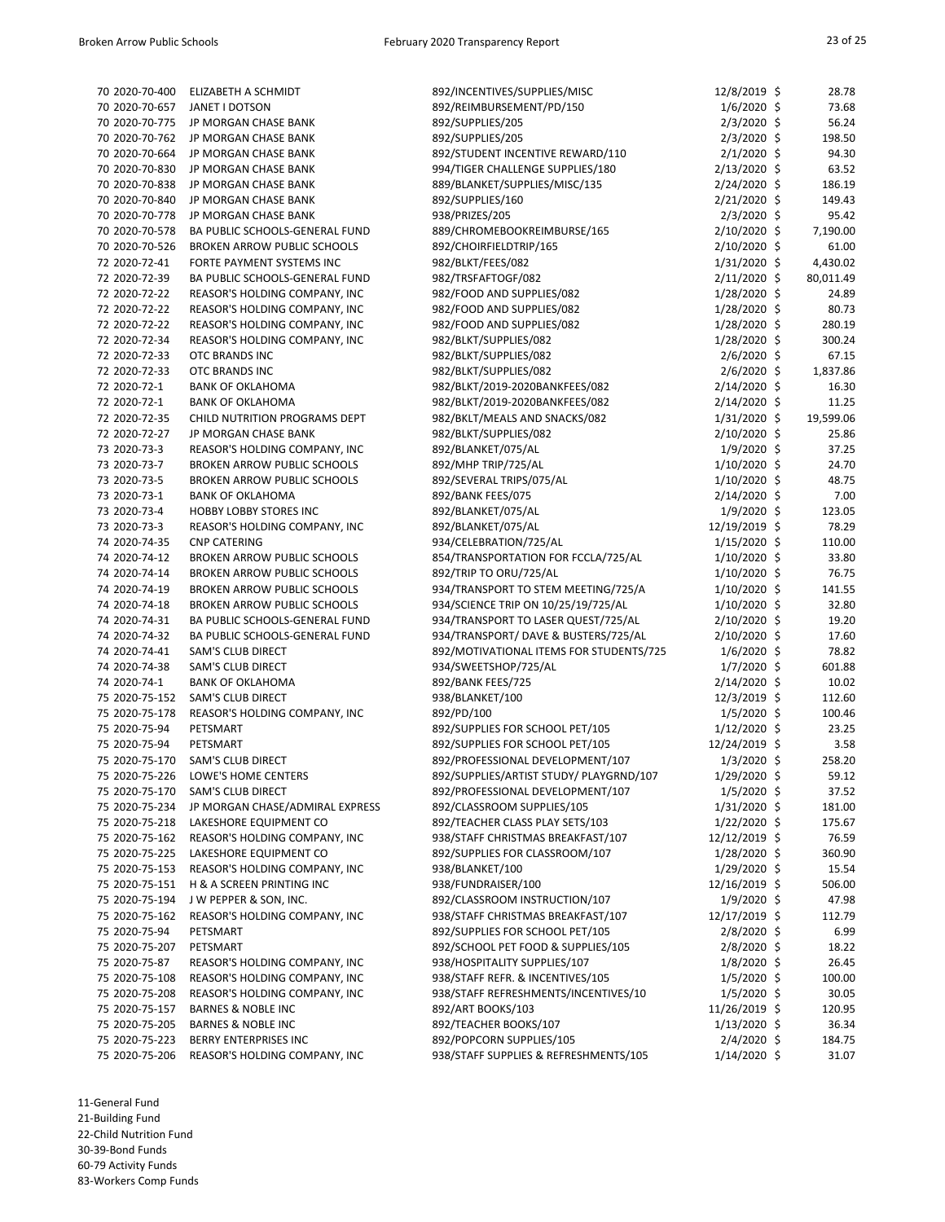| | | | | |
|---|---|---|---|---|
| 70 2020-70-400 | ELIZABETH A SCHMIDT | 892/INCENTIVES/SUPPLIES/MISC | 12/8/2019 | $ 28.78 |
| 70 2020-70-657 | JANET I DOTSON | 892/REIMBURSEMENT/PD/150 | 1/6/2020 | $ 73.68 |
| 70 2020-70-775 | JP MORGAN CHASE BANK | 892/SUPPLIES/205 | 2/3/2020 | $ 56.24 |
| 70 2020-70-762 | JP MORGAN CHASE BANK | 892/SUPPLIES/205 | 2/3/2020 | $ 198.50 |
| 70 2020-70-664 | JP MORGAN CHASE BANK | 892/STUDENT INCENTIVE REWARD/110 | 2/1/2020 | $ 94.30 |
| 70 2020-70-830 | JP MORGAN CHASE BANK | 994/TIGER CHALLENGE SUPPLIES/180 | 2/13/2020 | $ 63.52 |
| 70 2020-70-838 | JP MORGAN CHASE BANK | 889/BLANKET/SUPPLIES/MISC/135 | 2/24/2020 | $ 186.19 |
| 70 2020-70-840 | JP MORGAN CHASE BANK | 892/SUPPLIES/160 | 2/21/2020 | $ 149.43 |
| 70 2020-70-778 | JP MORGAN CHASE BANK | 938/PRIZES/205 | 2/3/2020 | $ 95.42 |
| 70 2020-70-578 | BA PUBLIC SCHOOLS-GENERAL FUND | 889/CHROMEBOOKREIMBURSE/165 | 2/10/2020 | $ 7,190.00 |
| 70 2020-70-526 | BROKEN ARROW PUBLIC SCHOOLS | 892/CHOIRFIELDTRIP/165 | 2/10/2020 | $ 61.00 |
| 72 2020-72-41 | FORTE PAYMENT SYSTEMS INC | 982/BLKT/FEES/082 | 1/31/2020 | $ 4,430.02 |
| 72 2020-72-39 | BA PUBLIC SCHOOLS-GENERAL FUND | 982/TRSFAFTOGF/082 | 2/11/2020 | $ 80,011.49 |
| 72 2020-72-22 | REASOR'S HOLDING COMPANY, INC | 982/FOOD AND SUPPLIES/082 | 1/28/2020 | $ 24.89 |
| 72 2020-72-22 | REASOR'S HOLDING COMPANY, INC | 982/FOOD AND SUPPLIES/082 | 1/28/2020 | $ 80.73 |
| 72 2020-72-22 | REASOR'S HOLDING COMPANY, INC | 982/FOOD AND SUPPLIES/082 | 1/28/2020 | $ 280.19 |
| 72 2020-72-34 | REASOR'S HOLDING COMPANY, INC | 982/BLKT/SUPPLIES/082 | 1/28/2020 | $ 300.24 |
| 72 2020-72-33 | OTC BRANDS INC | 982/BLKT/SUPPLIES/082 | 2/6/2020 | $ 67.15 |
| 72 2020-72-33 | OTC BRANDS INC | 982/BLKT/SUPPLIES/082 | 2/6/2020 | $ 1,837.86 |
| 72 2020-72-1 | BANK OF OKLAHOMA | 982/BLKT/2019-2020BANKFEES/082 | 2/14/2020 | $ 16.30 |
| 72 2020-72-1 | BANK OF OKLAHOMA | 982/BLKT/2019-2020BANKFEES/082 | 2/14/2020 | $ 11.25 |
| 72 2020-72-35 | CHILD NUTRITION PROGRAMS DEPT | 982/BKLT/MEALS AND SNACKS/082 | 1/31/2020 | $ 19,599.06 |
| 72 2020-72-27 | JP MORGAN CHASE BANK | 982/BLKT/SUPPLIES/082 | 2/10/2020 | $ 25.86 |
| 73 2020-73-3 | REASOR'S HOLDING COMPANY, INC | 892/BLANKET/075/AL | 1/9/2020 | $ 37.25 |
| 73 2020-73-7 | BROKEN ARROW PUBLIC SCHOOLS | 892/MHP TRIP/725/AL | 1/10/2020 | $ 24.70 |
| 73 2020-73-5 | BROKEN ARROW PUBLIC SCHOOLS | 892/SEVERAL TRIPS/075/AL | 1/10/2020 | $ 48.75 |
| 73 2020-73-1 | BANK OF OKLAHOMA | 892/BANK FEES/075 | 2/14/2020 | $ 7.00 |
| 73 2020-73-4 | HOBBY LOBBY STORES INC | 892/BLANKET/075/AL | 1/9/2020 | $ 123.05 |
| 73 2020-73-3 | REASOR'S HOLDING COMPANY, INC | 892/BLANKET/075/AL | 12/19/2019 | $ 78.29 |
| 74 2020-74-35 | CNP CATERING | 934/CELEBRATION/725/AL | 1/15/2020 | $ 110.00 |
| 74 2020-74-12 | BROKEN ARROW PUBLIC SCHOOLS | 854/TRANSPORTATION FOR FCCLA/725/AL | 1/10/2020 | $ 33.80 |
| 74 2020-74-14 | BROKEN ARROW PUBLIC SCHOOLS | 892/TRIP TO ORU/725/AL | 1/10/2020 | $ 76.75 |
| 74 2020-74-19 | BROKEN ARROW PUBLIC SCHOOLS | 934/TRANSPORT TO STEM MEETING/725/A | 1/10/2020 | $ 141.55 |
| 74 2020-74-18 | BROKEN ARROW PUBLIC SCHOOLS | 934/SCIENCE TRIP ON 10/25/19/725/AL | 1/10/2020 | $ 32.80 |
| 74 2020-74-31 | BA PUBLIC SCHOOLS-GENERAL FUND | 934/TRANSPORT TO LASER QUEST/725/AL | 2/10/2020 | $ 19.20 |
| 74 2020-74-32 | BA PUBLIC SCHOOLS-GENERAL FUND | 934/TRANSPORT/ DAVE & BUSTERS/725/AL | 2/10/2020 | $ 17.60 |
| 74 2020-74-41 | SAM'S CLUB DIRECT | 892/MOTIVATIONAL ITEMS FOR STUDENTS/725 | 1/6/2020 | $ 78.82 |
| 74 2020-74-38 | SAM'S CLUB DIRECT | 934/SWEETSHOP/725/AL | 1/7/2020 | $ 601.88 |
| 74 2020-74-1 | BANK OF OKLAHOMA | 892/BANK FEES/725 | 2/14/2020 | $ 10.02 |
| 75 2020-75-152 | SAM'S CLUB DIRECT | 938/BLANKET/100 | 12/3/2019 | $ 112.60 |
| 75 2020-75-178 | REASOR'S HOLDING COMPANY, INC | 892/PD/100 | 1/5/2020 | $ 100.46 |
| 75 2020-75-94 | PETSMART | 892/SUPPLIES FOR SCHOOL PET/105 | 1/12/2020 | $ 23.25 |
| 75 2020-75-94 | PETSMART | 892/SUPPLIES FOR SCHOOL PET/105 | 12/24/2019 | $ 3.58 |
| 75 2020-75-170 | SAM'S CLUB DIRECT | 892/PROFESSIONAL DEVELOPMENT/107 | 1/3/2020 | $ 258.20 |
| 75 2020-75-226 | LOWE'S HOME CENTERS | 892/SUPPLIES/ARTIST STUDY/ PLAYGRND/107 | 1/29/2020 | $ 59.12 |
| 75 2020-75-170 | SAM'S CLUB DIRECT | 892/PROFESSIONAL DEVELOPMENT/107 | 1/5/2020 | $ 37.52 |
| 75 2020-75-234 | JP MORGAN CHASE/ADMIRAL EXPRESS | 892/CLASSROOM SUPPLIES/105 | 1/31/2020 | $ 181.00 |
| 75 2020-75-218 | LAKESHORE EQUIPMENT CO | 892/TEACHER CLASS PLAY SETS/103 | 1/22/2020 | $ 175.67 |
| 75 2020-75-162 | REASOR'S HOLDING COMPANY, INC | 938/STAFF CHRISTMAS BREAKFAST/107 | 12/12/2019 | $ 76.59 |
| 75 2020-75-225 | LAKESHORE EQUIPMENT CO | 892/SUPPLIES FOR CLASSROOM/107 | 1/28/2020 | $ 360.90 |
| 75 2020-75-153 | REASOR'S HOLDING COMPANY, INC | 938/BLANKET/100 | 1/29/2020 | $ 15.54 |
| 75 2020-75-151 | H & A SCREEN PRINTING INC | 938/FUNDRAISER/100 | 12/16/2019 | $ 506.00 |
| 75 2020-75-194 | J W PEPPER & SON, INC. | 892/CLASSROOM INSTRUCTION/107 | 1/9/2020 | $ 47.98 |
| 75 2020-75-162 | REASOR'S HOLDING COMPANY, INC | 938/STAFF CHRISTMAS BREAKFAST/107 | 12/17/2019 | $ 112.79 |
| 75 2020-75-94 | PETSMART | 892/SUPPLIES FOR SCHOOL PET/105 | 2/8/2020 | $ 6.99 |
| 75 2020-75-207 | PETSMART | 892/SCHOOL PET FOOD & SUPPLIES/105 | 2/8/2020 | $ 18.22 |
| 75 2020-75-87 | REASOR'S HOLDING COMPANY, INC | 938/HOSPITALITY SUPPLIES/107 | 1/8/2020 | $ 26.45 |
| 75 2020-75-108 | REASOR'S HOLDING COMPANY, INC | 938/STAFF REFR. & INCENTIVES/105 | 1/5/2020 | $ 100.00 |
| 75 2020-75-208 | REASOR'S HOLDING COMPANY, INC | 938/STAFF REFRESHMENTS/INCENTIVES/10 | 1/5/2020 | $ 30.05 |
| 75 2020-75-157 | BARNES & NOBLE INC | 892/ART BOOKS/103 | 11/26/2019 | $ 120.95 |
| 75 2020-75-205 | BARNES & NOBLE INC | 892/TEACHER BOOKS/107 | 1/13/2020 | $ 36.34 |
| 75 2020-75-223 | BERRY ENTERPRISES INC | 892/POPCORN SUPPLIES/105 | 2/4/2020 | $ 184.75 |
| 75 2020-75-206 | REASOR'S HOLDING COMPANY, INC | 938/STAFF SUPPLIES & REFRESHMENTS/105 | 1/14/2020 | $ 31.07 |

11-General Fund
21-Building Fund
22-Child Nutrition Fund
30-39-Bond Funds
60-79 Activity Funds
83-Workers Comp Funds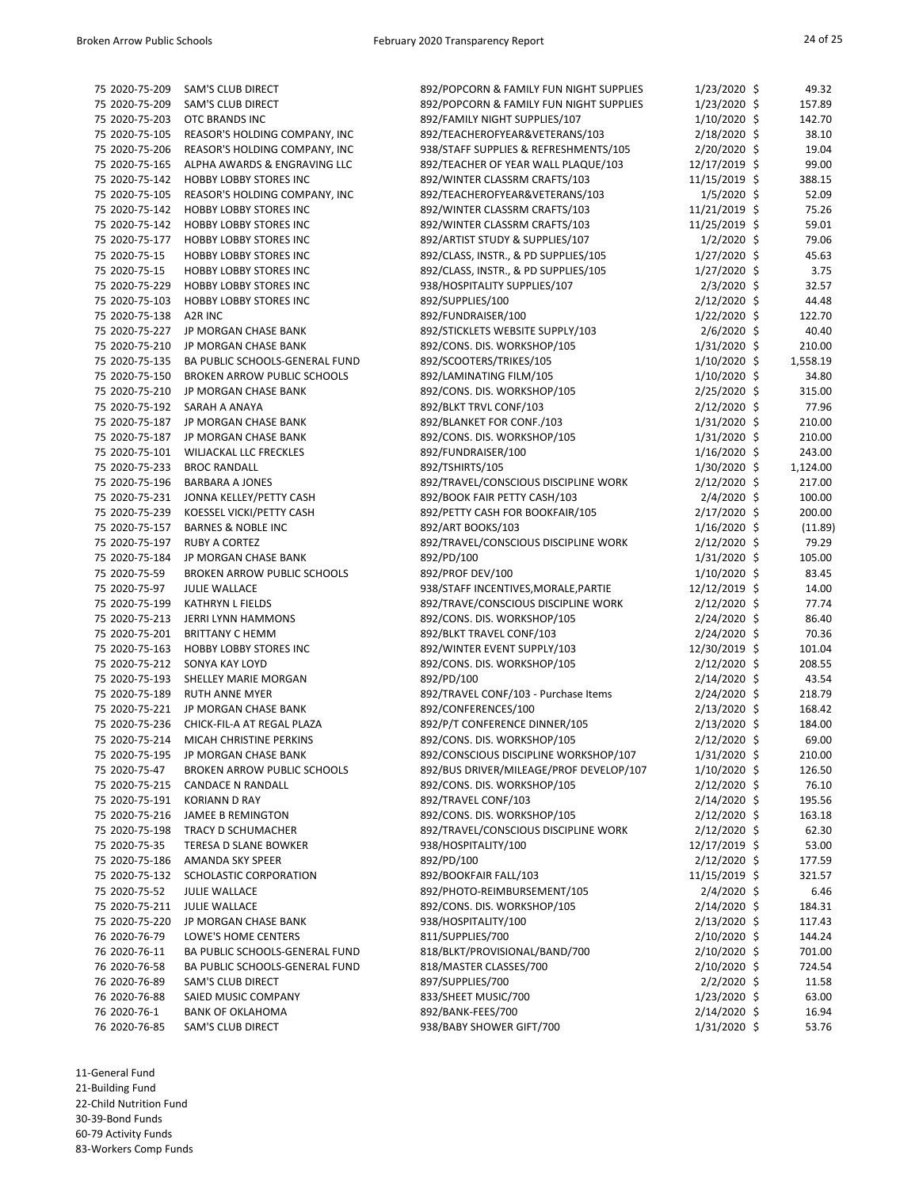| | | | | | |
|---|---|---|---|---|---|
| 75 | 2020-75-209 | SAM'S CLUB DIRECT | 892/POPCORN & FAMILY FUN NIGHT SUPPLIES | 1/23/2020 | $ 49.32 |
| 75 | 2020-75-209 | SAM'S CLUB DIRECT | 892/POPCORN & FAMILY FUN NIGHT SUPPLIES | 1/23/2020 | $ 157.89 |
| 75 | 2020-75-203 | OTC BRANDS INC | 892/FAMILY NIGHT SUPPLIES/107 | 1/10/2020 | $ 142.70 |
| 75 | 2020-75-105 | REASOR'S HOLDING COMPANY, INC | 892/TEACHEROFYEAR&VETERANS/103 | 2/18/2020 | $ 38.10 |
| 75 | 2020-75-206 | REASOR'S HOLDING COMPANY, INC | 938/STAFF SUPPLIES & REFRESHMENTS/105 | 2/20/2020 | $ 19.04 |
| 75 | 2020-75-165 | ALPHA AWARDS & ENGRAVING LLC | 892/TEACHER OF YEAR WALL PLAQUE/103 | 12/17/2019 | $ 99.00 |
| 75 | 2020-75-142 | HOBBY LOBBY STORES INC | 892/WINTER CLASSRM CRAFTS/103 | 11/15/2019 | $ 388.15 |
| 75 | 2020-75-105 | REASOR'S HOLDING COMPANY, INC | 892/TEACHEROFYEAR&VETERANS/103 | 1/5/2020 | $ 52.09 |
| 75 | 2020-75-142 | HOBBY LOBBY STORES INC | 892/WINTER CLASSRM CRAFTS/103 | 11/21/2019 | $ 75.26 |
| 75 | 2020-75-142 | HOBBY LOBBY STORES INC | 892/WINTER CLASSRM CRAFTS/103 | 11/25/2019 | $ 59.01 |
| 75 | 2020-75-177 | HOBBY LOBBY STORES INC | 892/ARTIST STUDY & SUPPLIES/107 | 1/2/2020 | $ 79.06 |
| 75 | 2020-75-15 | HOBBY LOBBY STORES INC | 892/CLASS, INSTR., & PD SUPPLIES/105 | 1/27/2020 | $ 45.63 |
| 75 | 2020-75-15 | HOBBY LOBBY STORES INC | 892/CLASS, INSTR., & PD SUPPLIES/105 | 1/27/2020 | $ 3.75 |
| 75 | 2020-75-229 | HOBBY LOBBY STORES INC | 938/HOSPITALITY SUPPLIES/107 | 2/3/2020 | $ 32.57 |
| 75 | 2020-75-103 | HOBBY LOBBY STORES INC | 892/SUPPLIES/100 | 2/12/2020 | $ 44.48 |
| 75 | 2020-75-138 | A2R INC | 892/FUNDRAISER/100 | 1/22/2020 | $ 122.70 |
| 75 | 2020-75-227 | JP MORGAN CHASE BANK | 892/STICKLETS WEBSITE SUPPLY/103 | 2/6/2020 | $ 40.40 |
| 75 | 2020-75-210 | JP MORGAN CHASE BANK | 892/CONS. DIS. WORKSHOP/105 | 1/31/2020 | $ 210.00 |
| 75 | 2020-75-135 | BA PUBLIC SCHOOLS-GENERAL FUND | 892/SCOOTERS/TRIKES/105 | 1/10/2020 | $ 1,558.19 |
| 75 | 2020-75-150 | BROKEN ARROW PUBLIC SCHOOLS | 892/LAMINATING FILM/105 | 1/10/2020 | $ 34.80 |
| 75 | 2020-75-210 | JP MORGAN CHASE BANK | 892/CONS. DIS. WORKSHOP/105 | 2/25/2020 | $ 315.00 |
| 75 | 2020-75-192 | SARAH A ANAYA | 892/BLKT TRVL CONF/103 | 2/12/2020 | $ 77.96 |
| 75 | 2020-75-187 | JP MORGAN CHASE BANK | 892/BLANKET FOR CONF./103 | 1/31/2020 | $ 210.00 |
| 75 | 2020-75-187 | JP MORGAN CHASE BANK | 892/CONS. DIS. WORKSHOP/105 | 1/31/2020 | $ 210.00 |
| 75 | 2020-75-101 | WILJACKAL LLC FRECKLES | 892/FUNDRAISER/100 | 1/16/2020 | $ 243.00 |
| 75 | 2020-75-233 | BROC RANDALL | 892/TSHIRTS/105 | 1/30/2020 | $ 1,124.00 |
| 75 | 2020-75-196 | BARBARA A JONES | 892/TRAVEL/CONSCIOUS DISCIPLINE WORK | 2/12/2020 | $ 217.00 |
| 75 | 2020-75-231 | JONNA KELLEY/PETTY CASH | 892/BOOK FAIR PETTY CASH/103 | 2/4/2020 | $ 100.00 |
| 75 | 2020-75-239 | KOESSEL VICKI/PETTY CASH | 892/PETTY CASH FOR BOOKFAIR/105 | 2/17/2020 | $ 200.00 |
| 75 | 2020-75-157 | BARNES & NOBLE INC | 892/ART BOOKS/103 | 1/16/2020 | $ (11.89) |
| 75 | 2020-75-197 | RUBY A CORTEZ | 892/TRAVEL/CONSCIOUS DISCIPLINE WORK | 2/12/2020 | $ 79.29 |
| 75 | 2020-75-184 | JP MORGAN CHASE BANK | 892/PD/100 | 1/31/2020 | $ 105.00 |
| 75 | 2020-75-59 | BROKEN ARROW PUBLIC SCHOOLS | 892/PROF DEV/100 | 1/10/2020 | $ 83.45 |
| 75 | 2020-75-97 | JULIE WALLACE | 938/STAFF INCENTIVES,MORALE,PARTIE | 12/12/2019 | $ 14.00 |
| 75 | 2020-75-199 | KATHRYN L FIELDS | 892/TRAVE/CONSCIOUS DISCIPLINE WORK | 2/12/2020 | $ 77.74 |
| 75 | 2020-75-213 | JERRI LYNN HAMMONS | 892/CONS. DIS. WORKSHOP/105 | 2/24/2020 | $ 86.40 |
| 75 | 2020-75-201 | BRITTANY C HEMM | 892/BLKT TRAVEL CONF/103 | 2/24/2020 | $ 70.36 |
| 75 | 2020-75-163 | HOBBY LOBBY STORES INC | 892/WINTER EVENT SUPPLY/103 | 12/30/2019 | $ 101.04 |
| 75 | 2020-75-212 | SONYA KAY LOYD | 892/CONS. DIS. WORKSHOP/105 | 2/12/2020 | $ 208.55 |
| 75 | 2020-75-193 | SHELLEY MARIE MORGAN | 892/PD/100 | 2/14/2020 | $ 43.54 |
| 75 | 2020-75-189 | RUTH ANNE MYER | 892/TRAVEL CONF/103 - Purchase Items | 2/24/2020 | $ 218.79 |
| 75 | 2020-75-221 | JP MORGAN CHASE BANK | 892/CONFERENCES/100 | 2/13/2020 | $ 168.42 |
| 75 | 2020-75-236 | CHICK-FIL-A AT REGAL PLAZA | 892/P/T CONFERENCE DINNER/105 | 2/13/2020 | $ 184.00 |
| 75 | 2020-75-214 | MICAH CHRISTINE PERKINS | 892/CONS. DIS. WORKSHOP/105 | 2/12/2020 | $ 69.00 |
| 75 | 2020-75-195 | JP MORGAN CHASE BANK | 892/CONSCIOUS DISCIPLINE WORKSHOP/107 | 1/31/2020 | $ 210.00 |
| 75 | 2020-75-47 | BROKEN ARROW PUBLIC SCHOOLS | 892/BUS DRIVER/MILEAGE/PROF DEVELOP/107 | 1/10/2020 | $ 126.50 |
| 75 | 2020-75-215 | CANDACE N RANDALL | 892/CONS. DIS. WORKSHOP/105 | 2/12/2020 | $ 76.10 |
| 75 | 2020-75-191 | KORIANN D RAY | 892/TRAVEL CONF/103 | 2/14/2020 | $ 195.56 |
| 75 | 2020-75-216 | JAMEE B REMINGTON | 892/CONS. DIS. WORKSHOP/105 | 2/12/2020 | $ 163.18 |
| 75 | 2020-75-198 | TRACY D SCHUMACHER | 892/TRAVEL/CONSCIOUS DISCIPLINE WORK | 2/12/2020 | $ 62.30 |
| 75 | 2020-75-35 | TERESA D SLANE BOWKER | 938/HOSPITALITY/100 | 12/17/2019 | $ 53.00 |
| 75 | 2020-75-186 | AMANDA SKY SPEER | 892/PD/100 | 2/12/2020 | $ 177.59 |
| 75 | 2020-75-132 | SCHOLASTIC CORPORATION | 892/BOOKFAIR FALL/103 | 11/15/2019 | $ 321.57 |
| 75 | 2020-75-52 | JULIE WALLACE | 892/PHOTO-REIMBURSEMENT/105 | 2/4/2020 | $ 6.46 |
| 75 | 2020-75-211 | JULIE WALLACE | 892/CONS. DIS. WORKSHOP/105 | 2/14/2020 | $ 184.31 |
| 75 | 2020-75-220 | JP MORGAN CHASE BANK | 938/HOSPITALITY/100 | 2/13/2020 | $ 117.43 |
| 76 | 2020-76-79 | LOWE'S HOME CENTERS | 811/SUPPLIES/700 | 2/10/2020 | $ 144.24 |
| 76 | 2020-76-11 | BA PUBLIC SCHOOLS-GENERAL FUND | 818/BLKT/PROVISIONAL/BAND/700 | 2/10/2020 | $ 701.00 |
| 76 | 2020-76-58 | BA PUBLIC SCHOOLS-GENERAL FUND | 818/MASTER CLASSES/700 | 2/10/2020 | $ 724.54 |
| 76 | 2020-76-89 | SAM'S CLUB DIRECT | 897/SUPPLIES/700 | 2/2/2020 | $ 11.58 |
| 76 | 2020-76-88 | SAIED MUSIC COMPANY | 833/SHEET MUSIC/700 | 1/23/2020 | $ 63.00 |
| 76 | 2020-76-1 | BANK OF OKLAHOMA | 892/BANK-FEES/700 | 2/14/2020 | $ 16.94 |
| 76 | 2020-76-85 | SAM'S CLUB DIRECT | 938/BABY SHOWER GIFT/700 | 1/31/2020 | $ 53.76 |

11-General Fund
21-Building Fund
22-Child Nutrition Fund
30-39-Bond Funds
60-79 Activity Funds
83-Workers Comp Funds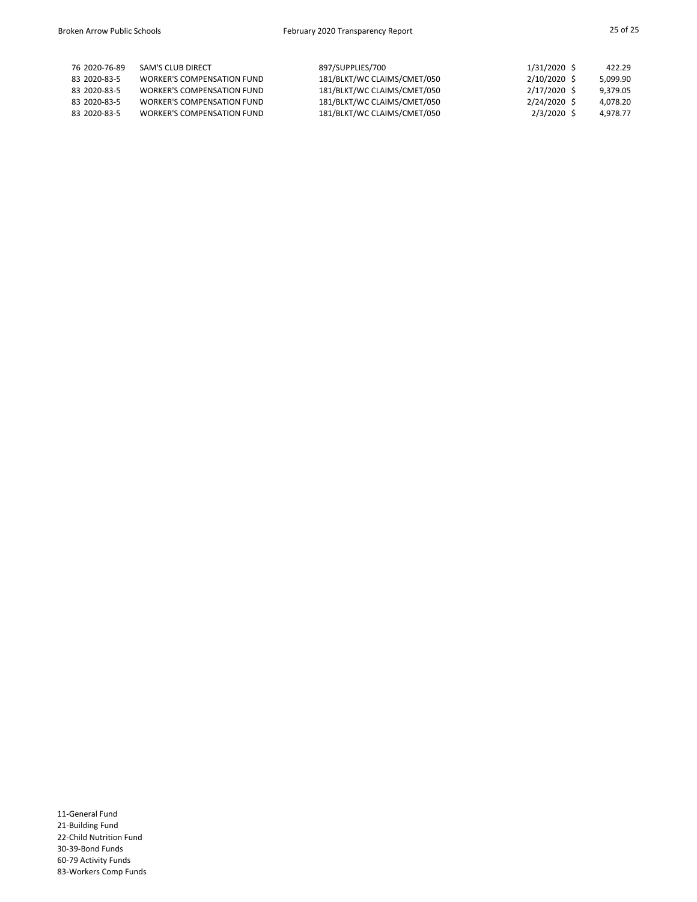| | | | | |
|---|---|---|---|---|
| 76 2020-76-89 | SAM'S CLUB DIRECT | 897/SUPPLIES/700 | 1/31/2020 | $ 422.29 |
| 83 2020-83-5 | WORKER'S COMPENSATION FUND | 181/BLKT/WC CLAIMS/CMET/050 | 2/10/2020 | $ 5,099.90 |
| 83 2020-83-5 | WORKER'S COMPENSATION FUND | 181/BLKT/WC CLAIMS/CMET/050 | 2/17/2020 | $ 9,379.05 |
| 83 2020-83-5 | WORKER'S COMPENSATION FUND | 181/BLKT/WC CLAIMS/CMET/050 | 2/24/2020 | $ 4,078.20 |
| 83 2020-83-5 | WORKER'S COMPENSATION FUND | 181/BLKT/WC CLAIMS/CMET/050 | 2/3/2020 | $ 4,978.77 |

11-General Fund
21-Building Fund
22-Child Nutrition Fund
30-39-Bond Funds
60-79 Activity Funds
83-Workers Comp Funds